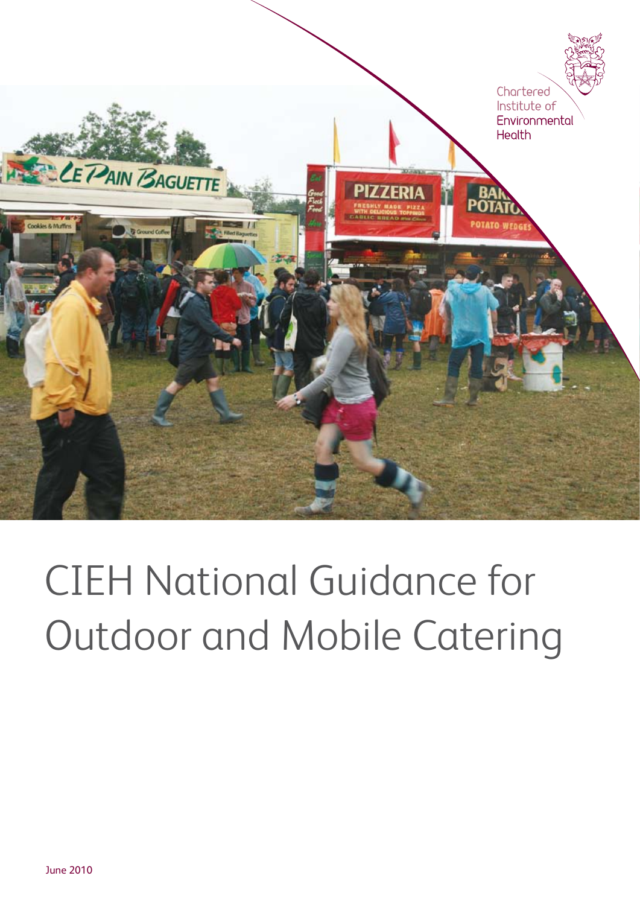Chartered Institute of Environmental Health

# CIEH National Guidance for Outdoor and Mobile Catering

June 2010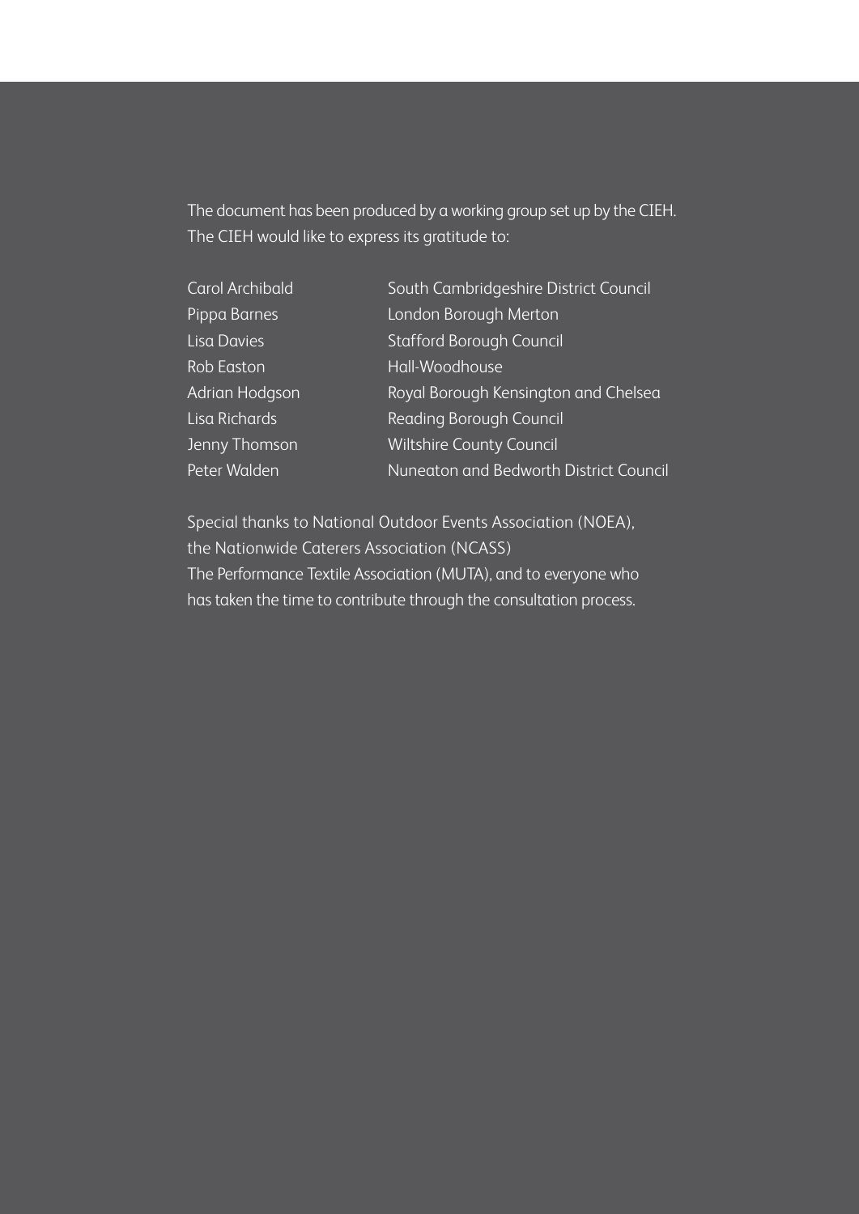The document has been produced by a working group set up by the CIEH. The CIEH would like to express its gratitude to:

| | |
|---|---|
| Carol Archibald | South Cambridgeshire District Council |
| Pippa Barnes | London Borough Merton |
| Lisa Davies | Stafford Borough Council |
| Rob Easton | Hall-Woodhouse |
| Adrian Hodgson | Royal Borough Kensington and Chelsea |
| Lisa Richards | Reading Borough Council |
| Jenny Thomson | Wiltshire County Council |
| Peter Walden | Nuneaton and Bedworth District Council |

Special thanks to National Outdoor Events Association (NOEA), the Nationwide Caterers Association (NCASS) The Performance Textile Association (MUTA), and to everyone who has taken the time to contribute through the consultation process.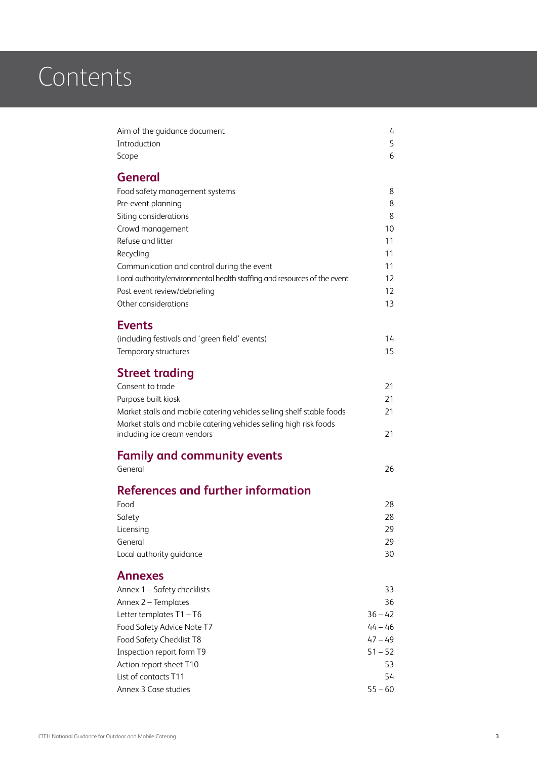# Contents

| | |
|---|---|
| Aim of the guidance document | 4 |
| Introduction | 5 |
| Scope | 6 |

## General

| | |
|---|---|
| Food safety management systems | 8 |
| Pre-event planning | 8 |
| Siting considerations | 8 |
| Crowd management | 10 |
| Refuse and litter | 11 |
| Recycling | 11 |
| Communication and control during the event | 11 |
| Local authority/environmental health staffing and resources of the event | 12 |
| Post event review/debriefing | 12 |
| Other considerations | 13 |

## Events

| | |
|---|---|
| (including festivals and 'green field' events) | 14 |
| Temporary structures | 15 |

## Street trading

| | |
|---|---|
| Consent to trade | 21 |
| Purpose built kiosk | 21 |
| Market stalls and mobile catering vehicles selling shelf stable foods | 21 |
| Market stalls and mobile catering vehicles selling high risk foods including ice cream vendors | 21 |

## Family and community events

| | |
|---|---|
| General | 26 |

## References and further information

| | |
|---|---|
| Food | 28 |
| Safety | 28 |
| Licensing | 29 |
| General | 29 |
| Local authority guidance | 30 |

## Annexes

| | |
|---|---|
| Annex 1 – Safety checklists | 33 |
| Annex 2 – Templates | 36 |
| Letter templates T1 – T6 | 36 – 42 |
| Food Safety Advice Note T7 | 44 – 46 |
| Food Safety Checklist T8 | 47 – 49 |
| Inspection report form T9 | 51 – 52 |
| Action report sheet T10 | 53 |
| List of contacts T11 | 54 |
| Annex 3 Case studies | 55 – 60 |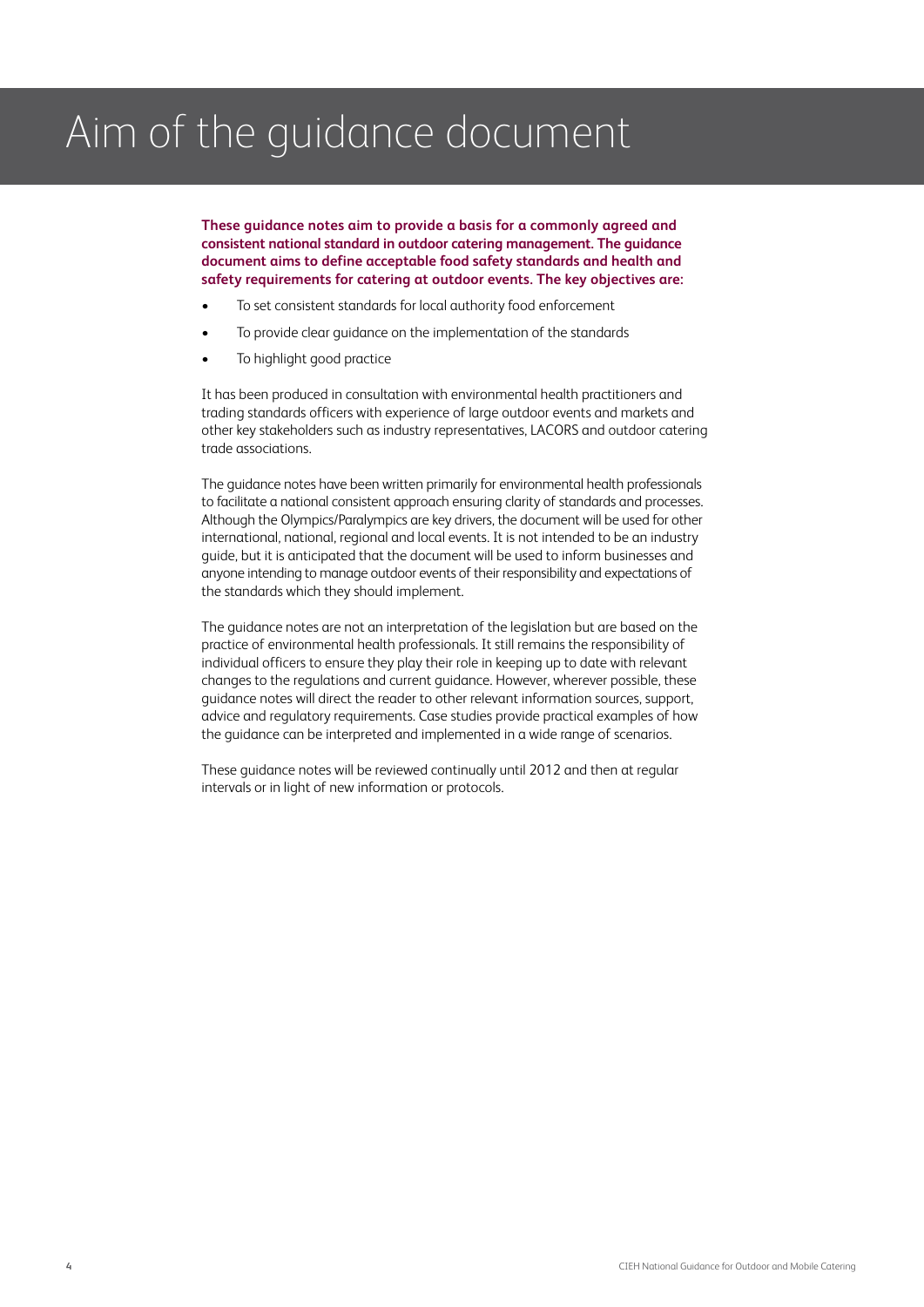# Aim of the guidance document

**These guidance notes aim to provide a basis for a commonly agreed and consistent national standard in outdoor catering management. The guidance document aims to define acceptable food safety standards and health and safety requirements for catering at outdoor events. The key objectives are:**

- To set consistent standards for local authority food enforcement
- To provide clear guidance on the implementation of the standards
- To highlight good practice

It has been produced in consultation with environmental health practitioners and trading standards officers with experience of large outdoor events and markets and other key stakeholders such as industry representatives, LACORS and outdoor catering trade associations.

The guidance notes have been written primarily for environmental health professionals to facilitate a national consistent approach ensuring clarity of standards and processes. Although the Olympics/Paralympics are key drivers, the document will be used for other international, national, regional and local events. It is not intended to be an industry guide, but it is anticipated that the document will be used to inform businesses and anyone intending to manage outdoor events of their responsibility and expectations of the standards which they should implement.

The guidance notes are not an interpretation of the legislation but are based on the practice of environmental health professionals. It still remains the responsibility of individual officers to ensure they play their role in keeping up to date with relevant changes to the regulations and current guidance. However, wherever possible, these guidance notes will direct the reader to other relevant information sources, support, advice and regulatory requirements. Case studies provide practical examples of how the guidance can be interpreted and implemented in a wide range of scenarios.

These guidance notes will be reviewed continually until 2012 and then at regular intervals or in light of new information or protocols.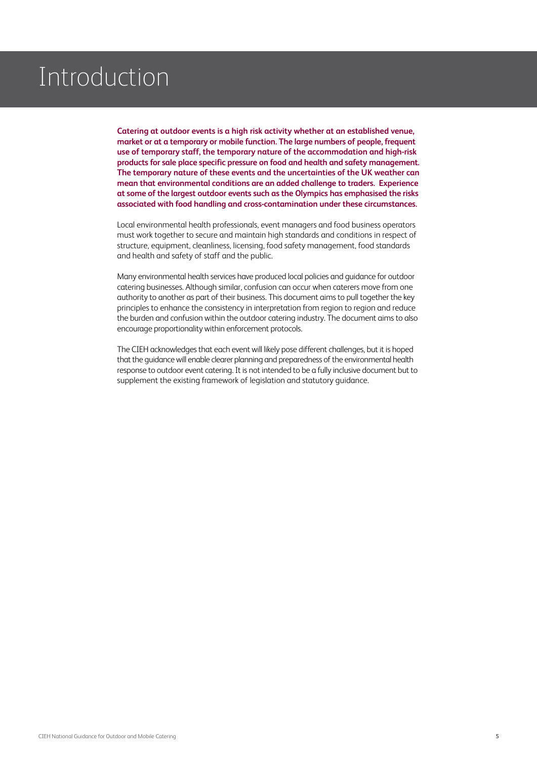# Introduction

**Catering at outdoor events is a high risk activity whether at an established venue, market or at a temporary or mobile function. The large numbers of people, frequent use of temporary staff, the temporary nature of the accommodation and high-risk products for sale place specific pressure on food and health and safety management. The temporary nature of these events and the uncertainties of the UK weather can mean that environmental conditions are an added challenge to traders. Experience at some of the largest outdoor events such as the Olympics has emphasised the risks associated with food handling and cross-contamination under these circumstances.**

Local environmental health professionals, event managers and food business operators must work together to secure and maintain high standards and conditions in respect of structure, equipment, cleanliness, licensing, food safety management, food standards and health and safety of staff and the public.

Many environmental health services have produced local policies and guidance for outdoor catering businesses. Although similar, confusion can occur when caterers move from one authority to another as part of their business. This document aims to pull together the key principles to enhance the consistency in interpretation from region to region and reduce the burden and confusion within the outdoor catering industry. The document aims to also encourage proportionality within enforcement protocols.

The CIEH acknowledges that each event will likely pose different challenges, but it is hoped that the guidance will enable clearer planning and preparedness of the environmental health response to outdoor event catering. It is not intended to be a fully inclusive document but to supplement the existing framework of legislation and statutory guidance.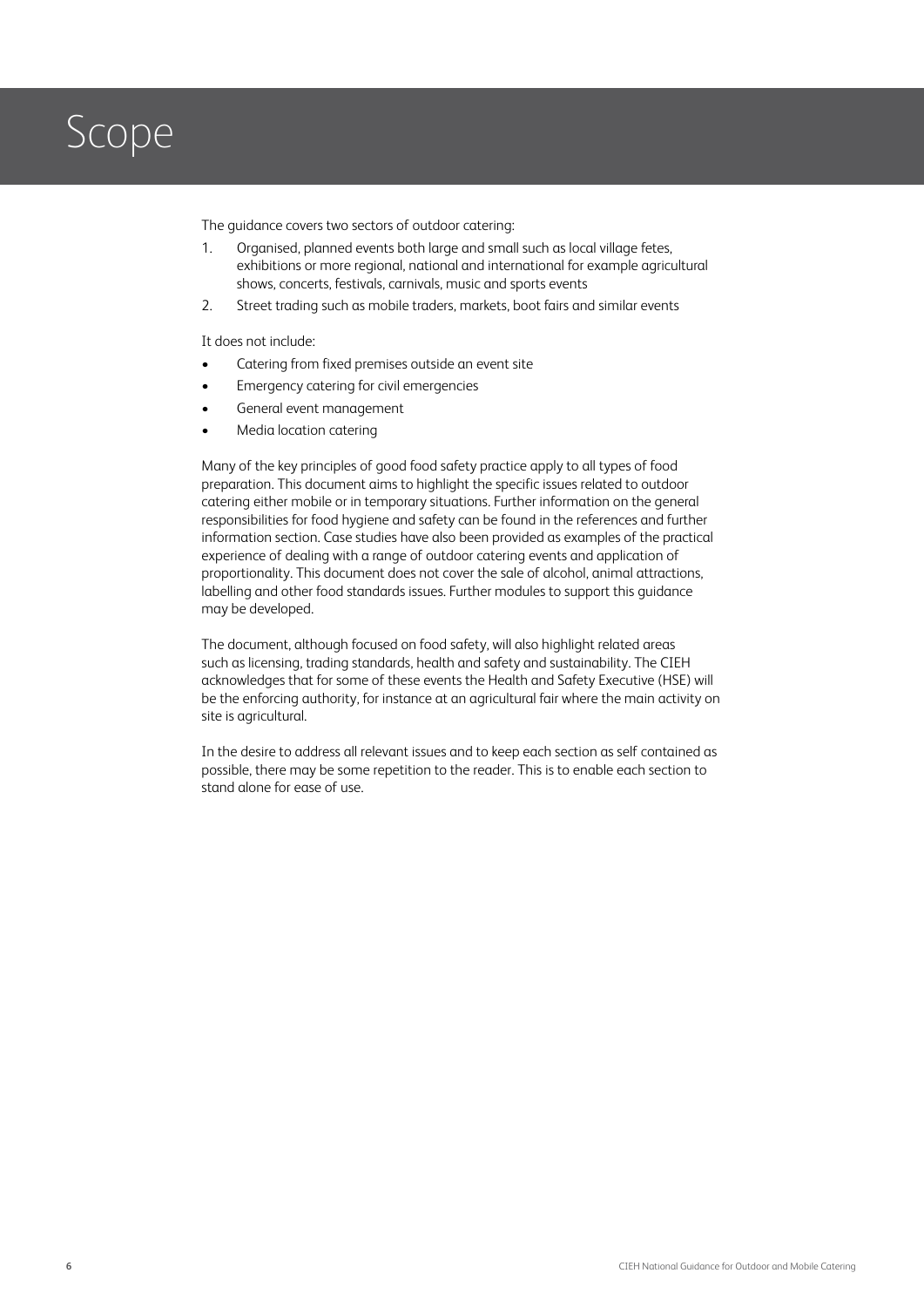# Scope

The guidance covers two sectors of outdoor catering:

1. Organised, planned events both large and small such as local village fetes, exhibitions or more regional, national and international for example agricultural shows, concerts, festivals, carnivals, music and sports events
2. Street trading such as mobile traders, markets, boot fairs and similar events

It does not include:

- Catering from fixed premises outside an event site
- Emergency catering for civil emergencies
- General event management
- Media location catering

Many of the key principles of good food safety practice apply to all types of food preparation. This document aims to highlight the specific issues related to outdoor catering either mobile or in temporary situations. Further information on the general responsibilities for food hygiene and safety can be found in the references and further information section. Case studies have also been provided as examples of the practical experience of dealing with a range of outdoor catering events and application of proportionality. This document does not cover the sale of alcohol, animal attractions, labelling and other food standards issues. Further modules to support this guidance may be developed.

The document, although focused on food safety, will also highlight related areas such as licensing, trading standards, health and safety and sustainability. The CIEH acknowledges that for some of these events the Health and Safety Executive (HSE) will be the enforcing authority, for instance at an agricultural fair where the main activity on site is agricultural.

In the desire to address all relevant issues and to keep each section as self contained as possible, there may be some repetition to the reader. This is to enable each section to stand alone for ease of use.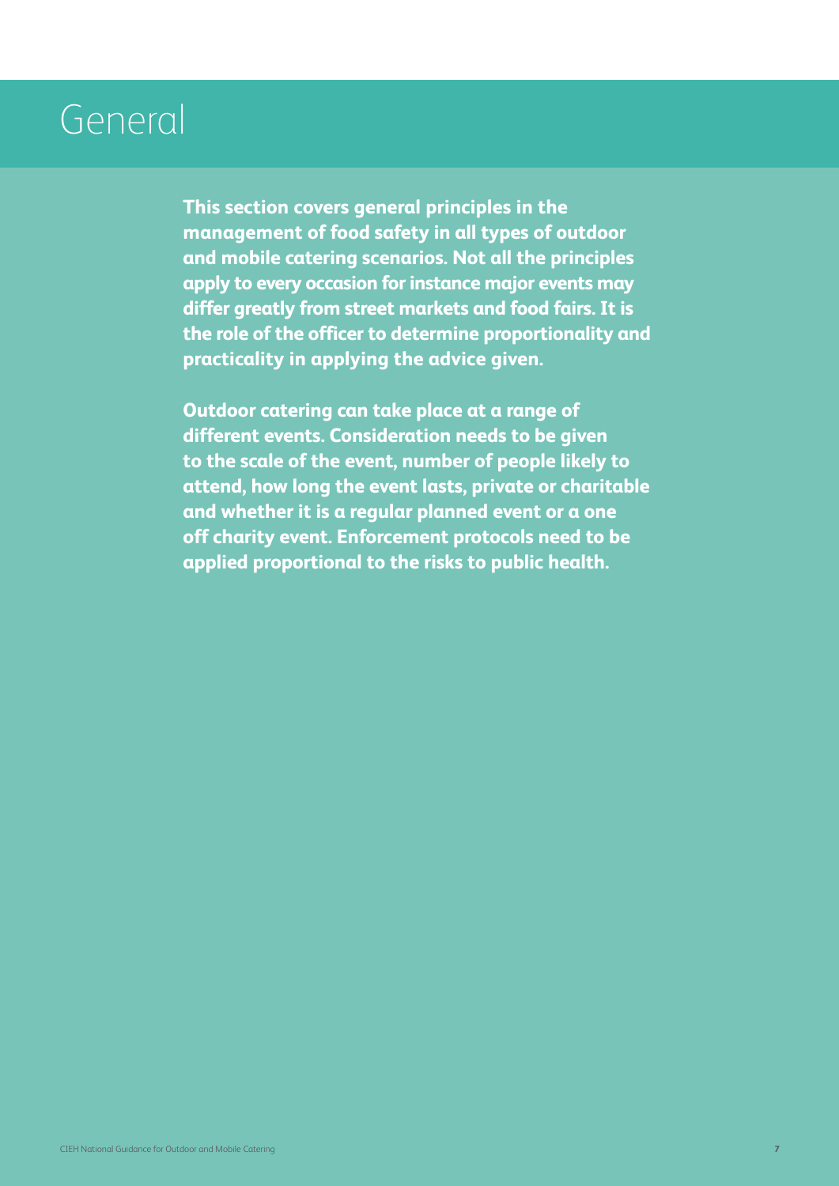# General

**This section covers general principles in the management of food safety in all types of outdoor and mobile catering scenarios. Not all the principles apply to every occasion for instance major events may differ greatly from street markets and food fairs. It is the role of the officer to determine proportionality and practicality in applying the advice given.**

**Outdoor catering can take place at a range of different events. Consideration needs to be given to the scale of the event, number of people likely to attend, how long the event lasts, private or charitable and whether it is a regular planned event or a one off charity event. Enforcement protocols need to be applied proportional to the risks to public health.**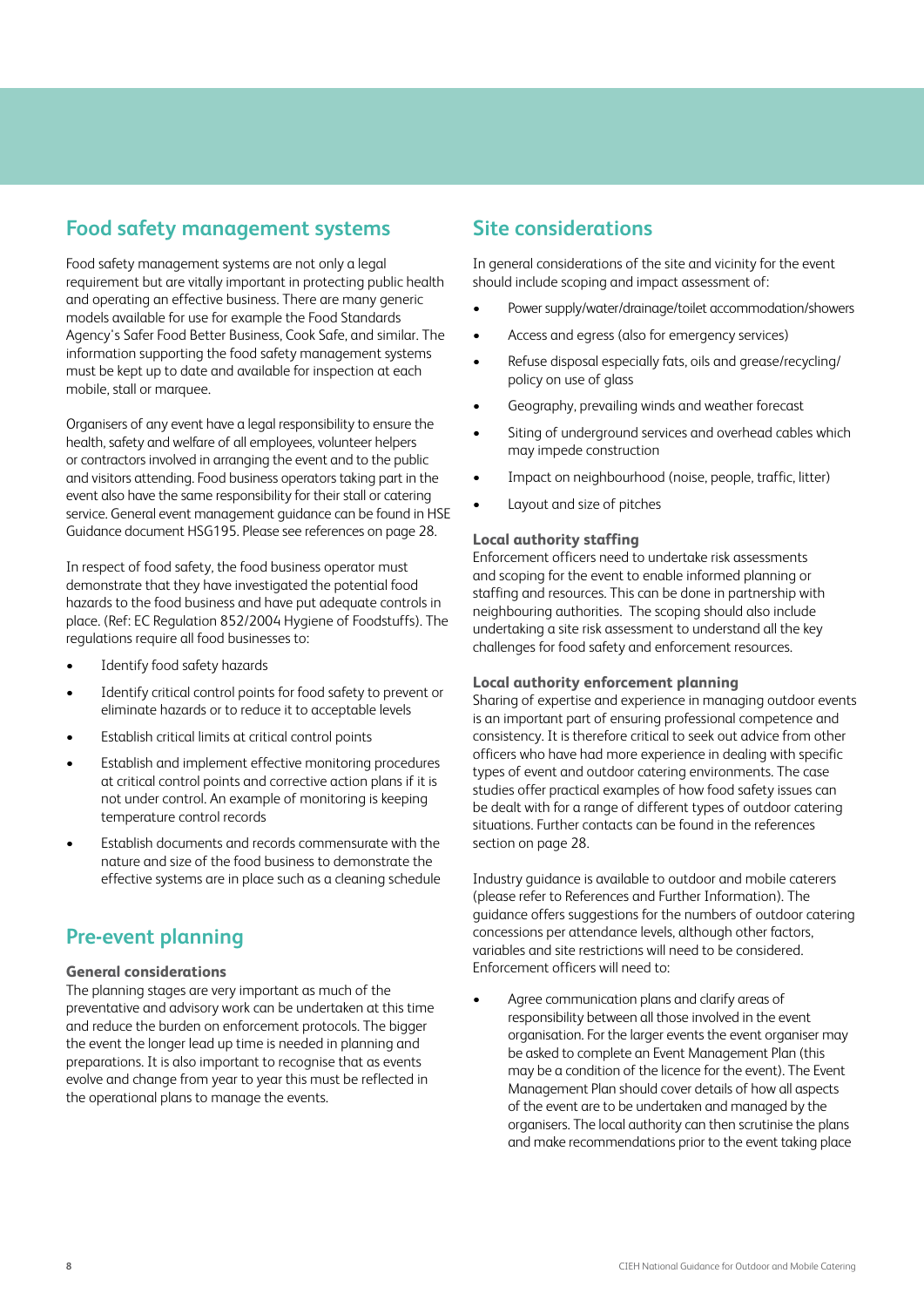## Food safety management systems

Food safety management systems are not only a legal requirement but are vitally important in protecting public health and operating an effective business. There are many generic models available for use for example the Food Standards Agency's Safer Food Better Business, Cook Safe, and similar. The information supporting the food safety management systems must be kept up to date and available for inspection at each mobile, stall or marquee.

Organisers of any event have a legal responsibility to ensure the health, safety and welfare of all employees, volunteer helpers or contractors involved in arranging the event and to the public and visitors attending. Food business operators taking part in the event also have the same responsibility for their stall or catering service. General event management guidance can be found in HSE Guidance document HSG195. Please see references on page 28.

In respect of food safety, the food business operator must demonstrate that they have investigated the potential food hazards to the food business and have put adequate controls in place. (Ref: EC Regulation 852/2004 Hygiene of Foodstuffs). The regulations require all food businesses to:

- Identify food safety hazards
- Identify critical control points for food safety to prevent or eliminate hazards or to reduce it to acceptable levels
- Establish critical limits at critical control points
- Establish and implement effective monitoring procedures at critical control points and corrective action plans if it is not under control. An example of monitoring is keeping temperature control records
- Establish documents and records commensurate with the nature and size of the food business to demonstrate the effective systems are in place such as a cleaning schedule

## Pre-event planning

### General considerations

The planning stages are very important as much of the preventative and advisory work can be undertaken at this time and reduce the burden on enforcement protocols. The bigger the event the longer lead up time is needed in planning and preparations. It is also important to recognise that as events evolve and change from year to year this must be reflected in the operational plans to manage the events.

## Site considerations

In general considerations of the site and vicinity for the event should include scoping and impact assessment of:

- Power supply/water/drainage/toilet accommodation/showers
- Access and egress (also for emergency services)
- Refuse disposal especially fats, oils and grease/recycling/policy on use of glass
- Geography, prevailing winds and weather forecast
- Siting of underground services and overhead cables which may impede construction
- Impact on neighbourhood (noise, people, traffic, litter)
- Layout and size of pitches

### Local authority staffing

Enforcement officers need to undertake risk assessments and scoping for the event to enable informed planning or staffing and resources. This can be done in partnership with neighbouring authorities. The scoping should also include undertaking a site risk assessment to understand all the key challenges for food safety and enforcement resources.

### Local authority enforcement planning

Sharing of expertise and experience in managing outdoor events is an important part of ensuring professional competence and consistency. It is therefore critical to seek out advice from other officers who have had more experience in dealing with specific types of event and outdoor catering environments. The case studies offer practical examples of how food safety issues can be dealt with for a range of different types of outdoor catering situations. Further contacts can be found in the references section on page 28.

Industry guidance is available to outdoor and mobile caterers (please refer to References and Further Information). The guidance offers suggestions for the numbers of outdoor catering concessions per attendance levels, although other factors, variables and site restrictions will need to be considered. Enforcement officers will need to:

- Agree communication plans and clarify areas of responsibility between all those involved in the event organisation. For the larger events the event organiser may be asked to complete an Event Management Plan (this may be a condition of the licence for the event). The Event Management Plan should cover details of how all aspects of the event are to be undertaken and managed by the organisers. The local authority can then scrutinise the plans and make recommendations prior to the event taking place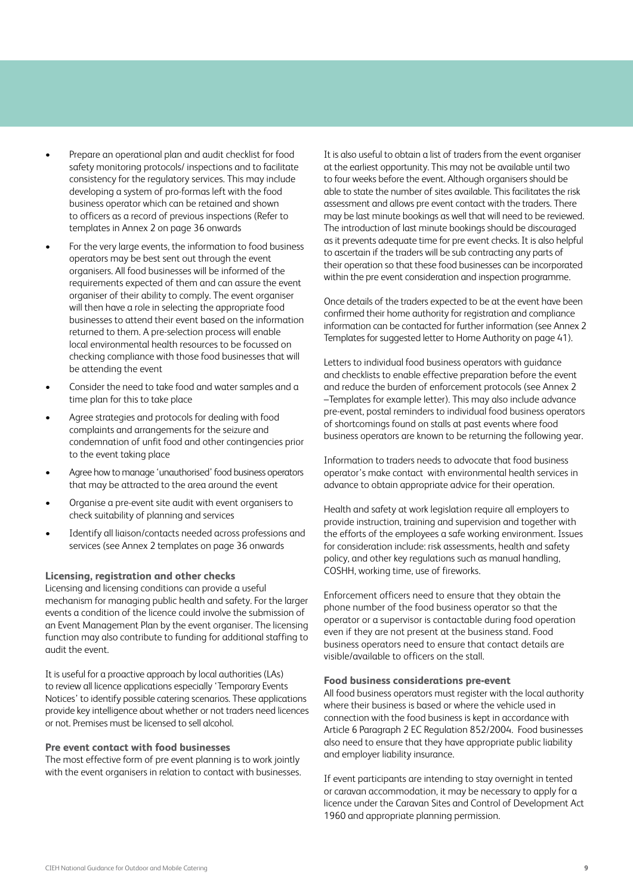- Prepare an operational plan and audit checklist for food safety monitoring protocols/ inspections and to facilitate consistency for the regulatory services. This may include developing a system of pro-formas left with the food business operator which can be retained and shown to officers as a record of previous inspections (Refer to templates in Annex 2 on page 36 onwards
- For the very large events, the information to food business operators may be best sent out through the event organisers. All food businesses will be informed of the requirements expected of them and can assure the event organiser of their ability to comply. The event organiser will then have a role in selecting the appropriate food businesses to attend their event based on the information returned to them. A pre-selection process will enable local environmental health resources to be focussed on checking compliance with those food businesses that will be attending the event
- Consider the need to take food and water samples and a time plan for this to take place
- Agree strategies and protocols for dealing with food complaints and arrangements for the seizure and condemnation of unfit food and other contingencies prior to the event taking place
- Agree how to manage 'unauthorised' food business operators that may be attracted to the area around the event
- Organise a pre-event site audit with event organisers to check suitability of planning and services
- Identify all liaison/contacts needed across professions and services (see Annex 2 templates on page 36 onwards

### Licensing, registration and other checks

Licensing and licensing conditions can provide a useful mechanism for managing public health and safety. For the larger events a condition of the licence could involve the submission of an Event Management Plan by the event organiser. The licensing function may also contribute to funding for additional staffing to audit the event.

It is useful for a proactive approach by local authorities (LAs) to review all licence applications especially 'Temporary Events Notices' to identify possible catering scenarios. These applications provide key intelligence about whether or not traders need licences or not. Premises must be licensed to sell alcohol.

### Pre event contact with food businesses

The most effective form of pre event planning is to work jointly with the event organisers in relation to contact with businesses.

It is also useful to obtain a list of traders from the event organiser at the earliest opportunity. This may not be available until two to four weeks before the event. Although organisers should be able to state the number of sites available. This facilitates the risk assessment and allows pre event contact with the traders. There may be last minute bookings as well that will need to be reviewed. The introduction of last minute bookings should be discouraged as it prevents adequate time for pre event checks. It is also helpful to ascertain if the traders will be sub contracting any parts of their operation so that these food businesses can be incorporated within the pre event consideration and inspection programme.

Once details of the traders expected to be at the event have been confirmed their home authority for registration and compliance information can be contacted for further information (see Annex 2 Templates for suggested letter to Home Authority on page 41).

Letters to individual food business operators with guidance and checklists to enable effective preparation before the event and reduce the burden of enforcement protocols (see Annex 2 –Templates for example letter). This may also include advance pre-event, postal reminders to individual food business operators of shortcomings found on stalls at past events where food business operators are known to be returning the following year.

Information to traders needs to advocate that food business operator's make contact with environmental health services in advance to obtain appropriate advice for their operation.

Health and safety at work legislation require all employers to provide instruction, training and supervision and together with the efforts of the employees a safe working environment. Issues for consideration include: risk assessments, health and safety policy, and other key regulations such as manual handling, COSHH, working time, use of fireworks.

Enforcement officers need to ensure that they obtain the phone number of the food business operator so that the operator or a supervisor is contactable during food operation even if they are not present at the business stand. Food business operators need to ensure that contact details are visible/available to officers on the stall.

### Food business considerations pre-event

All food business operators must register with the local authority where their business is based or where the vehicle used in connection with the food business is kept in accordance with Article 6 Paragraph 2 EC Regulation 852/2004. Food businesses also need to ensure that they have appropriate public liability and employer liability insurance.

If event participants are intending to stay overnight in tented or caravan accommodation, it may be necessary to apply for a licence under the Caravan Sites and Control of Development Act 1960 and appropriate planning permission.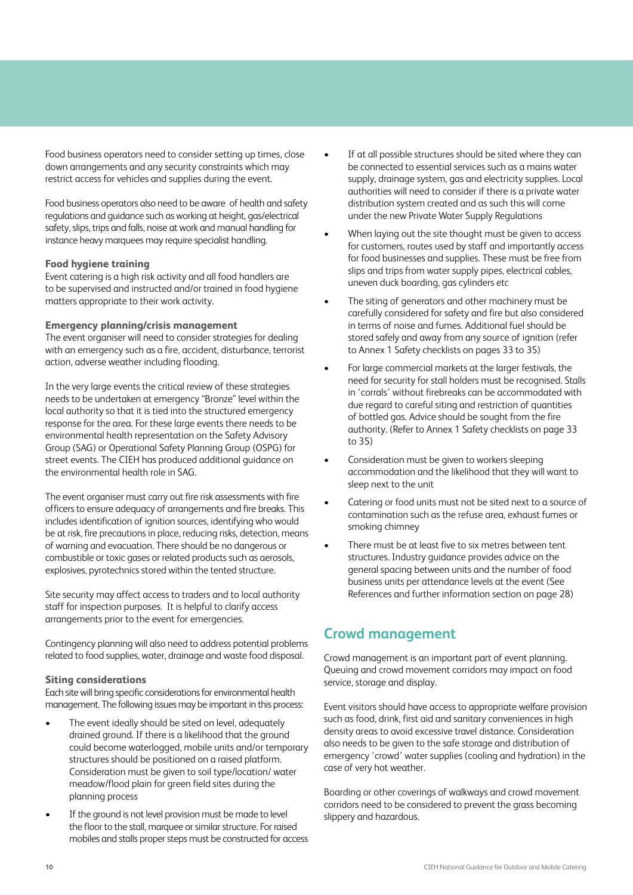Food business operators need to consider setting up times, close down arrangements and any security constraints which may restrict access for vehicles and supplies during the event.

Food business operators also need to be aware of health and safety regulations and guidance such as working at height, gas/electrical safety, slips, trips and falls, noise at work and manual handling for instance heavy marquees may require specialist handling.

**Food hygiene training**

Event catering is a high risk activity and all food handlers are to be supervised and instructed and/or trained in food hygiene matters appropriate to their work activity.

**Emergency planning/crisis management**

The event organiser will need to consider strategies for dealing with an emergency such as a fire, accident, disturbance, terrorist action, adverse weather including flooding.

In the very large events the critical review of these strategies needs to be undertaken at emergency "Bronze" level within the local authority so that it is tied into the structured emergency response for the area. For these large events there needs to be environmental health representation on the Safety Advisory Group (SAG) or Operational Safety Planning Group (OSPG) for street events. The CIEH has produced additional guidance on the environmental health role in SAG.

The event organiser must carry out fire risk assessments with fire officers to ensure adequacy of arrangements and fire breaks. This includes identification of ignition sources, identifying who would be at risk, fire precautions in place, reducing risks, detection, means of warning and evacuation. There should be no dangerous or combustible or toxic gases or related products such as aerosols, explosives, pyrotechnics stored within the tented structure.

Site security may affect access to traders and to local authority staff for inspection purposes. It is helpful to clarify access arrangements prior to the event for emergencies.

Contingency planning will also need to address potential problems related to food supplies, water, drainage and waste food disposal.

**Siting considerations**

Each site will bring specific considerations for environmental health management. The following issues may be important in this process:

- The event ideally should be sited on level, adequately drained ground. If there is a likelihood that the ground could become waterlogged, mobile units and/or temporary structures should be positioned on a raised platform. Consideration must be given to soil type/location/ water meadow/flood plain for green field sites during the planning process
- If the ground is not level provision must be made to level the floor to the stall, marquee or similar structure. For raised mobiles and stalls proper steps must be constructed for access
- If at all possible structures should be sited where they can be connected to essential services such as a mains water supply, drainage system, gas and electricity supplies. Local authorities will need to consider if there is a private water distribution system created and as such this will come under the new Private Water Supply Regulations
- When laying out the site thought must be given to access for customers, routes used by staff and importantly access for food businesses and supplies. These must be free from slips and trips from water supply pipes, electrical cables, uneven duck boarding, gas cylinders etc
- The siting of generators and other machinery must be carefully considered for safety and fire but also considered in terms of noise and fumes. Additional fuel should be stored safely and away from any source of ignition (refer to Annex 1 Safety checklists on pages 33 to 35)
- For large commercial markets at the larger festivals, the need for security for stall holders must be recognised. Stalls in 'corrals' without firebreaks can be accommodated with due regard to careful siting and restriction of quantities of bottled gas. Advice should be sought from the fire authority. (Refer to Annex 1 Safety checklists on page 33 to 35)
- Consideration must be given to workers sleeping accommodation and the likelihood that they will want to sleep next to the unit
- Catering or food units must not be sited next to a source of contamination such as the refuse area, exhaust fumes or smoking chimney
- There must be at least five to six metres between tent structures. Industry guidance provides advice on the general spacing between units and the number of food business units per attendance levels at the event (See References and further information section on page 28)

## Crowd management

Crowd management is an important part of event planning. Queuing and crowd movement corridors may impact on food service, storage and display.

Event visitors should have access to appropriate welfare provision such as food, drink, first aid and sanitary conveniences in high density areas to avoid excessive travel distance. Consideration also needs to be given to the safe storage and distribution of emergency 'crowd' water supplies (cooling and hydration) in the case of very hot weather.

Boarding or other coverings of walkways and crowd movement corridors need to be considered to prevent the grass becoming slippery and hazardous.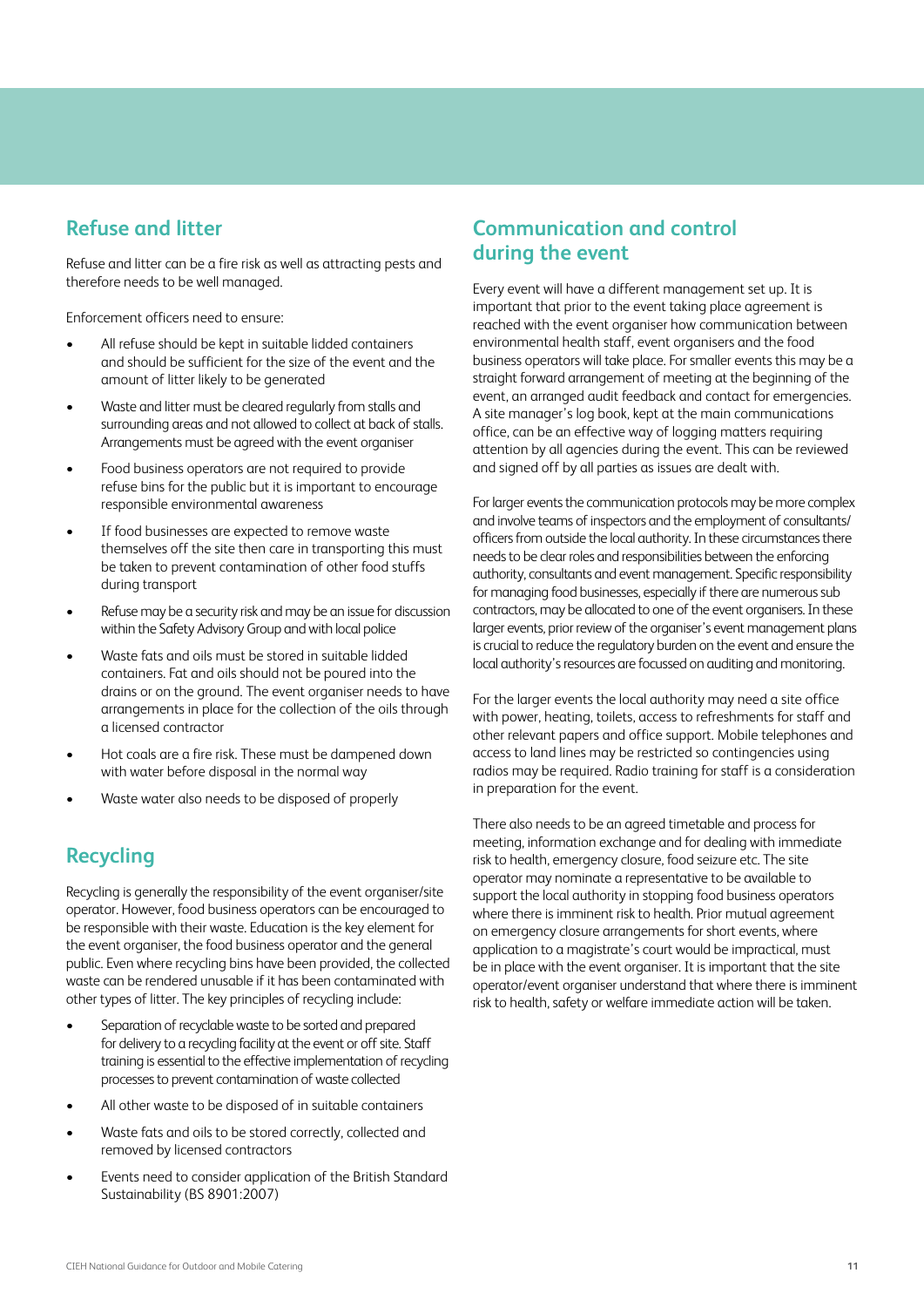## Refuse and litter

Refuse and litter can be a fire risk as well as attracting pests and therefore needs to be well managed.

Enforcement officers need to ensure:

- All refuse should be kept in suitable lidded containers and should be sufficient for the size of the event and the amount of litter likely to be generated
- Waste and litter must be cleared regularly from stalls and surrounding areas and not allowed to collect at back of stalls. Arrangements must be agreed with the event organiser
- Food business operators are not required to provide refuse bins for the public but it is important to encourage responsible environmental awareness
- If food businesses are expected to remove waste themselves off the site then care in transporting this must be taken to prevent contamination of other food stuffs during transport
- Refuse may be a security risk and may be an issue for discussion within the Safety Advisory Group and with local police
- Waste fats and oils must be stored in suitable lidded containers. Fat and oils should not be poured into the drains or on the ground. The event organiser needs to have arrangements in place for the collection of the oils through a licensed contractor
- Hot coals are a fire risk. These must be dampened down with water before disposal in the normal way
- Waste water also needs to be disposed of properly

## Recycling

Recycling is generally the responsibility of the event organiser/site operator. However, food business operators can be encouraged to be responsible with their waste. Education is the key element for the event organiser, the food business operator and the general public. Even where recycling bins have been provided, the collected waste can be rendered unusable if it has been contaminated with other types of litter. The key principles of recycling include:

- Separation of recyclable waste to be sorted and prepared for delivery to a recycling facility at the event or off site. Staff training is essential to the effective implementation of recycling processes to prevent contamination of waste collected
- All other waste to be disposed of in suitable containers
- Waste fats and oils to be stored correctly, collected and removed by licensed contractors
- Events need to consider application of the British Standard Sustainability (BS 8901:2007)

## Communication and control during the event

Every event will have a different management set up. It is important that prior to the event taking place agreement is reached with the event organiser how communication between environmental health staff, event organisers and the food business operators will take place. For smaller events this may be a straight forward arrangement of meeting at the beginning of the event, an arranged audit feedback and contact for emergencies. A site manager's log book, kept at the main communications office, can be an effective way of logging matters requiring attention by all agencies during the event. This can be reviewed and signed off by all parties as issues are dealt with.

For larger events the communication protocols may be more complex and involve teams of inspectors and the employment of consultants/officers from outside the local authority. In these circumstances there needs to be clear roles and responsibilities between the enforcing authority, consultants and event management. Specific responsibility for managing food businesses, especially if there are numerous sub contractors, may be allocated to one of the event organisers. In these larger events, prior review of the organiser's event management plans is crucial to reduce the regulatory burden on the event and ensure the local authority's resources are focussed on auditing and monitoring.

For the larger events the local authority may need a site office with power, heating, toilets, access to refreshments for staff and other relevant papers and office support. Mobile telephones and access to land lines may be restricted so contingencies using radios may be required. Radio training for staff is a consideration in preparation for the event.

There also needs to be an agreed timetable and process for meeting, information exchange and for dealing with immediate risk to health, emergency closure, food seizure etc. The site operator may nominate a representative to be available to support the local authority in stopping food business operators where there is imminent risk to health. Prior mutual agreement on emergency closure arrangements for short events, where application to a magistrate's court would be impractical, must be in place with the event organiser. It is important that the site operator/event organiser understand that where there is imminent risk to health, safety or welfare immediate action will be taken.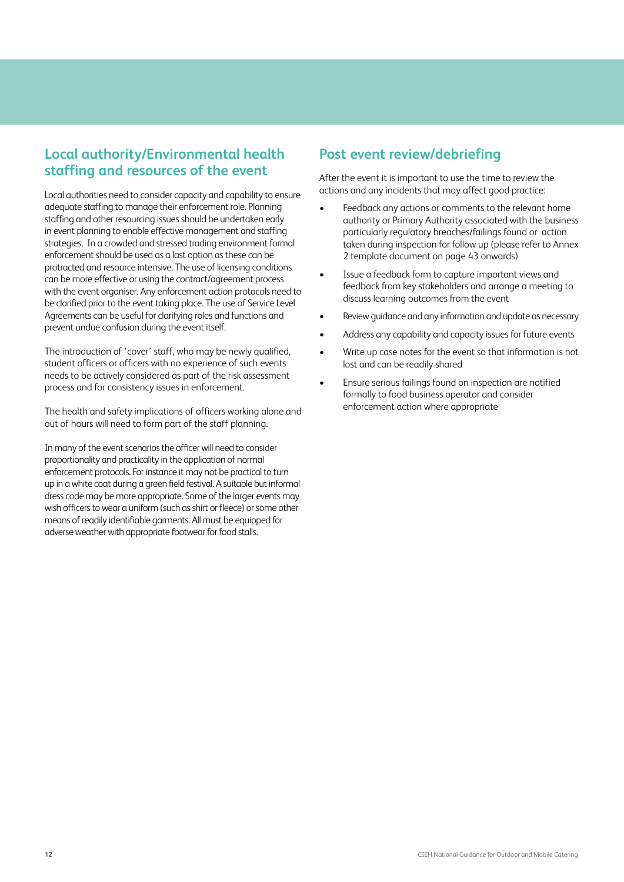## Local authority/Environmental health staffing and resources of the event

Local authorities need to consider capacity and capability to ensure adequate staffing to manage their enforcement role. Planning staffing and other resourcing issues should be undertaken early in event planning to enable effective management and staffing strategies. In a crowded and stressed trading environment formal enforcement should be used as a last option as these can be protracted and resource intensive. The use of licensing conditions can be more effective or using the contract/agreement process with the event organiser. Any enforcement action protocols need to be clarified prior to the event taking place. The use of Service Level Agreements can be useful for clarifying roles and functions and prevent undue confusion during the event itself.

The introduction of 'cover' staff, who may be newly qualified, student officers or officers with no experience of such events needs to be actively considered as part of the risk assessment process and for consistency issues in enforcement.

The health and safety implications of officers working alone and out of hours will need to form part of the staff planning.

In many of the event scenarios the officer will need to consider proportionality and practicality in the application of normal enforcement protocols. For instance it may not be practical to turn up in a white coat during a green field festival. A suitable but informal dress code may be more appropriate. Some of the larger events may wish officers to wear a uniform (such as shirt or fleece) or some other means of readily identifiable garments. All must be equipped for adverse weather with appropriate footwear for food stalls.

## Post event review/debriefing

After the event it is important to use the time to review the actions and any incidents that may affect good practice:

- Feedback any actions or comments to the relevant home authority or Primary Authority associated with the business particularly regulatory breaches/failings found or action taken during inspection for follow up (please refer to Annex 2 template document on page 43 onwards)
- Issue a feedback form to capture important views and feedback from key stakeholders and arrange a meeting to discuss learning outcomes from the event
- Review guidance and any information and update as necessary
- Address any capability and capacity issues for future events
- Write up case notes for the event so that information is not lost and can be readily shared
- Ensure serious failings found on inspection are notified formally to food business operator and consider enforcement action where appropriate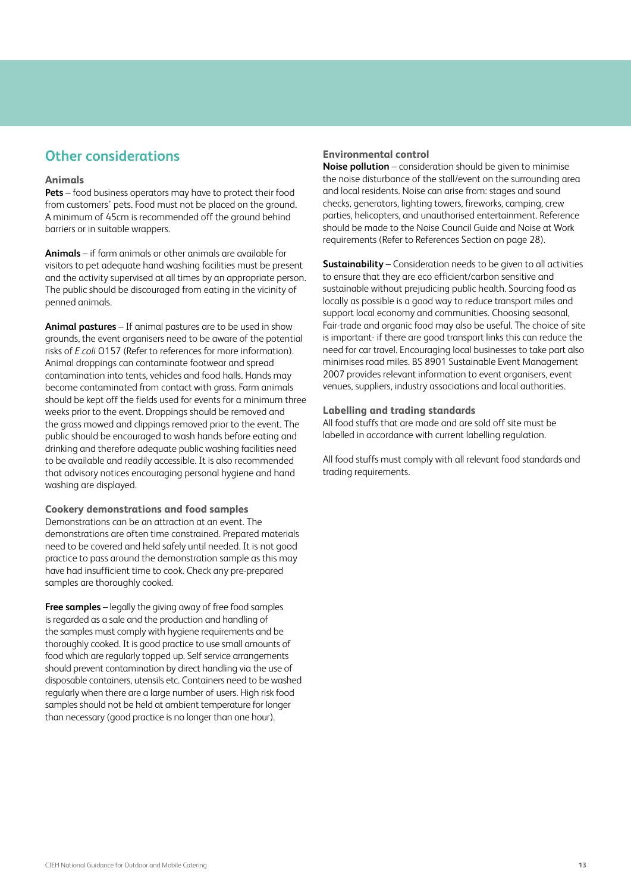## Other considerations

### Animals

**Pets** – food business operators may have to protect their food from customers' pets. Food must not be placed on the ground. A minimum of 45cm is recommended off the ground behind barriers or in suitable wrappers.

**Animals** – if farm animals or other animals are available for visitors to pet adequate hand washing facilities must be present and the activity supervised at all times by an appropriate person. The public should be discouraged from eating in the vicinity of penned animals.

**Animal pastures** – If animal pastures are to be used in show grounds, the event organisers need to be aware of the potential risks of *E.coli* O157 (Refer to references for more information). Animal droppings can contaminate footwear and spread contamination into tents, vehicles and food halls. Hands may become contaminated from contact with grass. Farm animals should be kept off the fields used for events for a minimum three weeks prior to the event. Droppings should be removed and the grass mowed and clippings removed prior to the event. The public should be encouraged to wash hands before eating and drinking and therefore adequate public washing facilities need to be available and readily accessible. It is also recommended that advisory notices encouraging personal hygiene and hand washing are displayed.

### Cookery demonstrations and food samples

Demonstrations can be an attraction at an event. The demonstrations are often time constrained. Prepared materials need to be covered and held safely until needed. It is not good practice to pass around the demonstration sample as this may have had insufficient time to cook. Check any pre-prepared samples are thoroughly cooked.

**Free samples** – legally the giving away of free food samples is regarded as a sale and the production and handling of the samples must comply with hygiene requirements and be thoroughly cooked. It is good practice to use small amounts of food which are regularly topped up. Self service arrangements should prevent contamination by direct handling via the use of disposable containers, utensils etc. Containers need to be washed regularly when there are a large number of users. High risk food samples should not be held at ambient temperature for longer than necessary (good practice is no longer than one hour).

### Environmental control

**Noise pollution** – consideration should be given to minimise the noise disturbance of the stall/event on the surrounding area and local residents. Noise can arise from: stages and sound checks, generators, lighting towers, fireworks, camping, crew parties, helicopters, and unauthorised entertainment. Reference should be made to the Noise Council Guide and Noise at Work requirements (Refer to References Section on page 28).

**Sustainability** – Consideration needs to be given to all activities to ensure that they are eco efficient/carbon sensitive and sustainable without prejudicing public health. Sourcing food as locally as possible is a good way to reduce transport miles and support local economy and communities. Choosing seasonal, Fair-trade and organic food may also be useful. The choice of site is important- if there are good transport links this can reduce the need for car travel. Encouraging local businesses to take part also minimises road miles. BS 8901 Sustainable Event Management 2007 provides relevant information to event organisers, event venues, suppliers, industry associations and local authorities.

### Labelling and trading standards

All food stuffs that are made and are sold off site must be labelled in accordance with current labelling regulation.

All food stuffs must comply with all relevant food standards and trading requirements.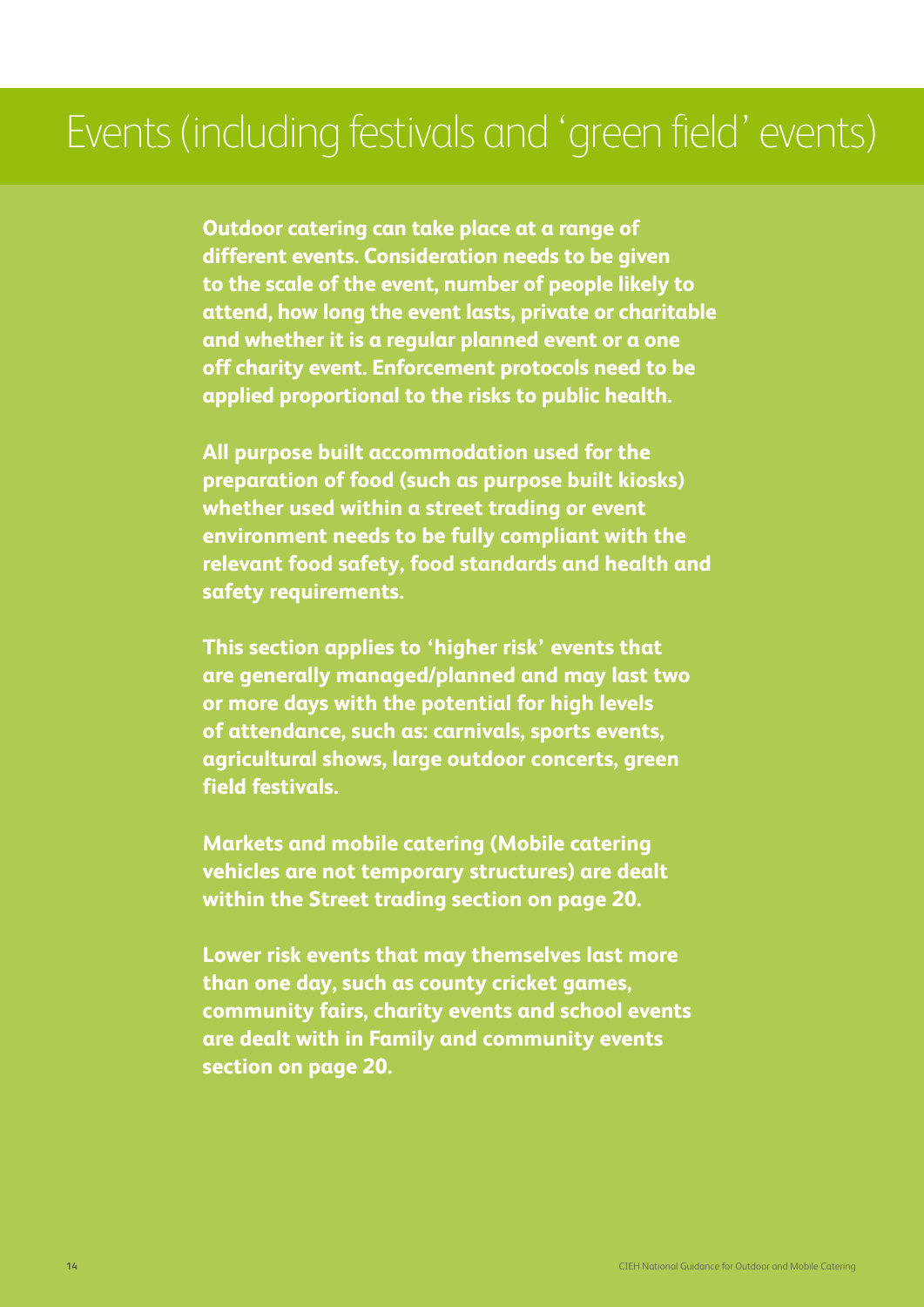# Events (including festivals and 'green field' events)

**Outdoor catering can take place at a range of different events. Consideration needs to be given to the scale of the event, number of people likely to attend, how long the event lasts, private or charitable and whether it is a regular planned event or a one off charity event. Enforcement protocols need to be applied proportional to the risks to public health.**

**All purpose built accommodation used for the preparation of food (such as purpose built kiosks) whether used within a street trading or event environment needs to be fully compliant with the relevant food safety, food standards and health and safety requirements.**

**This section applies to 'higher risk' events that are generally managed/planned and may last two or more days with the potential for high levels of attendance, such as: carnivals, sports events, agricultural shows, large outdoor concerts, green field festivals.**

**Markets and mobile catering (Mobile catering vehicles are not temporary structures) are dealt within the Street trading section on page 20.**

**Lower risk events that may themselves last more than one day, such as county cricket games, community fairs, charity events and school events are dealt with in Family and community events section on page 20.**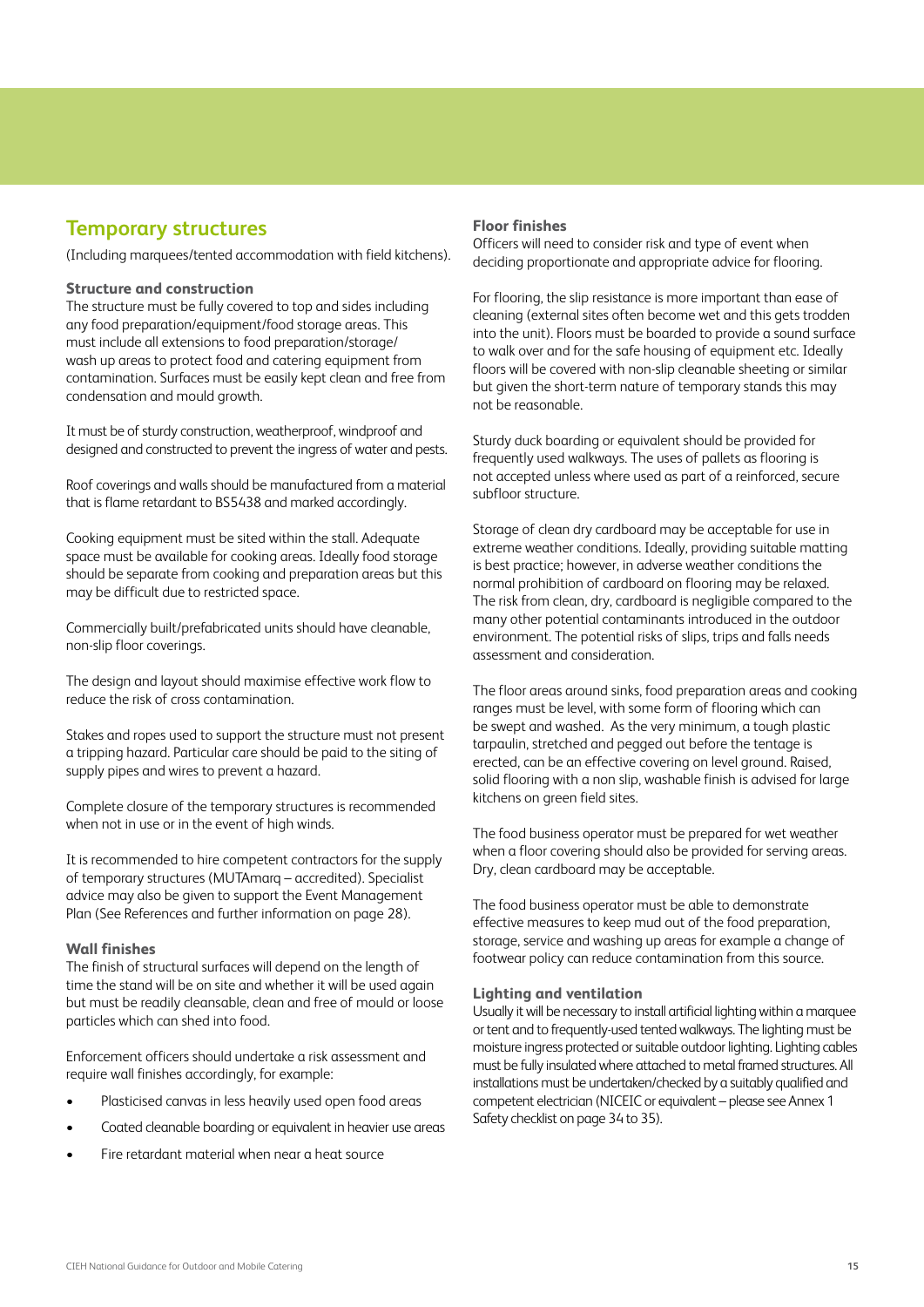## Temporary structures

(Including marquees/tented accommodation with field kitchens).

### Structure and construction

The structure must be fully covered to top and sides including any food preparation/equipment/food storage areas. This must include all extensions to food preparation/storage/wash up areas to protect food and catering equipment from contamination. Surfaces must be easily kept clean and free from condensation and mould growth.

It must be of sturdy construction, weatherproof, windproof and designed and constructed to prevent the ingress of water and pests.

Roof coverings and walls should be manufactured from a material that is flame retardant to BS5438 and marked accordingly.

Cooking equipment must be sited within the stall. Adequate space must be available for cooking areas. Ideally food storage should be separate from cooking and preparation areas but this may be difficult due to restricted space.

Commercially built/prefabricated units should have cleanable, non-slip floor coverings.

The design and layout should maximise effective work flow to reduce the risk of cross contamination.

Stakes and ropes used to support the structure must not present a tripping hazard. Particular care should be paid to the siting of supply pipes and wires to prevent a hazard.

Complete closure of the temporary structures is recommended when not in use or in the event of high winds.

It is recommended to hire competent contractors for the supply of temporary structures (MUTAmarq – accredited). Specialist advice may also be given to support the Event Management Plan (See References and further information on page 28).

### Wall finishes

The finish of structural surfaces will depend on the length of time the stand will be on site and whether it will be used again but must be readily cleansable, clean and free of mould or loose particles which can shed into food.

Enforcement officers should undertake a risk assessment and require wall finishes accordingly, for example:

- Plasticised canvas in less heavily used open food areas
- Coated cleanable boarding or equivalent in heavier use areas
- Fire retardant material when near a heat source

### Floor finishes

Officers will need to consider risk and type of event when deciding proportionate and appropriate advice for flooring.

For flooring, the slip resistance is more important than ease of cleaning (external sites often become wet and this gets trodden into the unit). Floors must be boarded to provide a sound surface to walk over and for the safe housing of equipment etc. Ideally floors will be covered with non-slip cleanable sheeting or similar but given the short-term nature of temporary stands this may not be reasonable.

Sturdy duck boarding or equivalent should be provided for frequently used walkways. The uses of pallets as flooring is not accepted unless where used as part of a reinforced, secure subfloor structure.

Storage of clean dry cardboard may be acceptable for use in extreme weather conditions. Ideally, providing suitable matting is best practice; however, in adverse weather conditions the normal prohibition of cardboard on flooring may be relaxed. The risk from clean, dry, cardboard is negligible compared to the many other potential contaminants introduced in the outdoor environment. The potential risks of slips, trips and falls needs assessment and consideration.

The floor areas around sinks, food preparation areas and cooking ranges must be level, with some form of flooring which can be swept and washed. As the very minimum, a tough plastic tarpaulin, stretched and pegged out before the tentage is erected, can be an effective covering on level ground. Raised, solid flooring with a non slip, washable finish is advised for large kitchens on green field sites.

The food business operator must be prepared for wet weather when a floor covering should also be provided for serving areas. Dry, clean cardboard may be acceptable.

The food business operator must be able to demonstrate effective measures to keep mud out of the food preparation, storage, service and washing up areas for example a change of footwear policy can reduce contamination from this source.

### Lighting and ventilation

Usually it will be necessary to install artificial lighting within a marquee or tent and to frequently-used tented walkways. The lighting must be moisture ingress protected or suitable outdoor lighting. Lighting cables must be fully insulated where attached to metal framed structures. All installations must be undertaken/checked by a suitably qualified and competent electrician (NICEIC or equivalent – please see Annex 1 Safety checklist on page 34 to 35).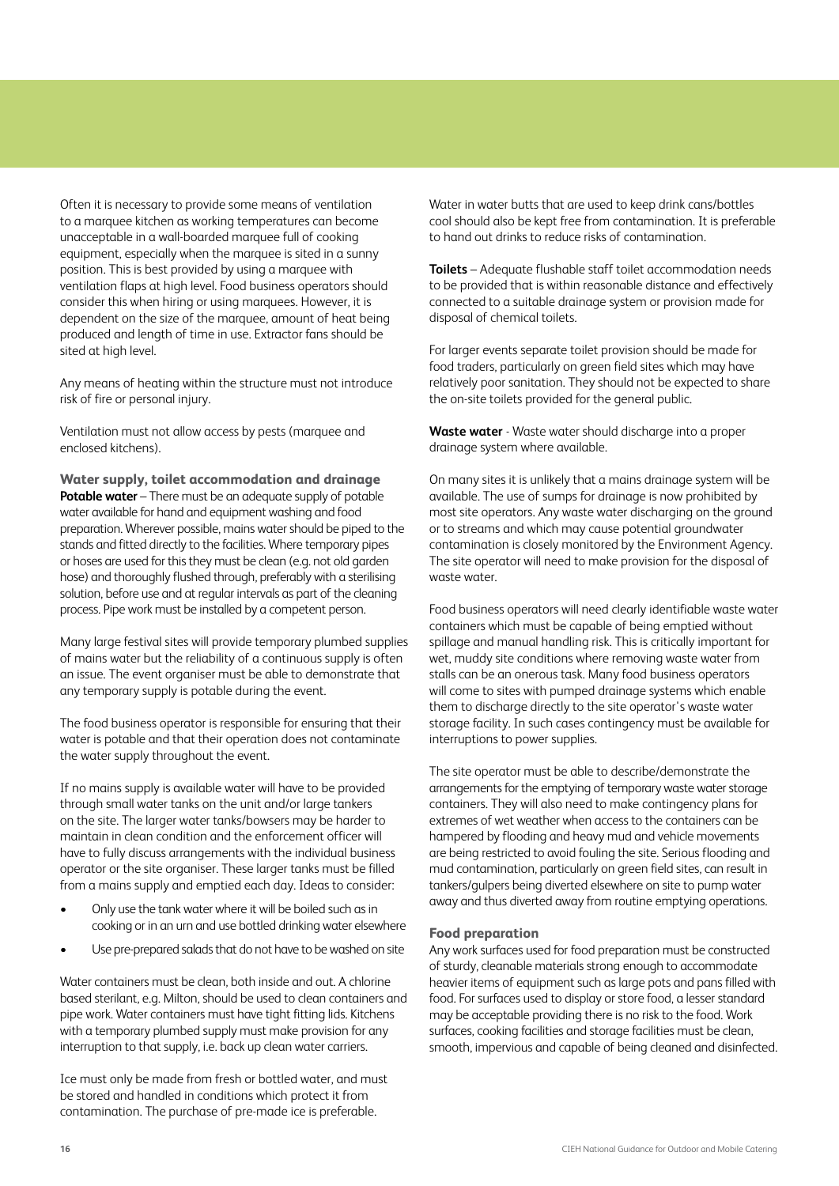Often it is necessary to provide some means of ventilation to a marquee kitchen as working temperatures can become unacceptable in a wall-boarded marquee full of cooking equipment, especially when the marquee is sited in a sunny position. This is best provided by using a marquee with ventilation flaps at high level. Food business operators should consider this when hiring or using marquees. However, it is dependent on the size of the marquee, amount of heat being produced and length of time in use. Extractor fans should be sited at high level.

Any means of heating within the structure must not introduce risk of fire or personal injury.

Ventilation must not allow access by pests (marquee and enclosed kitchens).

### Water supply, toilet accommodation and drainage

**Potable water** – There must be an adequate supply of potable water available for hand and equipment washing and food preparation. Wherever possible, mains water should be piped to the stands and fitted directly to the facilities. Where temporary pipes or hoses are used for this they must be clean (e.g. not old garden hose) and thoroughly flushed through, preferably with a sterilising solution, before use and at regular intervals as part of the cleaning process. Pipe work must be installed by a competent person.

Many large festival sites will provide temporary plumbed supplies of mains water but the reliability of a continuous supply is often an issue. The event organiser must be able to demonstrate that any temporary supply is potable during the event.

The food business operator is responsible for ensuring that their water is potable and that their operation does not contaminate the water supply throughout the event.

If no mains supply is available water will have to be provided through small water tanks on the unit and/or large tankers on the site. The larger water tanks/bowsers may be harder to maintain in clean condition and the enforcement officer will have to fully discuss arrangements with the individual business operator or the site organiser. These larger tanks must be filled from a mains supply and emptied each day. Ideas to consider:

- Only use the tank water where it will be boiled such as in cooking or in an urn and use bottled drinking water elsewhere
- Use pre-prepared salads that do not have to be washed on site

Water containers must be clean, both inside and out. A chlorine based sterilant, e.g. Milton, should be used to clean containers and pipe work. Water containers must have tight fitting lids. Kitchens with a temporary plumbed supply must make provision for any interruption to that supply, i.e. back up clean water carriers.

Ice must only be made from fresh or bottled water, and must be stored and handled in conditions which protect it from contamination. The purchase of pre-made ice is preferable.

Water in water butts that are used to keep drink cans/bottles cool should also be kept free from contamination. It is preferable to hand out drinks to reduce risks of contamination.

**Toilets** – Adequate flushable staff toilet accommodation needs to be provided that is within reasonable distance and effectively connected to a suitable drainage system or provision made for disposal of chemical toilets.

For larger events separate toilet provision should be made for food traders, particularly on green field sites which may have relatively poor sanitation. They should not be expected to share the on-site toilets provided for the general public.

**Waste water** - Waste water should discharge into a proper drainage system where available.

On many sites it is unlikely that a mains drainage system will be available. The use of sumps for drainage is now prohibited by most site operators. Any waste water discharging on the ground or to streams and which may cause potential groundwater contamination is closely monitored by the Environment Agency. The site operator will need to make provision for the disposal of waste water.

Food business operators will need clearly identifiable waste water containers which must be capable of being emptied without spillage and manual handling risk. This is critically important for wet, muddy site conditions where removing waste water from stalls can be an onerous task. Many food business operators will come to sites with pumped drainage systems which enable them to discharge directly to the site operator's waste water storage facility. In such cases contingency must be available for interruptions to power supplies.

The site operator must be able to describe/demonstrate the arrangements for the emptying of temporary waste water storage containers. They will also need to make contingency plans for extremes of wet weather when access to the containers can be hampered by flooding and heavy mud and vehicle movements are being restricted to avoid fouling the site. Serious flooding and mud contamination, particularly on green field sites, can result in tankers/gulpers being diverted elsewhere on site to pump water away and thus diverted away from routine emptying operations.

### Food preparation

Any work surfaces used for food preparation must be constructed of sturdy, cleanable materials strong enough to accommodate heavier items of equipment such as large pots and pans filled with food. For surfaces used to display or store food, a lesser standard may be acceptable providing there is no risk to the food. Work surfaces, cooking facilities and storage facilities must be clean, smooth, impervious and capable of being cleaned and disinfected.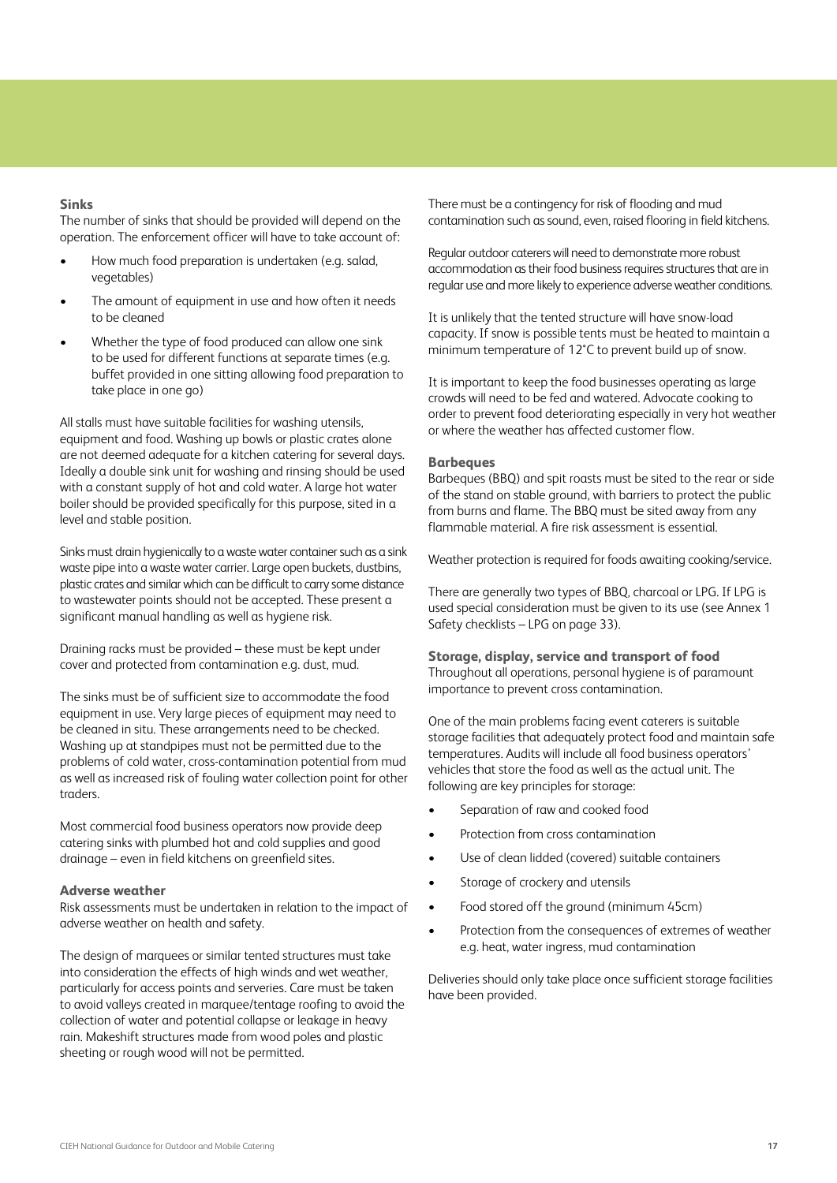### Sinks

The number of sinks that should be provided will depend on the operation. The enforcement officer will have to take account of:

- How much food preparation is undertaken (e.g. salad, vegetables)
- The amount of equipment in use and how often it needs to be cleaned
- Whether the type of food produced can allow one sink to be used for different functions at separate times (e.g. buffet provided in one sitting allowing food preparation to take place in one go)

All stalls must have suitable facilities for washing utensils, equipment and food. Washing up bowls or plastic crates alone are not deemed adequate for a kitchen catering for several days. Ideally a double sink unit for washing and rinsing should be used with a constant supply of hot and cold water. A large hot water boiler should be provided specifically for this purpose, sited in a level and stable position.

Sinks must drain hygienically to a waste water container such as a sink waste pipe into a waste water carrier. Large open buckets, dustbins, plastic crates and similar which can be difficult to carry some distance to wastewater points should not be accepted. These present a significant manual handling as well as hygiene risk.

Draining racks must be provided – these must be kept under cover and protected from contamination e.g. dust, mud.

The sinks must be of sufficient size to accommodate the food equipment in use. Very large pieces of equipment may need to be cleaned in situ. These arrangements need to be checked. Washing up at standpipes must not be permitted due to the problems of cold water, cross-contamination potential from mud as well as increased risk of fouling water collection point for other traders.

Most commercial food business operators now provide deep catering sinks with plumbed hot and cold supplies and good drainage – even in field kitchens on greenfield sites.

### Adverse weather

Risk assessments must be undertaken in relation to the impact of adverse weather on health and safety.

The design of marquees or similar tented structures must take into consideration the effects of high winds and wet weather, particularly for access points and serveries. Care must be taken to avoid valleys created in marquee/tentage roofing to avoid the collection of water and potential collapse or leakage in heavy rain. Makeshift structures made from wood poles and plastic sheeting or rough wood will not be permitted.

There must be a contingency for risk of flooding and mud contamination such as sound, even, raised flooring in field kitchens.

Regular outdoor caterers will need to demonstrate more robust accommodation as their food business requires structures that are in regular use and more likely to experience adverse weather conditions.

It is unlikely that the tented structure will have snow-load capacity. If snow is possible tents must be heated to maintain a minimum temperature of 12°C to prevent build up of snow.

It is important to keep the food businesses operating as large crowds will need to be fed and watered. Advocate cooking to order to prevent food deteriorating especially in very hot weather or where the weather has affected customer flow.

### Barbeques

Barbeques (BBQ) and spit roasts must be sited to the rear or side of the stand on stable ground, with barriers to protect the public from burns and flame. The BBQ must be sited away from any flammable material. A fire risk assessment is essential.

Weather protection is required for foods awaiting cooking/service.

There are generally two types of BBQ, charcoal or LPG. If LPG is used special consideration must be given to its use (see Annex 1 Safety checklists – LPG on page 33).

### Storage, display, service and transport of food

Throughout all operations, personal hygiene is of paramount importance to prevent cross contamination.

One of the main problems facing event caterers is suitable storage facilities that adequately protect food and maintain safe temperatures. Audits will include all food business operators' vehicles that store the food as well as the actual unit. The following are key principles for storage:

- Separation of raw and cooked food
- Protection from cross contamination
- Use of clean lidded (covered) suitable containers
- Storage of crockery and utensils
- Food stored off the ground (minimum 45cm)
- Protection from the consequences of extremes of weather e.g. heat, water ingress, mud contamination

Deliveries should only take place once sufficient storage facilities have been provided.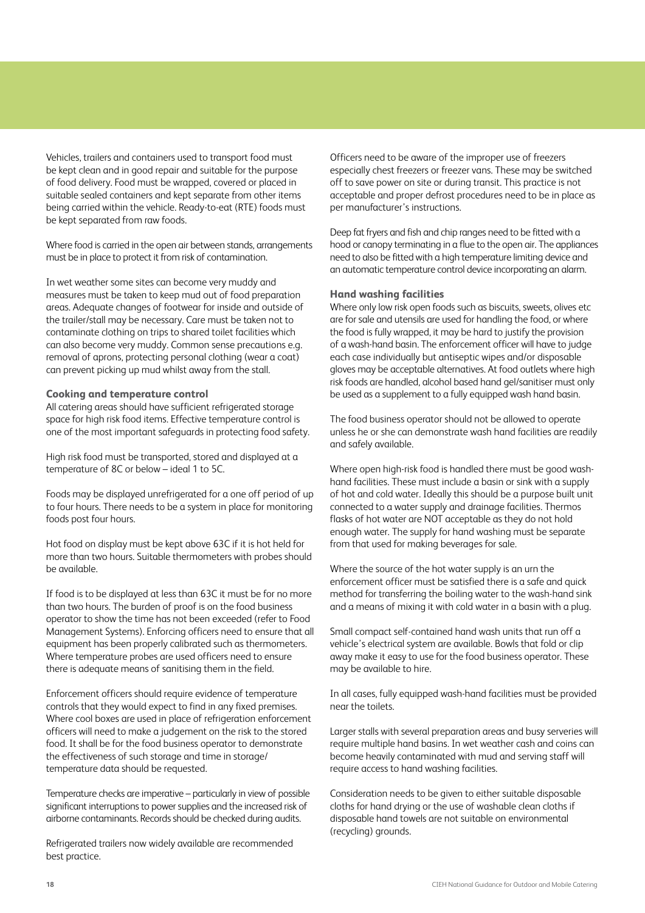Vehicles, trailers and containers used to transport food must be kept clean and in good repair and suitable for the purpose of food delivery. Food must be wrapped, covered or placed in suitable sealed containers and kept separate from other items being carried within the vehicle. Ready-to-eat (RTE) foods must be kept separated from raw foods.

Where food is carried in the open air between stands, arrangements must be in place to protect it from risk of contamination.

In wet weather some sites can become very muddy and measures must be taken to keep mud out of food preparation areas. Adequate changes of footwear for inside and outside of the trailer/stall may be necessary. Care must be taken not to contaminate clothing on trips to shared toilet facilities which can also become very muddy. Common sense precautions e.g. removal of aprons, protecting personal clothing (wear a coat) can prevent picking up mud whilst away from the stall.

### Cooking and temperature control

All catering areas should have sufficient refrigerated storage space for high risk food items. Effective temperature control is one of the most important safeguards in protecting food safety.

High risk food must be transported, stored and displayed at a temperature of 8C or below – ideal 1 to 5C.

Foods may be displayed unrefrigerated for a one off period of up to four hours. There needs to be a system in place for monitoring foods post four hours.

Hot food on display must be kept above 63C if it is hot held for more than two hours. Suitable thermometers with probes should be available.

If food is to be displayed at less than 63C it must be for no more than two hours. The burden of proof is on the food business operator to show the time has not been exceeded (refer to Food Management Systems). Enforcing officers need to ensure that all equipment has been properly calibrated such as thermometers. Where temperature probes are used officers need to ensure there is adequate means of sanitising them in the field.

Enforcement officers should require evidence of temperature controls that they would expect to find in any fixed premises. Where cool boxes are used in place of refrigeration enforcement officers will need to make a judgement on the risk to the stored food. It shall be for the food business operator to demonstrate the effectiveness of such storage and time in storage/temperature data should be requested.

Temperature checks are imperative – particularly in view of possible significant interruptions to power supplies and the increased risk of airborne contaminants. Records should be checked during audits.

Refrigerated trailers now widely available are recommended best practice.

Officers need to be aware of the improper use of freezers especially chest freezers or freezer vans. These may be switched off to save power on site or during transit. This practice is not acceptable and proper defrost procedures need to be in place as per manufacturer's instructions.

Deep fat fryers and fish and chip ranges need to be fitted with a hood or canopy terminating in a flue to the open air. The appliances need to also be fitted with a high temperature limiting device and an automatic temperature control device incorporating an alarm.

### Hand washing facilities

Where only low risk open foods such as biscuits, sweets, olives etc are for sale and utensils are used for handling the food, or where the food is fully wrapped, it may be hard to justify the provision of a wash-hand basin. The enforcement officer will have to judge each case individually but antiseptic wipes and/or disposable gloves may be acceptable alternatives. At food outlets where high risk foods are handled, alcohol based hand gel/sanitiser must only be used as a supplement to a fully equipped wash hand basin.

The food business operator should not be allowed to operate unless he or she can demonstrate wash hand facilities are readily and safely available.

Where open high-risk food is handled there must be good wash-hand facilities. These must include a basin or sink with a supply of hot and cold water. Ideally this should be a purpose built unit connected to a water supply and drainage facilities. Thermos flasks of hot water are NOT acceptable as they do not hold enough water. The supply for hand washing must be separate from that used for making beverages for sale.

Where the source of the hot water supply is an urn the enforcement officer must be satisfied there is a safe and quick method for transferring the boiling water to the wash-hand sink and a means of mixing it with cold water in a basin with a plug.

Small compact self-contained hand wash units that run off a vehicle's electrical system are available. Bowls that fold or clip away make it easy to use for the food business operator. These may be available to hire.

In all cases, fully equipped wash-hand facilities must be provided near the toilets.

Larger stalls with several preparation areas and busy serveries will require multiple hand basins. In wet weather cash and coins can become heavily contaminated with mud and serving staff will require access to hand washing facilities.

Consideration needs to be given to either suitable disposable cloths for hand drying or the use of washable clean cloths if disposable hand towels are not suitable on environmental (recycling) grounds.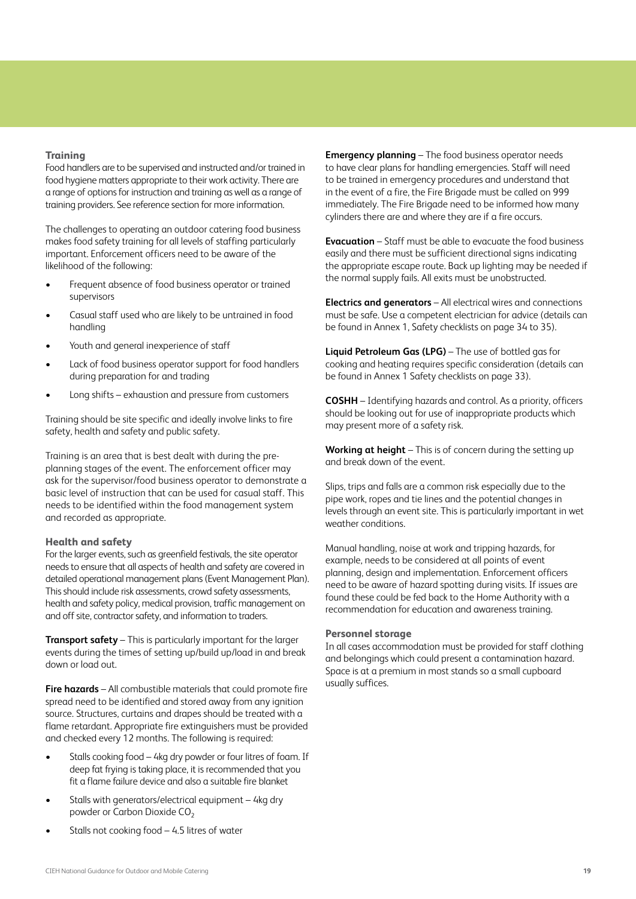### Training

Food handlers are to be supervised and instructed and/or trained in food hygiene matters appropriate to their work activity. There are a range of options for instruction and training as well as a range of training providers. See reference section for more information.

The challenges to operating an outdoor catering food business makes food safety training for all levels of staffing particularly important. Enforcement officers need to be aware of the likelihood of the following:

- Frequent absence of food business operator or trained supervisors
- Casual staff used who are likely to be untrained in food handling
- Youth and general inexperience of staff
- Lack of food business operator support for food handlers during preparation for and trading
- Long shifts – exhaustion and pressure from customers

Training should be site specific and ideally involve links to fire safety, health and safety and public safety.

Training is an area that is best dealt with during the pre-planning stages of the event. The enforcement officer may ask for the supervisor/food business operator to demonstrate a basic level of instruction that can be used for casual staff. This needs to be identified within the food management system and recorded as appropriate.

### Health and safety

For the larger events, such as greenfield festivals, the site operator needs to ensure that all aspects of health and safety are covered in detailed operational management plans (Event Management Plan). This should include risk assessments, crowd safety assessments, health and safety policy, medical provision, traffic management on and off site, contractor safety, and information to traders.

**Transport safety** – This is particularly important for the larger events during the times of setting up/build up/load in and break down or load out.

**Fire hazards** – All combustible materials that could promote fire spread need to be identified and stored away from any ignition source. Structures, curtains and drapes should be treated with a flame retardant. Appropriate fire extinguishers must be provided and checked every 12 months. The following is required:

- Stalls cooking food – 4kg dry powder or four litres of foam. If deep fat frying is taking place, it is recommended that you fit a flame failure device and also a suitable fire blanket
- Stalls with generators/electrical equipment – 4kg dry powder or Carbon Dioxide $CO_2$
- Stalls not cooking food – 4.5 litres of water

**Emergency planning** – The food business operator needs to have clear plans for handling emergencies. Staff will need to be trained in emergency procedures and understand that in the event of a fire, the Fire Brigade must be called on 999 immediately. The Fire Brigade need to be informed how many cylinders there are and where they are if a fire occurs.

**Evacuation** – Staff must be able to evacuate the food business easily and there must be sufficient directional signs indicating the appropriate escape route. Back up lighting may be needed if the normal supply fails. All exits must be unobstructed.

**Electrics and generators** – All electrical wires and connections must be safe. Use a competent electrician for advice (details can be found in Annex 1, Safety checklists on page 34 to 35).

**Liquid Petroleum Gas (LPG)** – The use of bottled gas for cooking and heating requires specific consideration (details can be found in Annex 1 Safety checklists on page 33).

**COSHH** – Identifying hazards and control. As a priority, officers should be looking out for use of inappropriate products which may present more of a safety risk.

**Working at height** – This is of concern during the setting up and break down of the event.

Slips, trips and falls are a common risk especially due to the pipe work, ropes and tie lines and the potential changes in levels through an event site. This is particularly important in wet weather conditions.

Manual handling, noise at work and tripping hazards, for example, needs to be considered at all points of event planning, design and implementation. Enforcement officers need to be aware of hazard spotting during visits. If issues are found these could be fed back to the Home Authority with a recommendation for education and awareness training.

### Personnel storage

In all cases accommodation must be provided for staff clothing and belongings which could present a contamination hazard. Space is at a premium in most stands so a small cupboard usually suffices.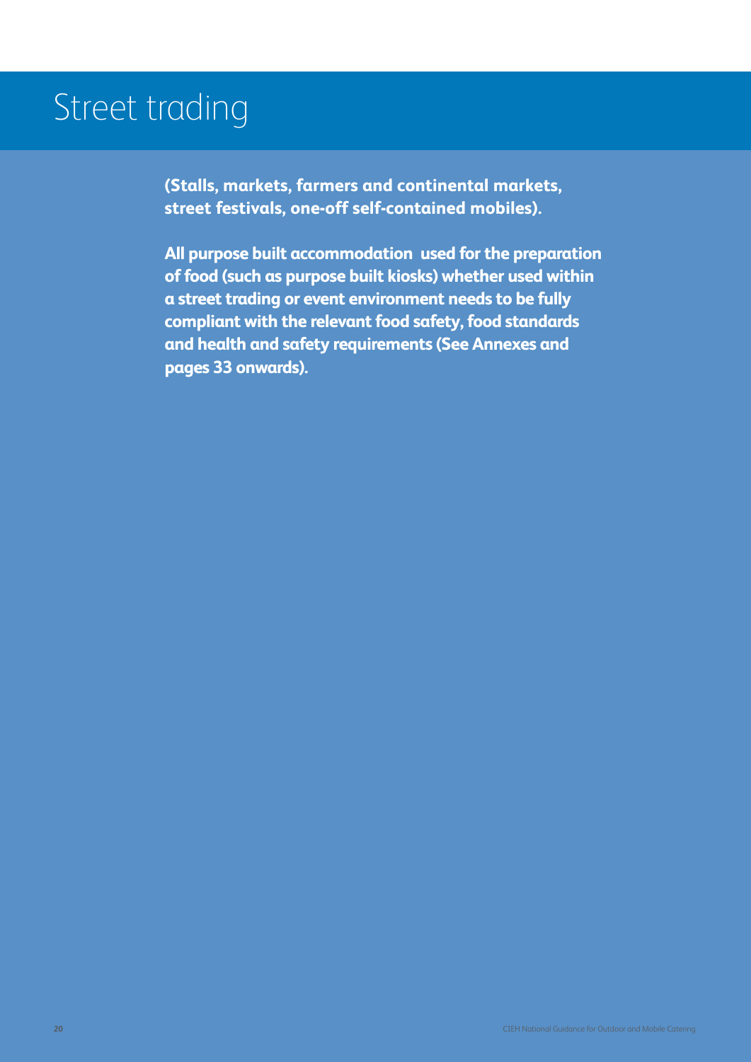# Street trading

**(Stalls, markets, farmers and continental markets, street festivals, one-off self-contained mobiles).**

**All purpose built accommodation used for the preparation of food (such as purpose built kiosks) whether used within a street trading or event environment needs to be fully compliant with the relevant food safety, food standards and health and safety requirements (See Annexes and pages 33 onwards).**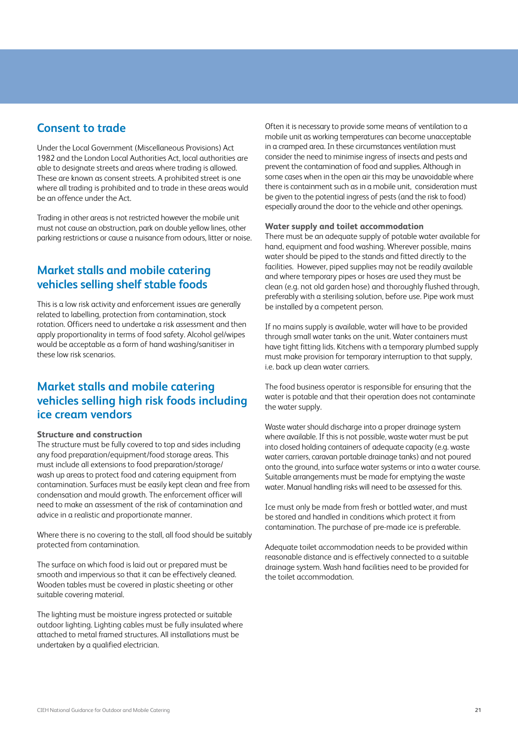## Consent to trade

Under the Local Government (Miscellaneous Provisions) Act 1982 and the London Local Authorities Act, local authorities are able to designate streets and areas where trading is allowed. These are known as consent streets. A prohibited street is one where all trading is prohibited and to trade in these areas would be an offence under the Act.

Trading in other areas is not restricted however the mobile unit must not cause an obstruction, park on double yellow lines, other parking restrictions or cause a nuisance from odours, litter or noise.

## Market stalls and mobile catering vehicles selling shelf stable foods

This is a low risk activity and enforcement issues are generally related to labelling, protection from contamination, stock rotation. Officers need to undertake a risk assessment and then apply proportionality in terms of food safety. Alcohol gel/wipes would be acceptable as a form of hand washing/sanitiser in these low risk scenarios.

## Market stalls and mobile catering vehicles selling high risk foods including ice cream vendors

### Structure and construction

The structure must be fully covered to top and sides including any food preparation/equipment/food storage areas. This must include all extensions to food preparation/storage/ wash up areas to protect food and catering equipment from contamination. Surfaces must be easily kept clean and free from condensation and mould growth. The enforcement officer will need to make an assessment of the risk of contamination and advice in a realistic and proportionate manner.

Where there is no covering to the stall, all food should be suitably protected from contamination.

The surface on which food is laid out or prepared must be smooth and impervious so that it can be effectively cleaned. Wooden tables must be covered in plastic sheeting or other suitable covering material.

The lighting must be moisture ingress protected or suitable outdoor lighting. Lighting cables must be fully insulated where attached to metal framed structures. All installations must be undertaken by a qualified electrician.

Often it is necessary to provide some means of ventilation to a mobile unit as working temperatures can become unacceptable in a cramped area. In these circumstances ventilation must consider the need to minimise ingress of insects and pests and prevent the contamination of food and supplies. Although in some cases when in the open air this may be unavoidable where there is containment such as in a mobile unit, consideration must be given to the potential ingress of pests (and the risk to food) especially around the door to the vehicle and other openings.

### Water supply and toilet accommodation

There must be an adequate supply of potable water available for hand, equipment and food washing. Wherever possible, mains water should be piped to the stands and fitted directly to the facilities. However, piped supplies may not be readily available and where temporary pipes or hoses are used they must be clean (e.g. not old garden hose) and thoroughly flushed through, preferably with a sterilising solution, before use. Pipe work must be installed by a competent person.

If no mains supply is available, water will have to be provided through small water tanks on the unit. Water containers must have tight fitting lids. Kitchens with a temporary plumbed supply must make provision for temporary interruption to that supply, i.e. back up clean water carriers.

The food business operator is responsible for ensuring that the water is potable and that their operation does not contaminate the water supply.

Waste water should discharge into a proper drainage system where available. If this is not possible, waste water must be put into closed holding containers of adequate capacity (e.g. waste water carriers, caravan portable drainage tanks) and not poured onto the ground, into surface water systems or into a water course. Suitable arrangements must be made for emptying the waste water. Manual handling risks will need to be assessed for this.

Ice must only be made from fresh or bottled water, and must be stored and handled in conditions which protect it from contamination. The purchase of pre-made ice is preferable.

Adequate toilet accommodation needs to be provided within reasonable distance and is effectively connected to a suitable drainage system. Wash hand facilities need to be provided for the toilet accommodation.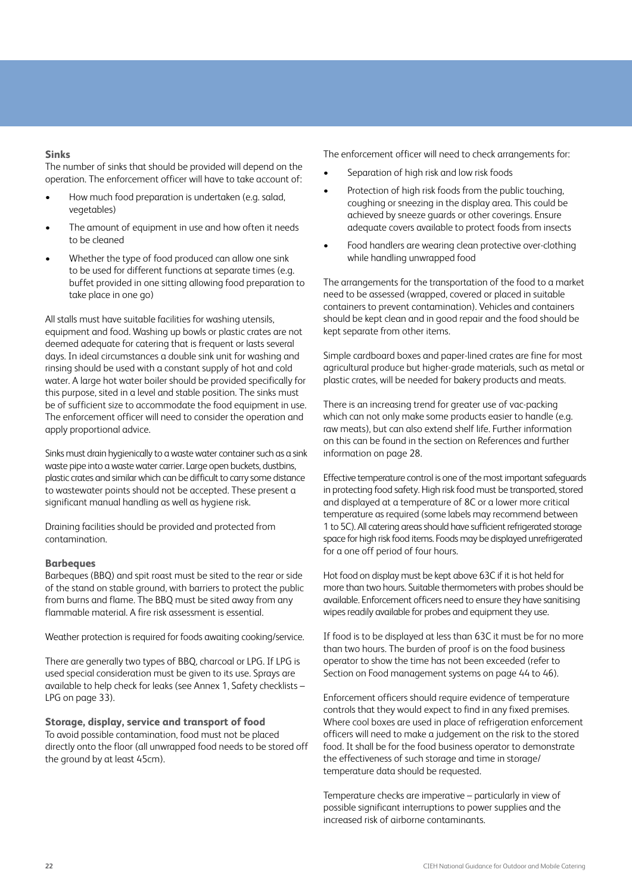### Sinks

The number of sinks that should be provided will depend on the operation. The enforcement officer will have to take account of:

- How much food preparation is undertaken (e.g. salad, vegetables)
- The amount of equipment in use and how often it needs to be cleaned
- Whether the type of food produced can allow one sink to be used for different functions at separate times (e.g. buffet provided in one sitting allowing food preparation to take place in one go)

All stalls must have suitable facilities for washing utensils, equipment and food. Washing up bowls or plastic crates are not deemed adequate for catering that is frequent or lasts several days. In ideal circumstances a double sink unit for washing and rinsing should be used with a constant supply of hot and cold water. A large hot water boiler should be provided specifically for this purpose, sited in a level and stable position. The sinks must be of sufficient size to accommodate the food equipment in use. The enforcement officer will need to consider the operation and apply proportional advice.

Sinks must drain hygienically to a waste water container such as a sink waste pipe into a waste water carrier. Large open buckets, dustbins, plastic crates and similar which can be difficult to carry some distance to wastewater points should not be accepted. These present a significant manual handling as well as hygiene risk.

Draining facilities should be provided and protected from contamination.

### Barbeques

Barbeques (BBQ) and spit roast must be sited to the rear or side of the stand on stable ground, with barriers to protect the public from burns and flame. The BBQ must be sited away from any flammable material. A fire risk assessment is essential.

Weather protection is required for foods awaiting cooking/service.

There are generally two types of BBQ, charcoal or LPG. If LPG is used special consideration must be given to its use. Sprays are available to help check for leaks (see Annex 1, Safety checklists – LPG on page 33).

### Storage, display, service and transport of food

To avoid possible contamination, food must not be placed directly onto the floor (all unwrapped food needs to be stored off the ground by at least 45cm).

The enforcement officer will need to check arrangements for:

- Separation of high risk and low risk foods
- Protection of high risk foods from the public touching, coughing or sneezing in the display area. This could be achieved by sneeze guards or other coverings. Ensure adequate covers available to protect foods from insects
- Food handlers are wearing clean protective over-clothing while handling unwrapped food

The arrangements for the transportation of the food to a market need to be assessed (wrapped, covered or placed in suitable containers to prevent contamination). Vehicles and containers should be kept clean and in good repair and the food should be kept separate from other items.

Simple cardboard boxes and paper-lined crates are fine for most agricultural produce but higher-grade materials, such as metal or plastic crates, will be needed for bakery products and meats.

There is an increasing trend for greater use of vac-packing which can not only make some products easier to handle (e.g. raw meats), but can also extend shelf life. Further information on this can be found in the section on References and further information on page 28.

Effective temperature control is one of the most important safeguards in protecting food safety. High risk food must be transported, stored and displayed at a temperature of 8C or a lower more critical temperature as required (some labels may recommend between 1 to 5C). All catering areas should have sufficient refrigerated storage space for high risk food items. Foods may be displayed unrefrigerated for a one off period of four hours.

Hot food on display must be kept above 63C if it is hot held for more than two hours. Suitable thermometers with probes should be available. Enforcement officers need to ensure they have sanitising wipes readily available for probes and equipment they use.

If food is to be displayed at less than 63C it must be for no more than two hours. The burden of proof is on the food business operator to show the time has not been exceeded (refer to Section on Food management systems on page 44 to 46).

Enforcement officers should require evidence of temperature controls that they would expect to find in any fixed premises. Where cool boxes are used in place of refrigeration enforcement officers will need to make a judgement on the risk to the stored food. It shall be for the food business operator to demonstrate the effectiveness of such storage and time in storage/temperature data should be requested.

Temperature checks are imperative – particularly in view of possible significant interruptions to power supplies and the increased risk of airborne contaminants.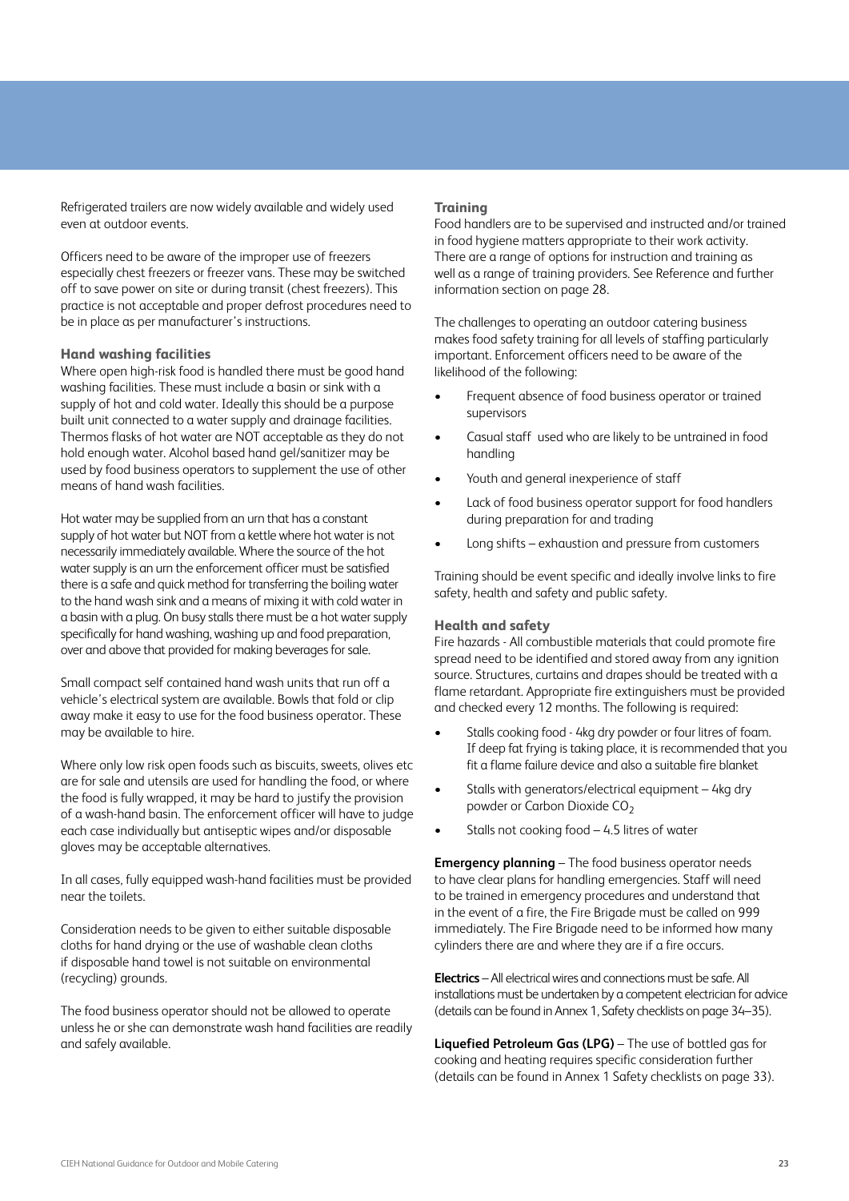Refrigerated trailers are now widely available and widely used even at outdoor events.

Officers need to be aware of the improper use of freezers especially chest freezers or freezer vans. These may be switched off to save power on site or during transit (chest freezers). This practice is not acceptable and proper defrost procedures need to be in place as per manufacturer's instructions.

### Hand washing facilities

Where open high-risk food is handled there must be good hand washing facilities. These must include a basin or sink with a supply of hot and cold water. Ideally this should be a purpose built unit connected to a water supply and drainage facilities. Thermos flasks of hot water are NOT acceptable as they do not hold enough water. Alcohol based hand gel/sanitizer may be used by food business operators to supplement the use of other means of hand wash facilities.

Hot water may be supplied from an urn that has a constant supply of hot water but NOT from a kettle where hot water is not necessarily immediately available. Where the source of the hot water supply is an urn the enforcement officer must be satisfied there is a safe and quick method for transferring the boiling water to the hand wash sink and a means of mixing it with cold water in a basin with a plug. On busy stalls there must be a hot water supply specifically for hand washing, washing up and food preparation, over and above that provided for making beverages for sale.

Small compact self contained hand wash units that run off a vehicle's electrical system are available. Bowls that fold or clip away make it easy to use for the food business operator. These may be available to hire.

Where only low risk open foods such as biscuits, sweets, olives etc are for sale and utensils are used for handling the food, or where the food is fully wrapped, it may be hard to justify the provision of a wash-hand basin. The enforcement officer will have to judge each case individually but antiseptic wipes and/or disposable gloves may be acceptable alternatives.

In all cases, fully equipped wash-hand facilities must be provided near the toilets.

Consideration needs to be given to either suitable disposable cloths for hand drying or the use of washable clean cloths if disposable hand towel is not suitable on environmental (recycling) grounds.

The food business operator should not be allowed to operate unless he or she can demonstrate wash hand facilities are readily and safely available.

### Training

Food handlers are to be supervised and instructed and/or trained in food hygiene matters appropriate to their work activity. There are a range of options for instruction and training as well as a range of training providers. See Reference and further information section on page 28.

The challenges to operating an outdoor catering business makes food safety training for all levels of staffing particularly important. Enforcement officers need to be aware of the likelihood of the following:

- Frequent absence of food business operator or trained supervisors
- Casual staff used who are likely to be untrained in food handling
- Youth and general inexperience of staff
- Lack of food business operator support for food handlers during preparation for and trading
- Long shifts – exhaustion and pressure from customers

Training should be event specific and ideally involve links to fire safety, health and safety and public safety.

### Health and safety

Fire hazards - All combustible materials that could promote fire spread need to be identified and stored away from any ignition source. Structures, curtains and drapes should be treated with a flame retardant. Appropriate fire extinguishers must be provided and checked every 12 months. The following is required:

- Stalls cooking food - 4kg dry powder or four litres of foam. If deep fat frying is taking place, it is recommended that you fit a flame failure device and also a suitable fire blanket
- Stalls with generators/electrical equipment – 4kg dry powder or Carbon Dioxide $CO_2$
- Stalls not cooking food – 4.5 litres of water

**Emergency planning** – The food business operator needs to have clear plans for handling emergencies. Staff will need to be trained in emergency procedures and understand that in the event of a fire, the Fire Brigade must be called on 999 immediately. The Fire Brigade need to be informed how many cylinders there are and where they are if a fire occurs.

**Electrics** – All electrical wires and connections must be safe. All installations must be undertaken by a competent electrician for advice (details can be found in Annex 1, Safety checklists on page 34–35).

**Liquefied Petroleum Gas (LPG)** – The use of bottled gas for cooking and heating requires specific consideration further (details can be found in Annex 1 Safety checklists on page 33).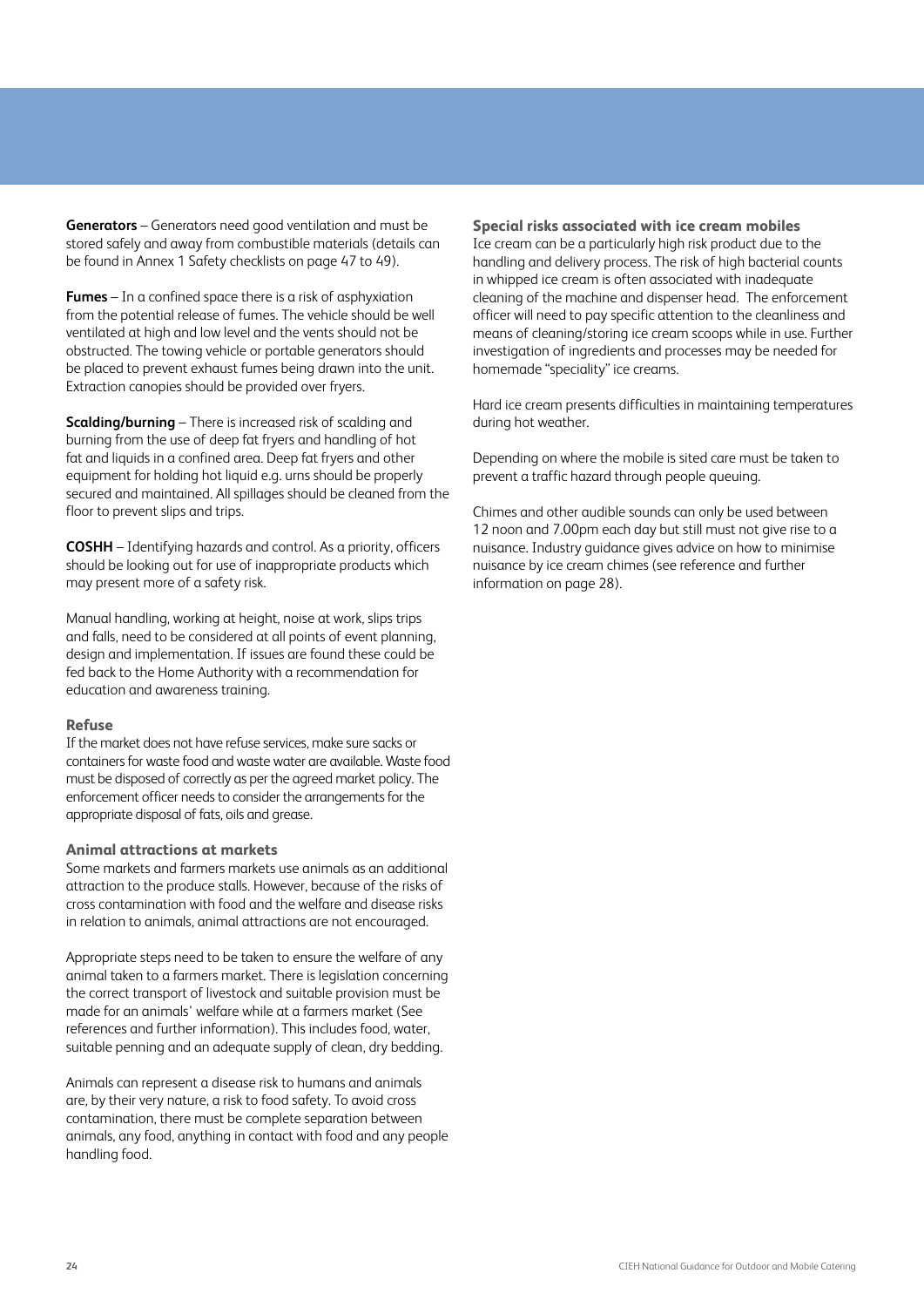**Generators** – Generators need good ventilation and must be stored safely and away from combustible materials (details can be found in Annex 1 Safety checklists on page 47 to 49).

**Fumes** – In a confined space there is a risk of asphyxiation from the potential release of fumes. The vehicle should be well ventilated at high and low level and the vents should not be obstructed. The towing vehicle or portable generators should be placed to prevent exhaust fumes being drawn into the unit. Extraction canopies should be provided over fryers.

**Scalding/burning** – There is increased risk of scalding and burning from the use of deep fat fryers and handling of hot fat and liquids in a confined area. Deep fat fryers and other equipment for holding hot liquid e.g. urns should be properly secured and maintained. All spillages should be cleaned from the floor to prevent slips and trips.

**COSHH** – Identifying hazards and control. As a priority, officers should be looking out for use of inappropriate products which may present more of a safety risk.

Manual handling, working at height, noise at work, slips trips and falls, need to be considered at all points of event planning, design and implementation. If issues are found these could be fed back to the Home Authority with a recommendation for education and awareness training.

### Refuse

If the market does not have refuse services, make sure sacks or containers for waste food and waste water are available. Waste food must be disposed of correctly as per the agreed market policy. The enforcement officer needs to consider the arrangements for the appropriate disposal of fats, oils and grease.

### Animal attractions at markets

Some markets and farmers markets use animals as an additional attraction to the produce stalls. However, because of the risks of cross contamination with food and the welfare and disease risks in relation to animals, animal attractions are not encouraged.

Appropriate steps need to be taken to ensure the welfare of any animal taken to a farmers market. There is legislation concerning the correct transport of livestock and suitable provision must be made for an animals' welfare while at a farmers market (See references and further information). This includes food, water, suitable penning and an adequate supply of clean, dry bedding.

Animals can represent a disease risk to humans and animals are, by their very nature, a risk to food safety. To avoid cross contamination, there must be complete separation between animals, any food, anything in contact with food and any people handling food.

### Special risks associated with ice cream mobiles

Ice cream can be a particularly high risk product due to the handling and delivery process. The risk of high bacterial counts in whipped ice cream is often associated with inadequate cleaning of the machine and dispenser head. The enforcement officer will need to pay specific attention to the cleanliness and means of cleaning/storing ice cream scoops while in use. Further investigation of ingredients and processes may be needed for homemade "speciality" ice creams.

Hard ice cream presents difficulties in maintaining temperatures during hot weather.

Depending on where the mobile is sited care must be taken to prevent a traffic hazard through people queuing.

Chimes and other audible sounds can only be used between 12 noon and 7.00pm each day but still must not give rise to a nuisance. Industry guidance gives advice on how to minimise nuisance by ice cream chimes (see reference and further information on page 28).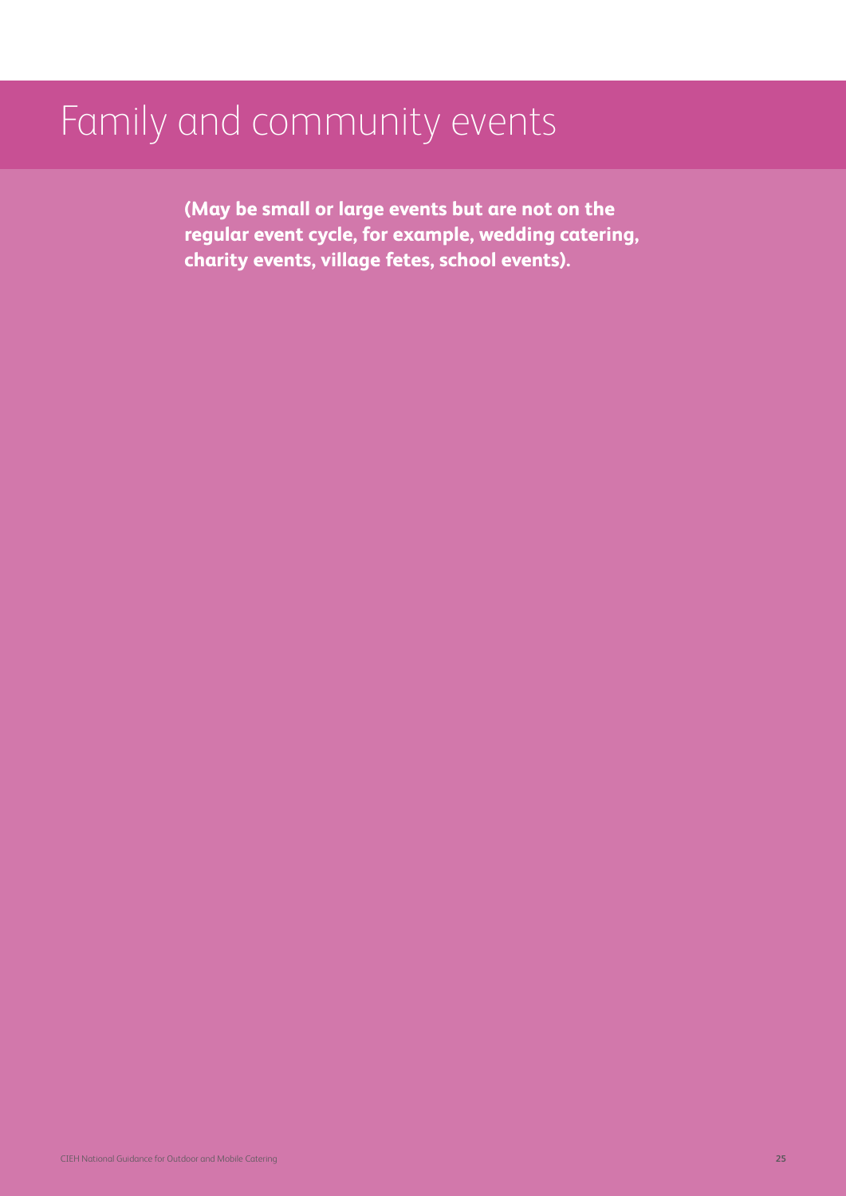# Family and community events

**(May be small or large events but are not on the regular event cycle, for example, wedding catering, charity events, village fetes, school events).**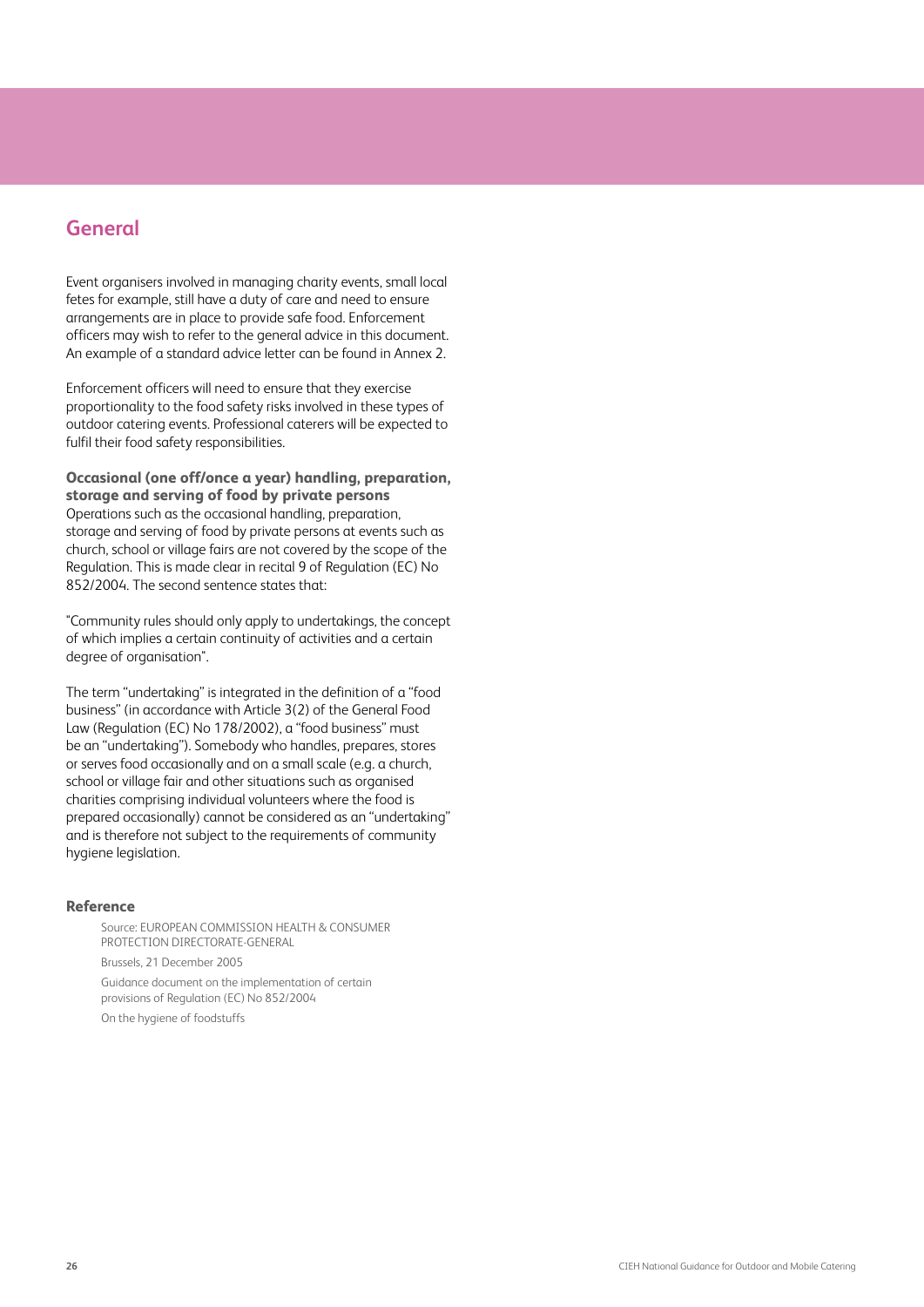## General

Event organisers involved in managing charity events, small local fetes for example, still have a duty of care and need to ensure arrangements are in place to provide safe food. Enforcement officers may wish to refer to the general advice in this document. An example of a standard advice letter can be found in Annex 2.

Enforcement officers will need to ensure that they exercise proportionality to the food safety risks involved in these types of outdoor catering events. Professional caterers will be expected to fulfil their food safety responsibilities.

**Occasional (one off/once a year) handling, preparation, storage and serving of food by private persons**
Operations such as the occasional handling, preparation, storage and serving of food by private persons at events such as church, school or village fairs are not covered by the scope of the Regulation. This is made clear in recital 9 of Regulation (EC) No 852/2004. The second sentence states that:

"Community rules should only apply to undertakings, the concept of which implies a certain continuity of activities and a certain degree of organisation".

The term "undertaking" is integrated in the definition of a "food business" (in accordance with Article 3(2) of the General Food Law (Regulation (EC) No 178/2002), a "food business" must be an "undertaking"). Somebody who handles, prepares, stores or serves food occasionally and on a small scale (e.g. a church, school or village fair and other situations such as organised charities comprising individual volunteers where the food is prepared occasionally) cannot be considered as an "undertaking" and is therefore not subject to the requirements of community hygiene legislation.

### Reference

Source: EUROPEAN COMMISSION HEALTH & CONSUMER PROTECTION DIRECTORATE-GENERAL

Brussels, 21 December 2005

Guidance document on the implementation of certain provisions of Regulation (EC) No 852/2004

On the hygiene of foodstuffs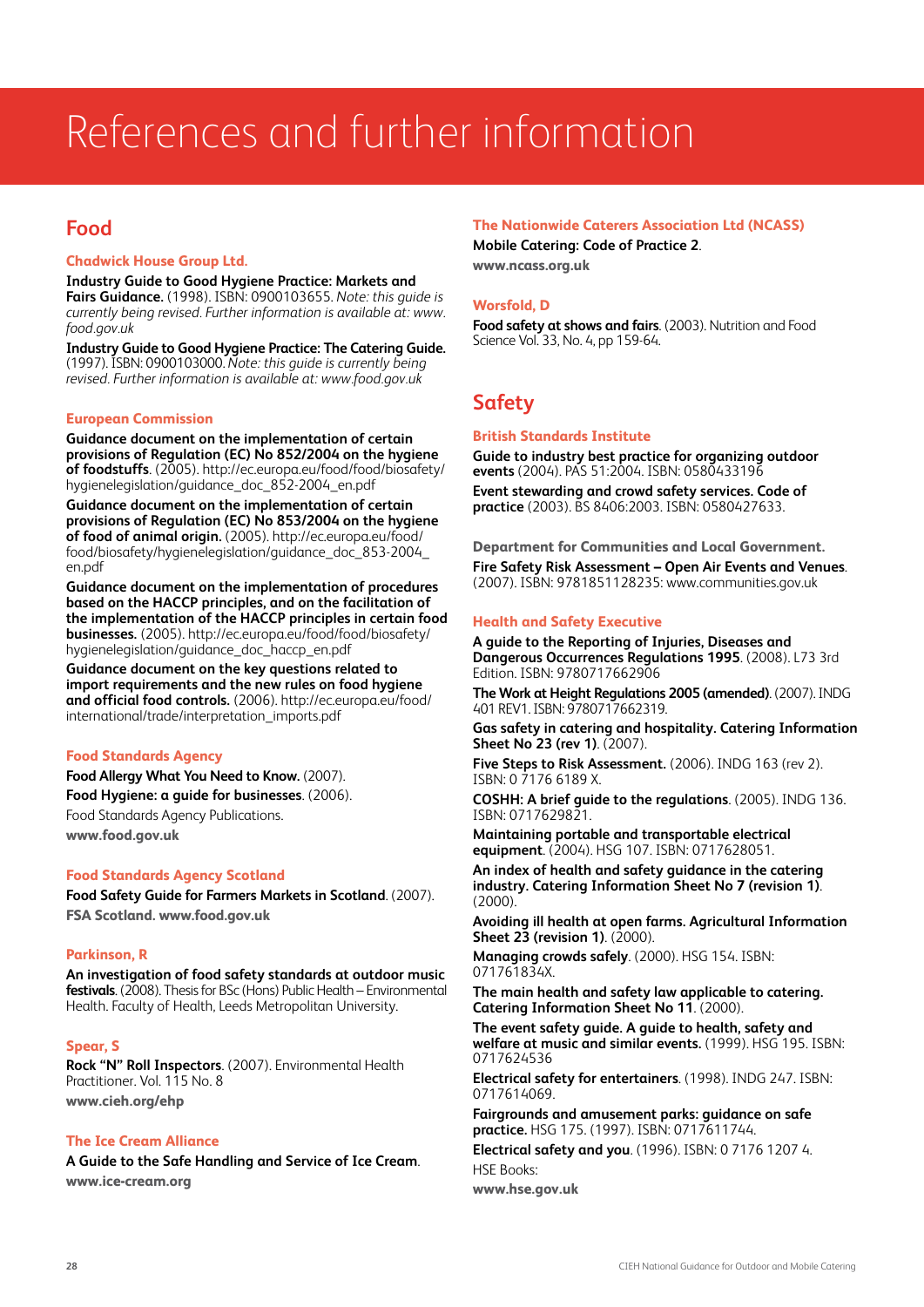# References and further information

## Food

### Chadwick House Group Ltd.

**Industry Guide to Good Hygiene Practice: Markets and Fairs Guidance.** (1998). ISBN: 0900103655. *Note: this guide is currently being revised. Further information is available at: www.food.gov.uk*

**Industry Guide to Good Hygiene Practice: The Catering Guide.** (1997). ISBN: 0900103000. *Note: this guide is currently being revised. Further information is available at: www.food.gov.uk*

### European Commission

**Guidance document on the implementation of certain provisions of Regulation (EC) No 852/2004 on the hygiene of foodstuffs**. (2005). http://ec.europa.eu/food/food/biosafety/hygienelegislation/guidance_doc_852-2004_en.pdf

**Guidance document on the implementation of certain provisions of Regulation (EC) No 853/2004 on the hygiene of food of animal origin.** (2005). http://ec.europa.eu/food/food/biosafety/hygienelegislation/guidance_doc_853-2004_en.pdf

**Guidance document on the implementation of procedures based on the HACCP principles, and on the facilitation of the implementation of the HACCP principles in certain food businesses.** (2005). http://ec.europa.eu/food/food/biosafety/hygienelegislation/guidance_doc_haccp_en.pdf

**Guidance document on the key questions related to import requirements and the new rules on food hygiene and official food controls.** (2006). http://ec.europa.eu/food/international/trade/interpretation_imports.pdf

### Food Standards Agency

**Food Allergy What You Need to Know.** (2007).

**Food Hygiene: a guide for businesses**. (2006).

Food Standards Agency Publications.

**www.food.gov.uk**

### Food Standards Agency Scotland

**Food Safety Guide for Farmers Markets in Scotland**. (2007).

**FSA Scotland. www.food.gov.uk**

### Parkinson, R

**An investigation of food safety standards at outdoor music festivals**. (2008). Thesis for BSc (Hons) Public Health – Environmental Health. Faculty of Health, Leeds Metropolitan University.

### Spear, S

**Rock "N" Roll Inspectors**. (2007). Environmental Health Practitioner. Vol. 115 No. 8

**www.cieh.org/ehp**

### The Ice Cream Alliance

**A Guide to the Safe Handling and Service of Ice Cream**.

**www.ice-cream.org**

### The Nationwide Caterers Association Ltd (NCASS)

**Mobile Catering: Code of Practice 2**.

**www.ncass.org.uk**

### Worsfold, D

**Food safety at shows and fairs**. (2003). Nutrition and Food Science Vol. 33, No. 4, pp 159-64.

## Safety

### British Standards Institute

**Guide to industry best practice for organizing outdoor events** (2004). PAS 51:2004. ISBN: 0580433196

**Event stewarding and crowd safety services. Code of practice** (2003). BS 8406:2003. ISBN: 0580427633.

### Department for Communities and Local Government.

**Fire Safety Risk Assessment – Open Air Events and Venues**. (2007). ISBN: 9781851128235: www.communities.gov.uk

### Health and Safety Executive

**A guide to the Reporting of Injuries, Diseases and Dangerous Occurrences Regulations 1995**. (2008). L73 3rd Edition. ISBN: 9780717662906

**The Work at Height Regulations 2005 (amended)**. (2007). INDG 401 REV1. ISBN: 9780717662319.

**Gas safety in catering and hospitality. Catering Information Sheet No 23 (rev 1)**. (2007).

**Five Steps to Risk Assessment.** (2006). INDG 163 (rev 2). ISBN: 0 7176 6189 X.

**COSHH: A brief guide to the regulations**. (2005). INDG 136. ISBN: 0717629821.

**Maintaining portable and transportable electrical equipment**. (2004). HSG 107. ISBN: 0717628051.

**An index of health and safety guidance in the catering industry. Catering Information Sheet No 7 (revision 1)**. (2000).

**Avoiding ill health at open farms. Agricultural Information Sheet 23 (revision 1)**. (2000).

**Managing crowds safely**. (2000). HSG 154. ISBN: 071761834X.

**The main health and safety law applicable to catering. Catering Information Sheet No 11**. (2000).

**The event safety guide. A guide to health, safety and welfare at music and similar events.** (1999). HSG 195. ISBN: 0717624536

**Electrical safety for entertainers**. (1998). INDG 247. ISBN: 0717614069.

**Fairgrounds and amusement parks: guidance on safe practice.** HSG 175. (1997). ISBN: 0717611744.

**Electrical safety and you**. (1996). ISBN: 0 7176 1207 4.

HSE Books:

**www.hse.gov.uk**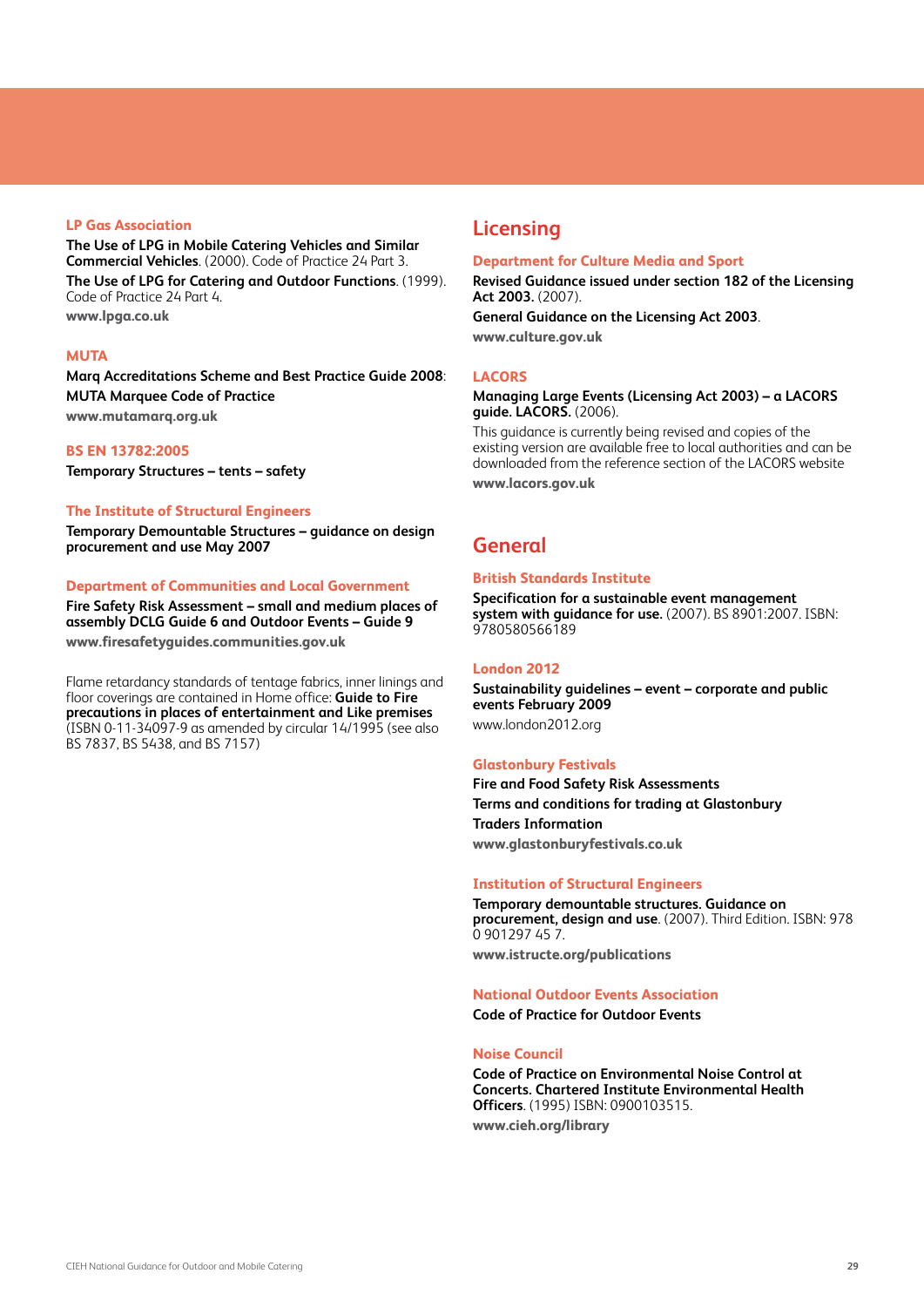### LP Gas Association

**The Use of LPG in Mobile Catering Vehicles and Similar Commercial Vehicles**. (2000). Code of Practice 24 Part 3.

**The Use of LPG for Catering and Outdoor Functions**. (1999). Code of Practice 24 Part 4.

**www.lpga.co.uk**

### MUTA

**Marq Accreditations Scheme and Best Practice Guide 2008**:

**MUTA Marquee Code of Practice**

**www.mutamarq.org.uk**

### BS EN 13782:2005

**Temporary Structures – tents – safety**

### The Institute of Structural Engineers

**Temporary Demountable Structures – guidance on design procurement and use May 2007**

### Department of Communities and Local Government

**Fire Safety Risk Assessment – small and medium places of assembly DCLG Guide 6 and Outdoor Events – Guide 9**

**www.firesafetyguides.communities.gov.uk**

Flame retardancy standards of tentage fabrics, inner linings and floor coverings are contained in Home office: **Guide to Fire precautions in places of entertainment and Like premises** (ISBN 0-11-34097-9 as amended by circular 14/1995 (see also BS 7837, BS 5438, and BS 7157)

## Licensing

### Department for Culture Media and Sport

**Revised Guidance issued under section 182 of the Licensing Act 2003.** (2007).

**General Guidance on the Licensing Act 2003**.

**www.culture.gov.uk**

### LACORS

**Managing Large Events (Licensing Act 2003) – a LACORS guide. LACORS.** (2006).

This guidance is currently being revised and copies of the existing version are available free to local authorities and can be downloaded from the reference section of the LACORS website

**www.lacors.gov.uk**

## General

### British Standards Institute

**Specification for a sustainable event management system with guidance for use.** (2007). BS 8901:2007. ISBN: 9780580566189

### London 2012

**Sustainability guidelines – event – corporate and public events February 2009**

www.london2012.org

### Glastonbury Festivals

**Fire and Food Safety Risk Assessments**

**Terms and conditions for trading at Glastonbury**

**Traders Information**

**www.glastonburyfestivals.co.uk**

### Institution of Structural Engineers

**Temporary demountable structures. Guidance on procurement, design and use**. (2007). Third Edition. ISBN: 978 0 901297 45 7.

**www.istructe.org/publications**

### National Outdoor Events Association

**Code of Practice for Outdoor Events**

### Noise Council

**Code of Practice on Environmental Noise Control at Concerts. Chartered Institute Environmental Health Officers**. (1995) ISBN: 0900103515.

**www.cieh.org/library**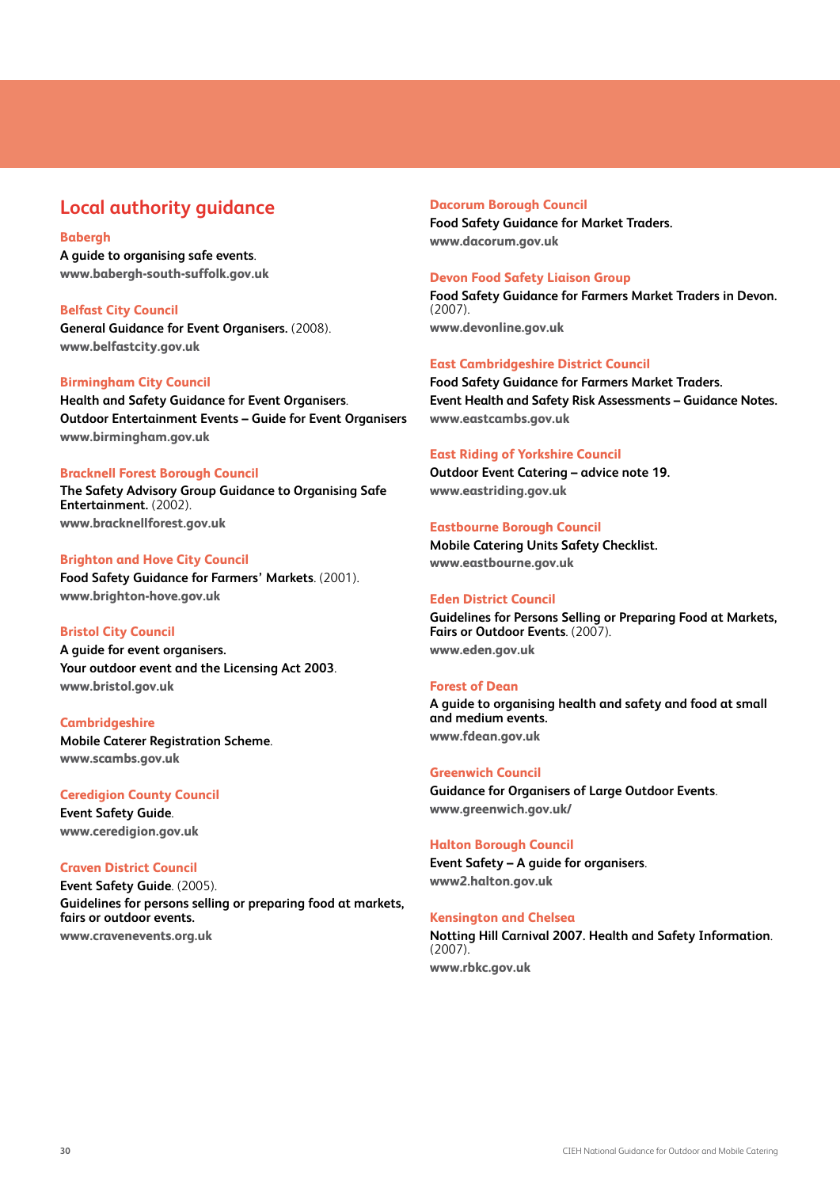## Local authority guidance

**Babergh**
A guide to organising safe events.
www.babergh-south-suffolk.gov.uk

**Belfast City Council**
General Guidance for Event Organisers. (2008).
www.belfastcity.gov.uk

**Birmingham City Council**
Health and Safety Guidance for Event Organisers.
Outdoor Entertainment Events – Guide for Event Organisers
www.birmingham.gov.uk

**Bracknell Forest Borough Council**
The Safety Advisory Group Guidance to Organising Safe Entertainment. (2002).
www.bracknellforest.gov.uk

**Brighton and Hove City Council**
Food Safety Guidance for Farmers' Markets. (2001).
www.brighton-hove.gov.uk

**Bristol City Council**
A guide for event organisers.
Your outdoor event and the Licensing Act 2003.
www.bristol.gov.uk

**Cambridgeshire**
Mobile Caterer Registration Scheme.
www.scambs.gov.uk

**Ceredigion County Council**
Event Safety Guide.
www.ceredigion.gov.uk

**Craven District Council**
Event Safety Guide. (2005).
Guidelines for persons selling or preparing food at markets, fairs or outdoor events.
www.cravenevents.org.uk

**Dacorum Borough Council**
Food Safety Guidance for Market Traders.
www.dacorum.gov.uk

**Devon Food Safety Liaison Group**
Food Safety Guidance for Farmers Market Traders in Devon. (2007).
www.devonline.gov.uk

**East Cambridgeshire District Council**
Food Safety Guidance for Farmers Market Traders.
Event Health and Safety Risk Assessments – Guidance Notes.
www.eastcambs.gov.uk

**East Riding of Yorkshire Council**
Outdoor Event Catering – advice note 19.
www.eastriding.gov.uk

**Eastbourne Borough Council**
Mobile Catering Units Safety Checklist.
www.eastbourne.gov.uk

**Eden District Council**
Guidelines for Persons Selling or Preparing Food at Markets, Fairs or Outdoor Events. (2007).
www.eden.gov.uk

**Forest of Dean**
A guide to organising health and safety and food at small and medium events.
www.fdean.gov.uk

**Greenwich Council**
Guidance for Organisers of Large Outdoor Events.
www.greenwich.gov.uk/

**Halton Borough Council**
Event Safety – A guide for organisers.
www2.halton.gov.uk

**Kensington and Chelsea**
Notting Hill Carnival 2007. Health and Safety Information. (2007).
www.rbkc.gov.uk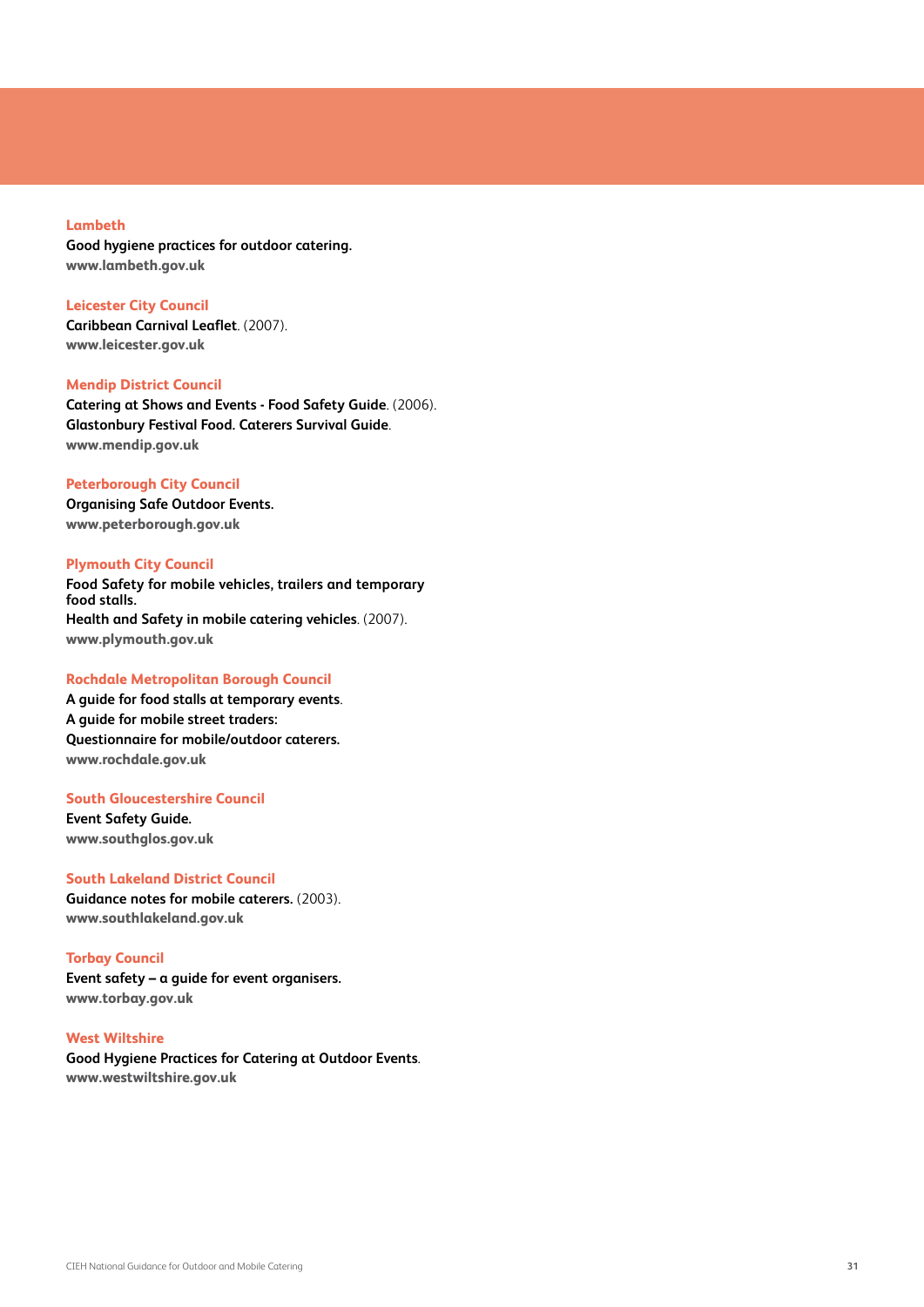**Lambeth**

**Good hygiene practices for outdoor catering.**

**www.lambeth.gov.uk**

**Leicester City Council**

**Caribbean Carnival Leaflet**. (2007).

**www.leicester.gov.uk**

**Mendip District Council**

**Catering at Shows and Events - Food Safety Guide**. (2006).

**Glastonbury Festival Food. Caterers Survival Guide**.

**www.mendip.gov.uk**

**Peterborough City Council**

**Organising Safe Outdoor Events.**

**www.peterborough.gov.uk**

**Plymouth City Council**

**Food Safety for mobile vehicles, trailers and temporary food stalls.**

**Health and Safety in mobile catering vehicles**. (2007).

**www.plymouth.gov.uk**

**Rochdale Metropolitan Borough Council**

**A guide for food stalls at temporary events**.

**A guide for mobile street traders:**

**Questionnaire for mobile/outdoor caterers.**

**www.rochdale.gov.uk**

**South Gloucestershire Council**

**Event Safety Guide.**

**www.southglos.gov.uk**

**South Lakeland District Council**

**Guidance notes for mobile caterers.** (2003).

**www.southlakeland.gov.uk**

**Torbay Council**

**Event safety – a guide for event organisers.**

**www.torbay.gov.uk**

**West Wiltshire**

**Good Hygiene Practices for Catering at Outdoor Events**.

**www.westwiltshire.gov.uk**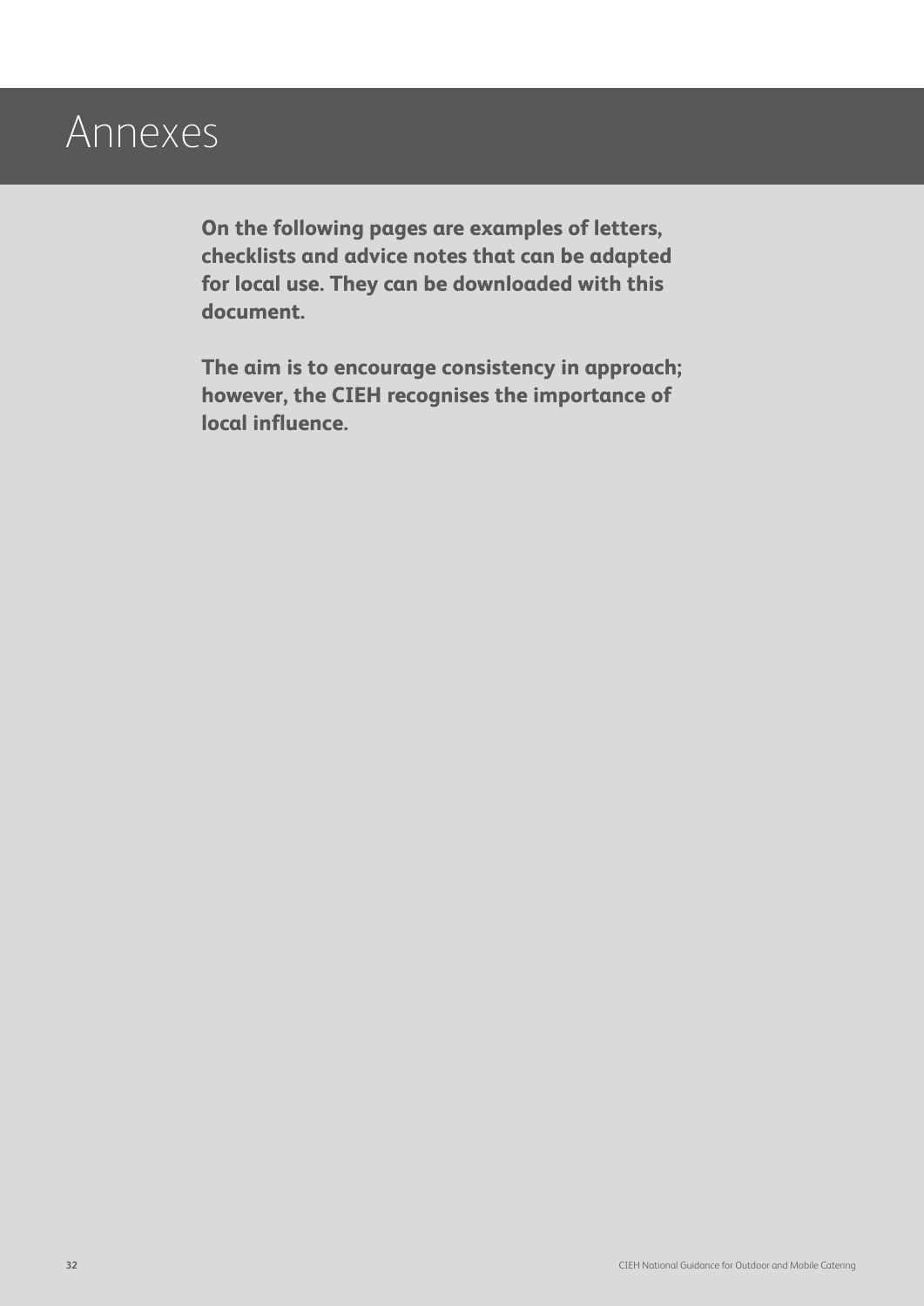# Annexes

**On the following pages are examples of letters, checklists and advice notes that can be adapted for local use. They can be downloaded with this document.**

**The aim is to encourage consistency in approach; however, the CIEH recognises the importance of local influence.**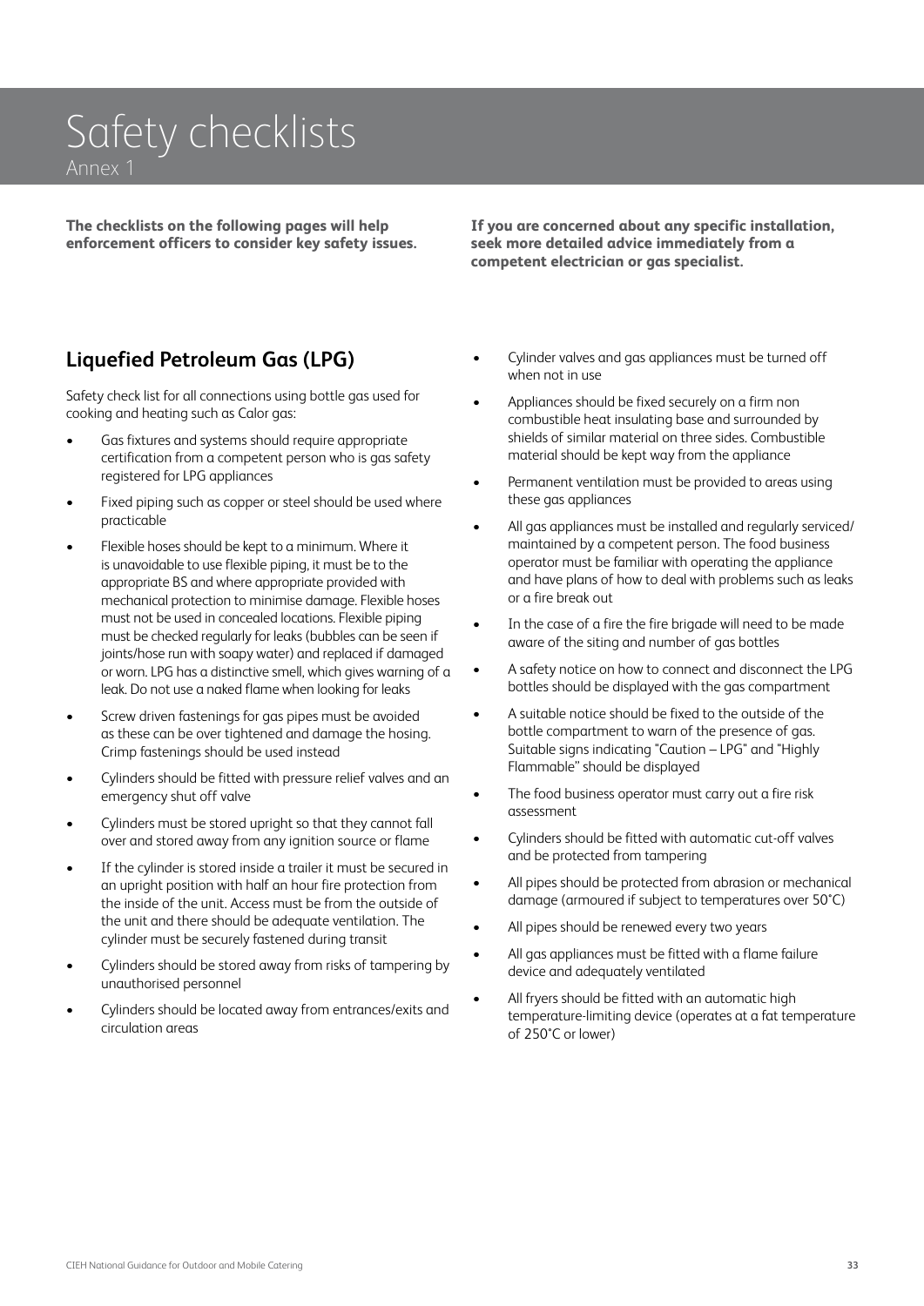# Safety checklists

Annex 1

**The checklists on the following pages will help enforcement officers to consider key safety issues.**

**If you are concerned about any specific installation, seek more detailed advice immediately from a competent electrician or gas specialist.**

## Liquefied Petroleum Gas (LPG)

Safety check list for all connections using bottle gas used for cooking and heating such as Calor gas:

- Gas fixtures and systems should require appropriate certification from a competent person who is gas safety registered for LPG appliances
- Fixed piping such as copper or steel should be used where practicable
- Flexible hoses should be kept to a minimum. Where it is unavoidable to use flexible piping, it must be to the appropriate BS and where appropriate provided with mechanical protection to minimise damage. Flexible hoses must not be used in concealed locations. Flexible piping must be checked regularly for leaks (bubbles can be seen if joints/hose run with soapy water) and replaced if damaged or worn. LPG has a distinctive smell, which gives warning of a leak. Do not use a naked flame when looking for leaks
- Screw driven fastenings for gas pipes must be avoided as these can be over tightened and damage the hosing. Crimp fastenings should be used instead
- Cylinders should be fitted with pressure relief valves and an emergency shut off valve
- Cylinders must be stored upright so that they cannot fall over and stored away from any ignition source or flame
- If the cylinder is stored inside a trailer it must be secured in an upright position with half an hour fire protection from the inside of the unit. Access must be from the outside of the unit and there should be adequate ventilation. The cylinder must be securely fastened during transit
- Cylinders should be stored away from risks of tampering by unauthorised personnel
- Cylinders should be located away from entrances/exits and circulation areas
- Cylinder valves and gas appliances must be turned off when not in use
- Appliances should be fixed securely on a firm non combustible heat insulating base and surrounded by shields of similar material on three sides. Combustible material should be kept way from the appliance
- Permanent ventilation must be provided to areas using these gas appliances
- All gas appliances must be installed and regularly serviced/ maintained by a competent person. The food business operator must be familiar with operating the appliance and have plans of how to deal with problems such as leaks or a fire break out
- In the case of a fire the fire brigade will need to be made aware of the siting and number of gas bottles
- A safety notice on how to connect and disconnect the LPG bottles should be displayed with the gas compartment
- A suitable notice should be fixed to the outside of the bottle compartment to warn of the presence of gas. Suitable signs indicating "Caution – LPG" and "Highly Flammable" should be displayed
- The food business operator must carry out a fire risk assessment
- Cylinders should be fitted with automatic cut-off valves and be protected from tampering
- All pipes should be protected from abrasion or mechanical damage (armoured if subject to temperatures over 50°C)
- All pipes should be renewed every two years
- All gas appliances must be fitted with a flame failure device and adequately ventilated
- All fryers should be fitted with an automatic high temperature-limiting device (operates at a fat temperature of 250°C or lower)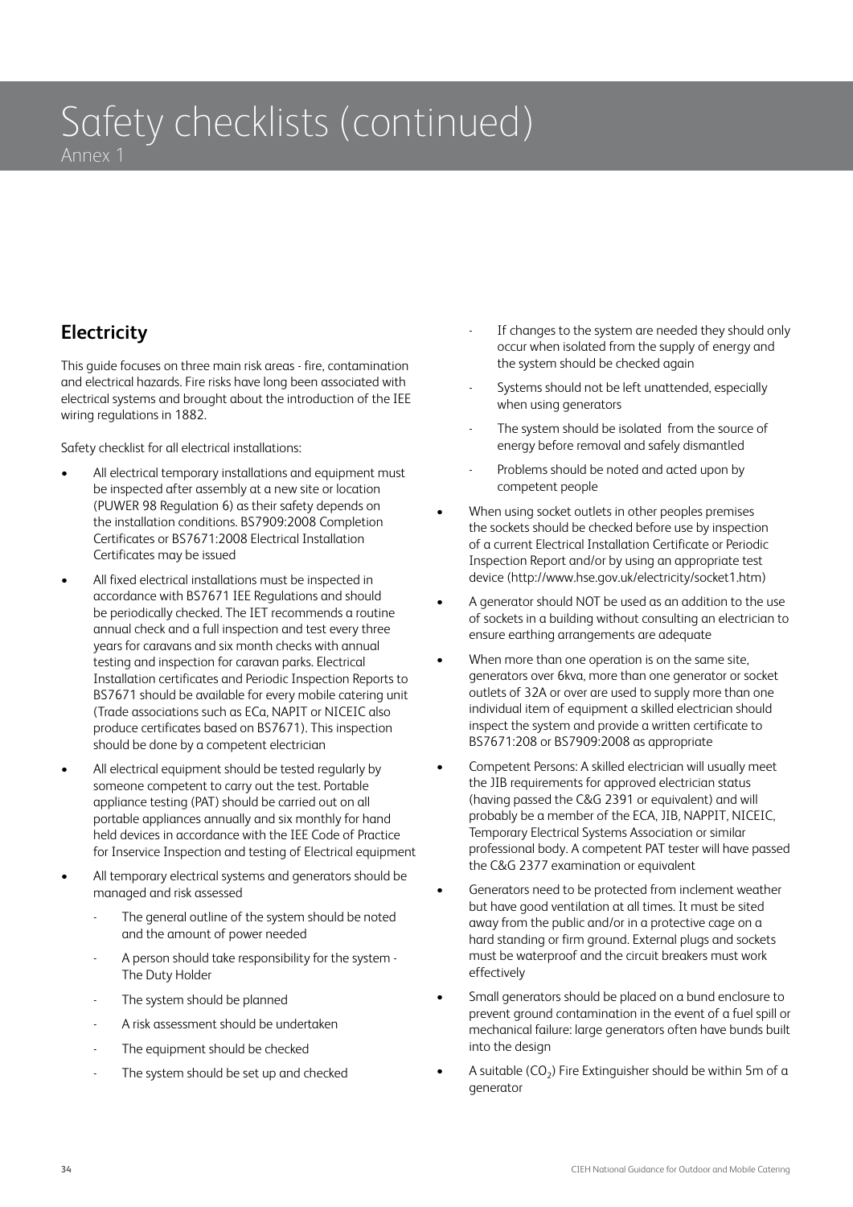// Safety checklists (continued)

Annex 1

## Electricity

This guide focuses on three main risk areas - fire, contamination and electrical hazards. Fire risks have long been associated with electrical systems and brought about the introduction of the IEE wiring regulations in 1882.

Safety checklist for all electrical installations:

- All electrical temporary installations and equipment must be inspected after assembly at a new site or location (PUWER 98 Regulation 6) as their safety depends on the installation conditions. BS7909:2008 Completion Certificates or BS7671:2008 Electrical Installation Certificates may be issued
- All fixed electrical installations must be inspected in accordance with BS7671 IEE Regulations and should be periodically checked. The IET recommends a routine annual check and a full inspection and test every three years for caravans and six month checks with annual testing and inspection for caravan parks. Electrical Installation certificates and Periodic Inspection Reports to BS7671 should be available for every mobile catering unit (Trade associations such as ECa, NAPIT or NICEIC also produce certificates based on BS7671). This inspection should be done by a competent electrician
- All electrical equipment should be tested regularly by someone competent to carry out the test. Portable appliance testing (PAT) should be carried out on all portable appliances annually and six monthly for hand held devices in accordance with the IEE Code of Practice for Inservice Inspection and testing of Electrical equipment
- All temporary electrical systems and generators should be managed and risk assessed
    - The general outline of the system should be noted and the amount of power needed
    - A person should take responsibility for the system - The Duty Holder
    - The system should be planned
    - A risk assessment should be undertaken
    - The equipment should be checked
    - The system should be set up and checked
    - If changes to the system are needed they should only occur when isolated from the supply of energy and the system should be checked again
    - Systems should not be left unattended, especially when using generators
    - The system should be isolated from the source of energy before removal and safely dismantled
    - Problems should be noted and acted upon by competent people
- When using socket outlets in other peoples premises the sockets should be checked before use by inspection of a current Electrical Installation Certificate or Periodic Inspection Report and/or by using an appropriate test device (http://www.hse.gov.uk/electricity/socket1.htm)
- A generator should NOT be used as an addition to the use of sockets in a building without consulting an electrician to ensure earthing arrangements are adequate
- When more than one operation is on the same site, generators over 6kva, more than one generator or socket outlets of 32A or over are used to supply more than one individual item of equipment a skilled electrician should inspect the system and provide a written certificate to BS7671:208 or BS7909:2008 as appropriate
- Competent Persons: A skilled electrician will usually meet the JIB requirements for approved electrician status (having passed the C&G 2391 or equivalent) and will probably be a member of the ECA, JIB, NAPPIT, NICEIC, Temporary Electrical Systems Association or similar professional body. A competent PAT tester will have passed the C&G 2377 examination or equivalent
- Generators need to be protected from inclement weather but have good ventilation at all times. It must be sited away from the public and/or in a protective cage on a hard standing or firm ground. External plugs and sockets must be waterproof and the circuit breakers must work effectively
- Small generators should be placed on a bund enclosure to prevent ground contamination in the event of a fuel spill or mechanical failure: large generators often have bunds built into the design
- A suitable ($CO_2$) Fire Extinguisher should be within 5m of a generator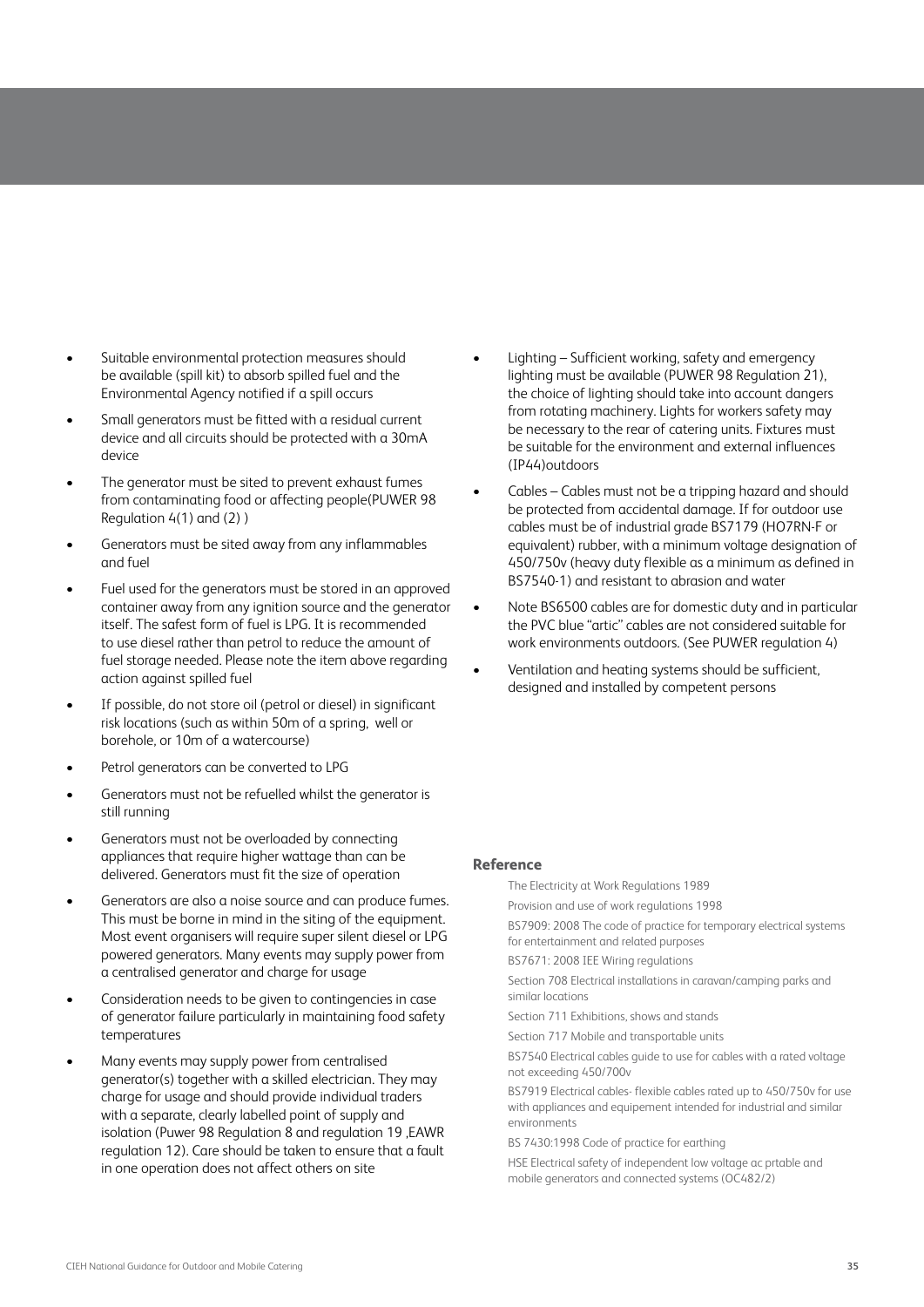- Suitable environmental protection measures should be available (spill kit) to absorb spilled fuel and the Environmental Agency notified if a spill occurs
- Small generators must be fitted with a residual current device and all circuits should be protected with a 30mA device
- The generator must be sited to prevent exhaust fumes from contaminating food or affecting people(PUWER 98 Regulation 4(1) and (2) )
- Generators must be sited away from any inflammables and fuel
- Fuel used for the generators must be stored in an approved container away from any ignition source and the generator itself. The safest form of fuel is LPG. It is recommended to use diesel rather than petrol to reduce the amount of fuel storage needed. Please note the item above regarding action against spilled fuel
- If possible, do not store oil (petrol or diesel) in significant risk locations (such as within 50m of a spring, well or borehole, or 10m of a watercourse)
- Petrol generators can be converted to LPG
- Generators must not be refuelled whilst the generator is still running
- Generators must not be overloaded by connecting appliances that require higher wattage than can be delivered. Generators must fit the size of operation
- Generators are also a noise source and can produce fumes. This must be borne in mind in the siting of the equipment. Most event organisers will require super silent diesel or LPG powered generators. Many events may supply power from a centralised generator and charge for usage
- Consideration needs to be given to contingencies in case of generator failure particularly in maintaining food safety temperatures
- Many events may supply power from centralised generator(s) together with a skilled electrician. They may charge for usage and should provide individual traders with a separate, clearly labelled point of supply and isolation (Puwer 98 Regulation 8 and regulation 19 ,EAWR regulation 12). Care should be taken to ensure that a fault in one operation does not affect others on site
- Lighting – Sufficient working, safety and emergency lighting must be available (PUWER 98 Regulation 21), the choice of lighting should take into account dangers from rotating machinery. Lights for workers safety may be necessary to the rear of catering units. Fixtures must be suitable for the environment and external influences (IP44)outdoors
- Cables – Cables must not be a tripping hazard and should be protected from accidental damage. If for outdoor use cables must be of industrial grade BS7179 (HO7RN-F or equivalent) rubber, with a minimum voltage designation of 450/750v (heavy duty flexible as a minimum as defined in BS7540-1) and resistant to abrasion and water
- Note BS6500 cables are for domestic duty and in particular the PVC blue "artic" cables are not considered suitable for work environments outdoors. (See PUWER regulation 4)
- Ventilation and heating systems should be sufficient, designed and installed by competent persons

**Reference**

The Electricity at Work Regulations 1989

Provision and use of work regulations 1998

BS7909: 2008 The code of practice for temporary electrical systems for entertainment and related purposes

BS7671: 2008 IEE Wiring regulations

Section 708 Electrical installations in caravan/camping parks and similar locations

Section 711 Exhibitions, shows and stands

Section 717 Mobile and transportable units

BS7540 Electrical cables guide to use for cables with a rated voltage not exceeding 450/700v

BS7919 Electrical cables- flexible cables rated up to 450/750v for use with appliances and equipement intended for industrial and similar environments

BS 7430:1998 Code of practice for earthing

HSE Electrical safety of independent low voltage ac prtable and mobile generators and connected systems (OC482/2)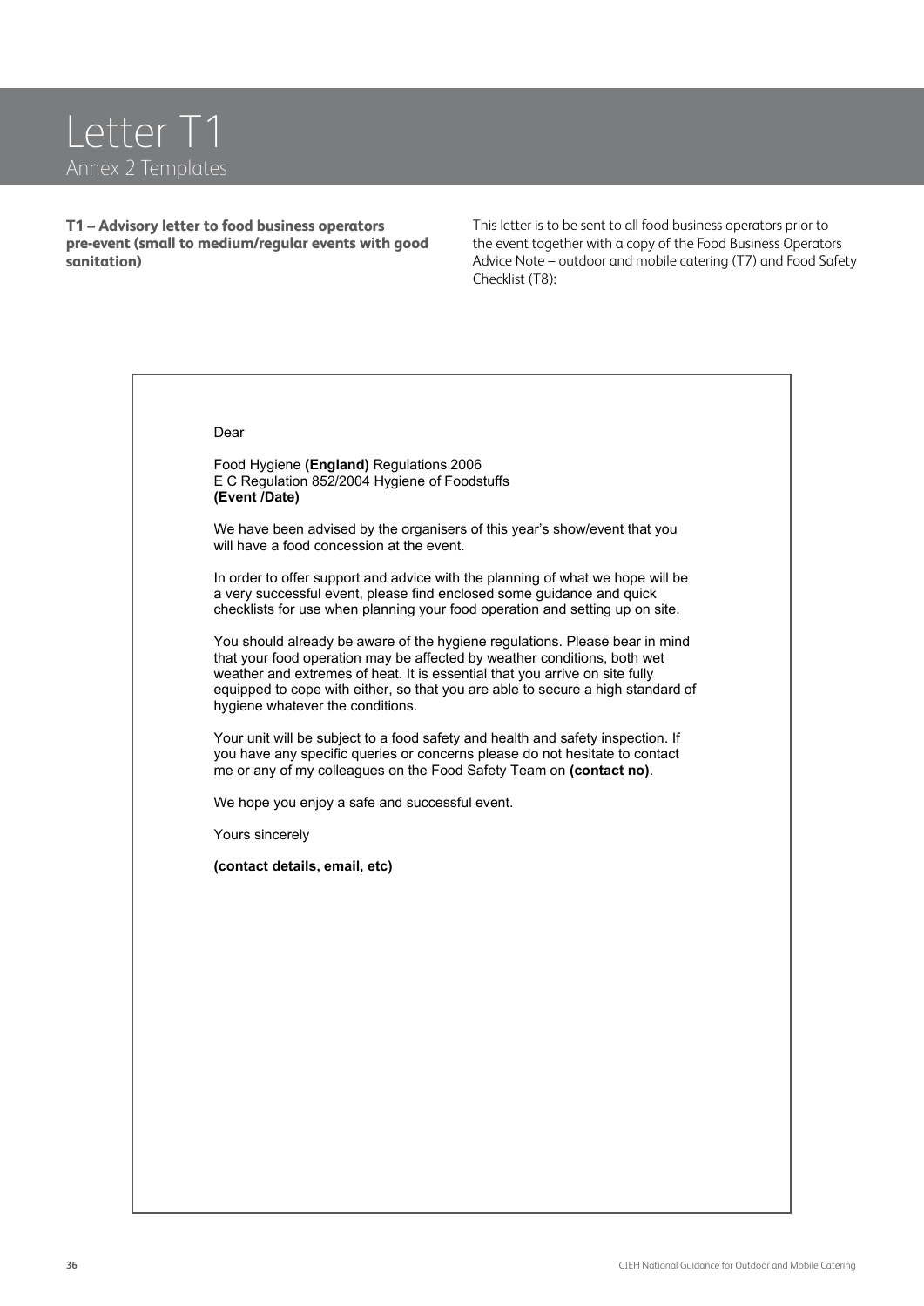# Letter T1

## Annex 2 Templates

**T1 – Advisory letter to food business operators pre-event (small to medium/regular events with good sanitation)**

This letter is to be sent to all food business operators prior to the event together with a copy of the Food Business Operators Advice Note – outdoor and mobile catering (T7) and Food Safety Checklist (T8):

Dear

Food Hygiene **(England)** Regulations 2006
E C Regulation 852/2004 Hygiene of Foodstuffs
**(Event /Date)**

We have been advised by the organisers of this year's show/event that you will have a food concession at the event.

In order to offer support and advice with the planning of what we hope will be a very successful event, please find enclosed some guidance and quick checklists for use when planning your food operation and setting up on site.

You should already be aware of the hygiene regulations. Please bear in mind that your food operation may be affected by weather conditions, both wet weather and extremes of heat. It is essential that you arrive on site fully equipped to cope with either, so that you are able to secure a high standard of hygiene whatever the conditions.

Your unit will be subject to a food safety and health and safety inspection. If you have any specific queries or concerns please do not hesitate to contact me or any of my colleagues on the Food Safety Team on **(contact no)**.

We hope you enjoy a safe and successful event.

Yours sincerely

**(contact details, email, etc)**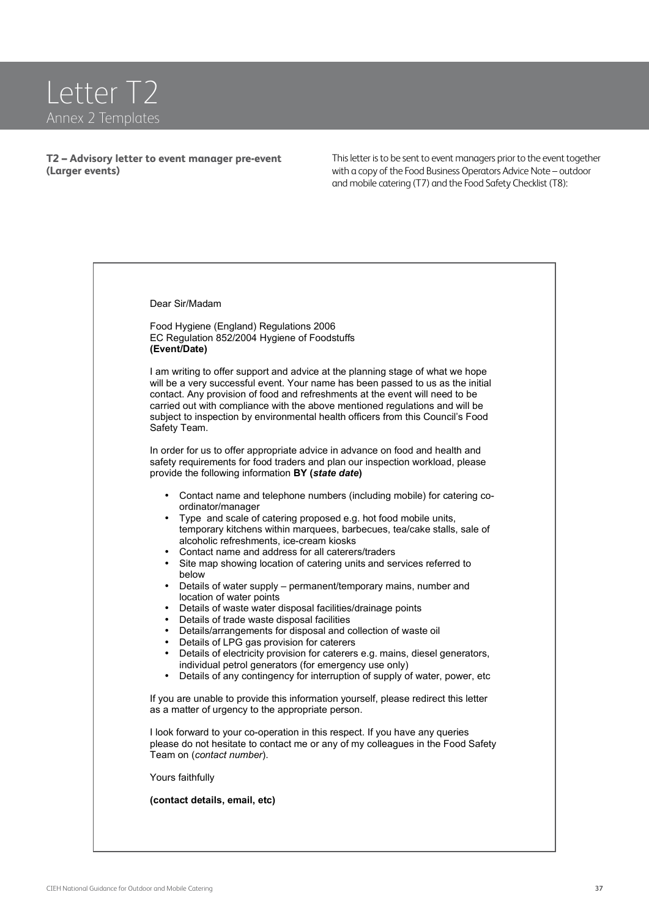# Letter T2

## Annex 2 Templates

**T2 – Advisory letter to event manager pre-event (Larger events)**

This letter is to be sent to event managers prior to the event together with a copy of the Food Business Operators Advice Note – outdoor and mobile catering (T7) and the Food Safety Checklist (T8):

Dear Sir/Madam

Food Hygiene (England) Regulations 2006
EC Regulation 852/2004 Hygiene of Foodstuffs
**(Event/Date)**

I am writing to offer support and advice at the planning stage of what we hope will be a very successful event. Your name has been passed to us as the initial contact. Any provision of food and refreshments at the event will need to be carried out with compliance with the above mentioned regulations and will be subject to inspection by environmental health officers from this Council's Food Safety Team.

In order for us to offer appropriate advice in advance on food and health and safety requirements for food traders and plan our inspection workload, please provide the following information **BY (*state date*)**

- Contact name and telephone numbers (including mobile) for catering co-ordinator/manager
- Type and scale of catering proposed e.g. hot food mobile units, temporary kitchens within marquees, barbecues, tea/cake stalls, sale of alcoholic refreshments, ice-cream kiosks
- Contact name and address for all caterers/traders
- Site map showing location of catering units and services referred to below
- Details of water supply – permanent/temporary mains, number and location of water points
- Details of waste water disposal facilities/drainage points
- Details of trade waste disposal facilities
- Details/arrangements for disposal and collection of waste oil
- Details of LPG gas provision for caterers
- Details of electricity provision for caterers e.g. mains, diesel generators, individual petrol generators (for emergency use only)
- Details of any contingency for interruption of supply of water, power, etc

If you are unable to provide this information yourself, please redirect this letter as a matter of urgency to the appropriate person.

I look forward to your co-operation in this respect. If you have any queries please do not hesitate to contact me or any of my colleagues in the Food Safety Team on (*contact number*).

Yours faithfully

**(contact details, email, etc)**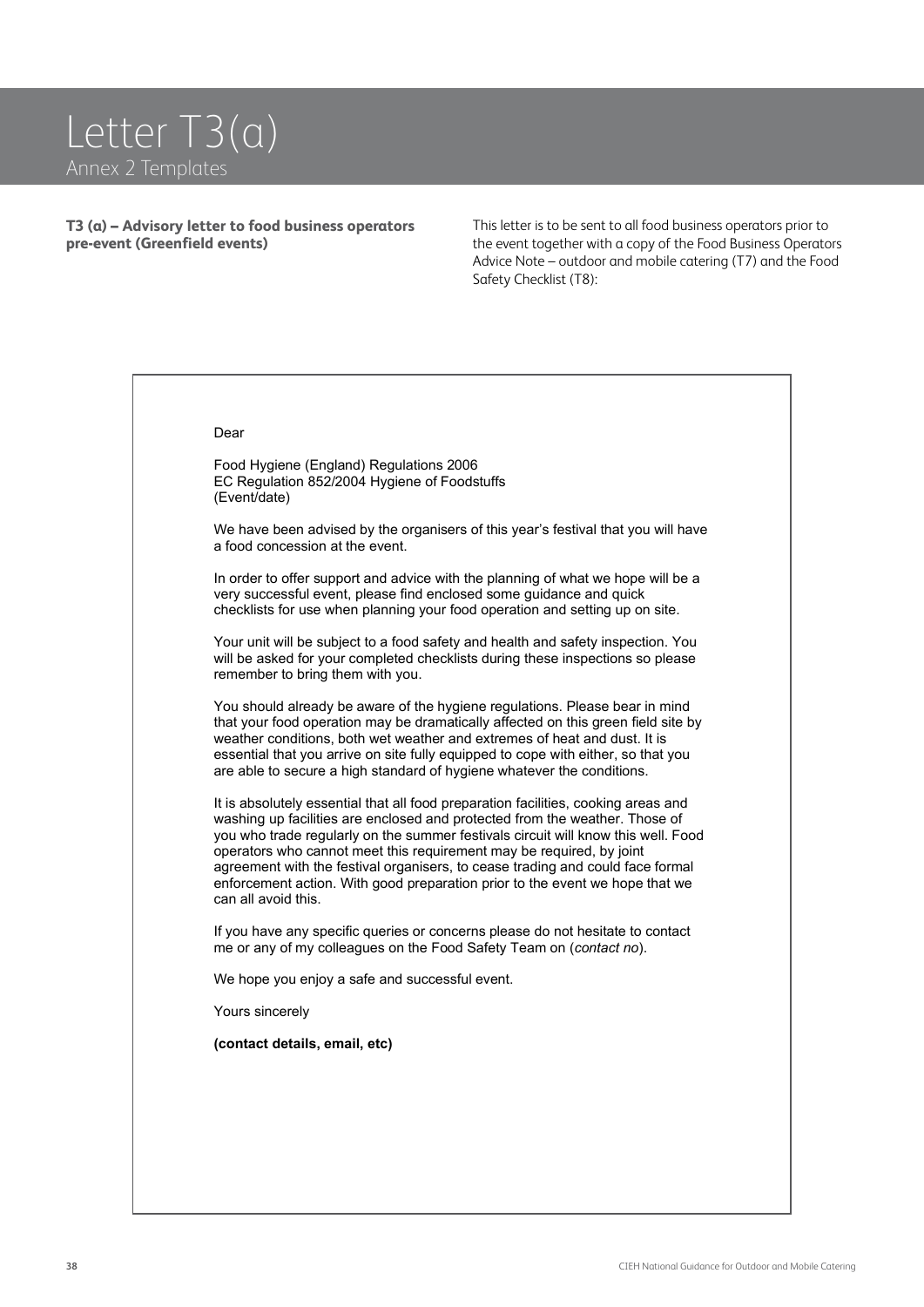# Letter T3(a)

## Annex 2 Templates

**T3 (a) – Advisory letter to food business operators pre-event (Greenfield events)**

This letter is to be sent to all food business operators prior to the event together with a copy of the Food Business Operators Advice Note – outdoor and mobile catering (T7) and the Food Safety Checklist (T8):

Dear

Food Hygiene (England) Regulations 2006
EC Regulation 852/2004 Hygiene of Foodstuffs
(Event/date)

We have been advised by the organisers of this year's festival that you will have a food concession at the event.

In order to offer support and advice with the planning of what we hope will be a very successful event, please find enclosed some guidance and quick checklists for use when planning your food operation and setting up on site.

Your unit will be subject to a food safety and health and safety inspection. You will be asked for your completed checklists during these inspections so please remember to bring them with you.

You should already be aware of the hygiene regulations. Please bear in mind that your food operation may be dramatically affected on this green field site by weather conditions, both wet weather and extremes of heat and dust. It is essential that you arrive on site fully equipped to cope with either, so that you are able to secure a high standard of hygiene whatever the conditions.

It is absolutely essential that all food preparation facilities, cooking areas and washing up facilities are enclosed and protected from the weather. Those of you who trade regularly on the summer festivals circuit will know this well. Food operators who cannot meet this requirement may be required, by joint agreement with the festival organisers, to cease trading and could face formal enforcement action. With good preparation prior to the event we hope that we can all avoid this.

If you have any specific queries or concerns please do not hesitate to contact me or any of my colleagues on the Food Safety Team on (*contact no*).

We hope you enjoy a safe and successful event.

Yours sincerely

**(contact details, email, etc)**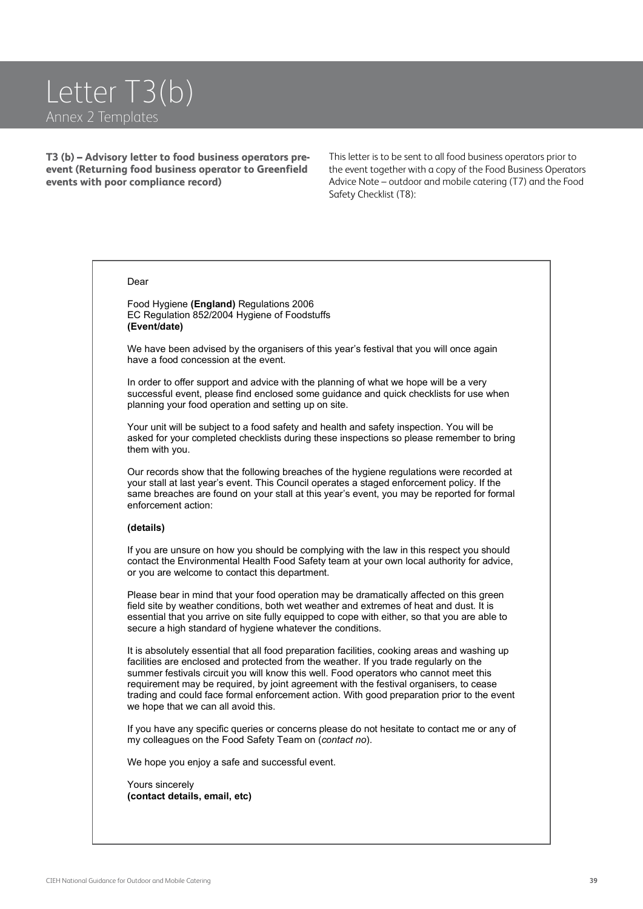# Letter T3(b)

## Annex 2 Templates

**T3 (b) – Advisory letter to food business operators pre-event (Returning food business operator to Greenfield events with poor compliance record)**

This letter is to be sent to all food business operators prior to the event together with a copy of the Food Business Operators Advice Note – outdoor and mobile catering (T7) and the Food Safety Checklist (T8):

Dear

Food Hygiene **(England)** Regulations 2006
EC Regulation 852/2004 Hygiene of Foodstuffs
**(Event/date)**

We have been advised by the organisers of this year's festival that you will once again have a food concession at the event.

In order to offer support and advice with the planning of what we hope will be a very successful event, please find enclosed some guidance and quick checklists for use when planning your food operation and setting up on site.

Your unit will be subject to a food safety and health and safety inspection. You will be asked for your completed checklists during these inspections so please remember to bring them with you.

Our records show that the following breaches of the hygiene regulations were recorded at your stall at last year's event. This Council operates a staged enforcement policy. If the same breaches are found on your stall at this year's event, you may be reported for formal enforcement action:

**(details)**

If you are unsure on how you should be complying with the law in this respect you should contact the Environmental Health Food Safety team at your own local authority for advice, or you are welcome to contact this department.

Please bear in mind that your food operation may be dramatically affected on this green field site by weather conditions, both wet weather and extremes of heat and dust. It is essential that you arrive on site fully equipped to cope with either, so that you are able to secure a high standard of hygiene whatever the conditions.

It is absolutely essential that all food preparation facilities, cooking areas and washing up facilities are enclosed and protected from the weather. If you trade regularly on the summer festivals circuit you will know this well. Food operators who cannot meet this requirement may be required, by joint agreement with the festival organisers, to cease trading and could face formal enforcement action. With good preparation prior to the event we hope that we can all avoid this.

If you have any specific queries or concerns please do not hesitate to contact me or any of my colleagues on the Food Safety Team on (*contact no*).

We hope you enjoy a safe and successful event.

Yours sincerely
**(contact details, email, etc)**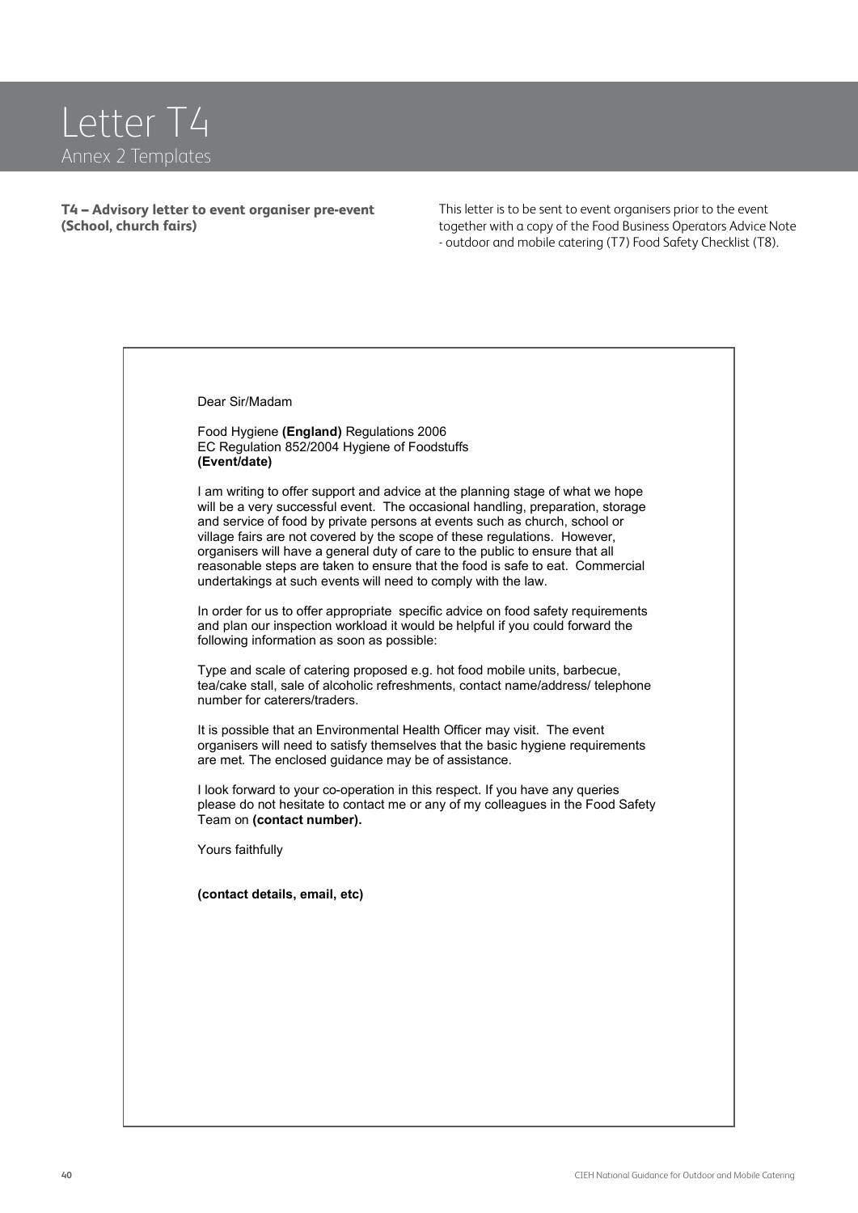# Letter T4

## Annex 2 Templates

**T4 – Advisory letter to event organiser pre-event (School, church fairs)**

This letter is to be sent to event organisers prior to the event together with a copy of the Food Business Operators Advice Note - outdoor and mobile catering (T7) Food Safety Checklist (T8).

---

Dear Sir/Madam

Food Hygiene **(England)** Regulations 2006
EC Regulation 852/2004 Hygiene of Foodstuffs
**(Event/date)**

I am writing to offer support and advice at the planning stage of what we hope will be a very successful event. The occasional handling, preparation, storage and service of food by private persons at events such as church, school or village fairs are not covered by the scope of these regulations. However, organisers will have a general duty of care to the public to ensure that all reasonable steps are taken to ensure that the food is safe to eat. Commercial undertakings at such events will need to comply with the law.

In order for us to offer appropriate specific advice on food safety requirements and plan our inspection workload it would be helpful if you could forward the following information as soon as possible:

Type and scale of catering proposed e.g. hot food mobile units, barbecue, tea/cake stall, sale of alcoholic refreshments, contact name/address/ telephone number for caterers/traders.

It is possible that an Environmental Health Officer may visit. The event organisers will need to satisfy themselves that the basic hygiene requirements are met. The enclosed guidance may be of assistance.

I look forward to your co-operation in this respect. If you have any queries please do not hesitate to contact me or any of my colleagues in the Food Safety Team on **(contact number).**

Yours faithfully

**(contact details, email, etc)**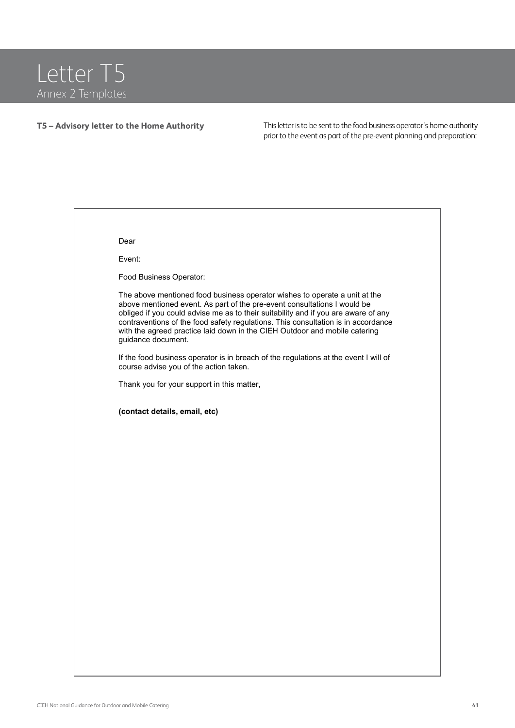# Letter T5

## Annex 2 Templates

**T5 – Advisory letter to the Home Authority**

This letter is to be sent to the food business operator's home authority prior to the event as part of the pre-event planning and preparation:

Dear

Event:

Food Business Operator:

The above mentioned food business operator wishes to operate a unit at the above mentioned event. As part of the pre-event consultations I would be obliged if you could advise me as to their suitability and if you are aware of any contraventions of the food safety regulations. This consultation is in accordance with the agreed practice laid down in the CIEH Outdoor and mobile catering guidance document.

If the food business operator is in breach of the regulations at the event I will of course advise you of the action taken.

Thank you for your support in this matter,

**(contact details, email, etc)**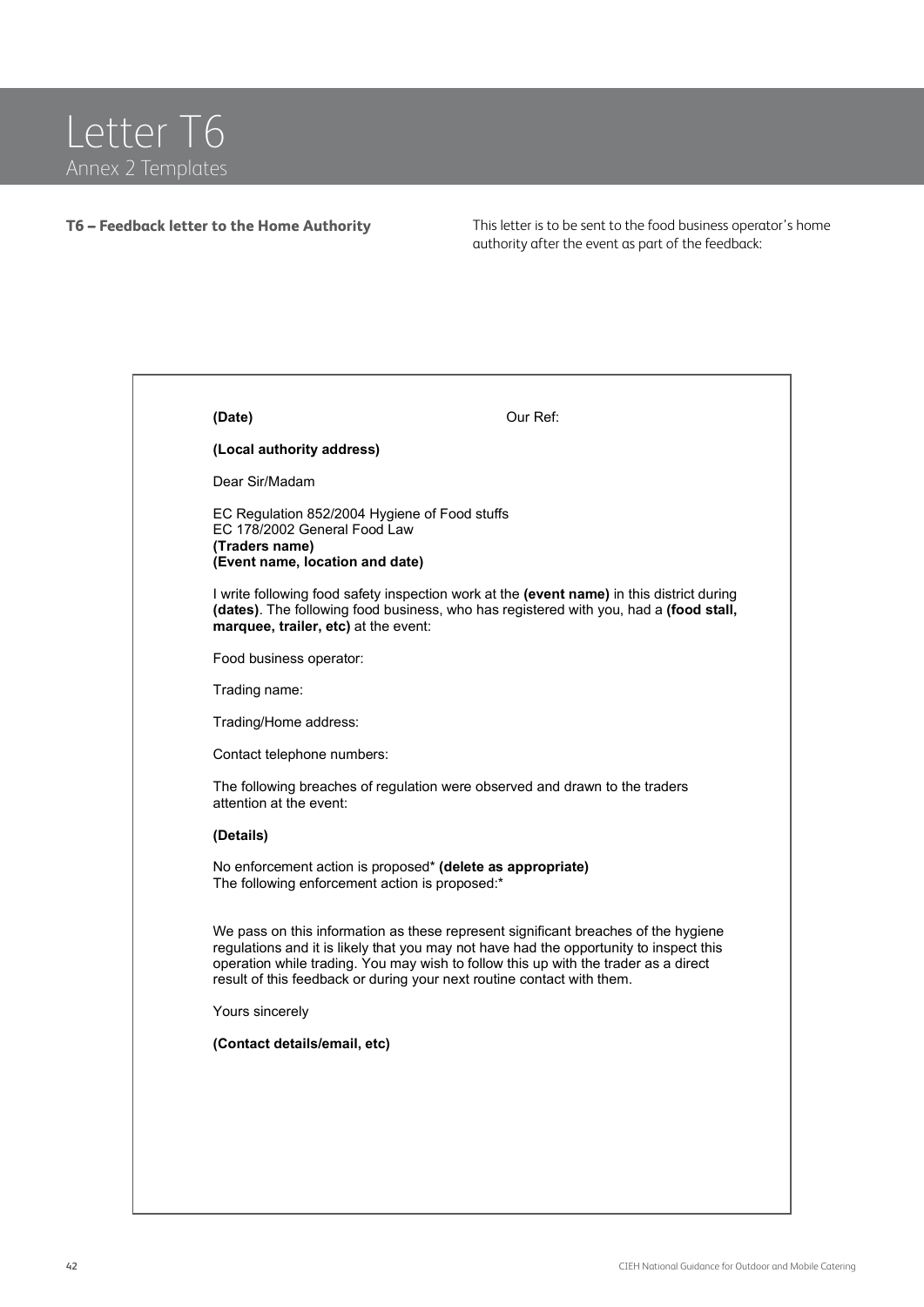# Letter T6

## Annex 2 Templates

### T6 – Feedback letter to the Home Authority

This letter is to be sent to the food business operator's home authority after the event as part of the feedback:

---

**(Date)** Our Ref:

**(Local authority address)**

Dear Sir/Madam

EC Regulation 852/2004 Hygiene of Food stuffs
EC 178/2002 General Food Law
**(Traders name)**
**(Event name, location and date)**

I write following food safety inspection work at the **(event name)** in this district during **(dates)**. The following food business, who has registered with you, had a **(food stall, marquee, trailer, etc)** at the event:

Food business operator:

Trading name:

Trading/Home address:

Contact telephone numbers:

The following breaches of regulation were observed and drawn to the traders attention at the event:

**(Details)**

No enforcement action is proposed* **(delete as appropriate)**
The following enforcement action is proposed:*

We pass on this information as these represent significant breaches of the hygiene regulations and it is likely that you may not have had the opportunity to inspect this operation while trading. You may wish to follow this up with the trader as a direct result of this feedback or during your next routine contact with them.

Yours sincerely

**(Contact details/email, etc)**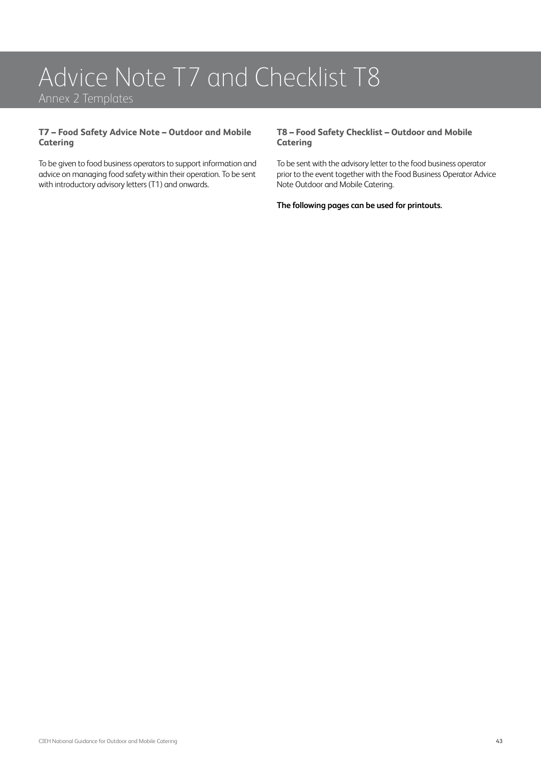# Advice Note T7 and Checklist T8

Annex 2 Templates

### T7 – Food Safety Advice Note – Outdoor and Mobile Catering

To be given to food business operators to support information and advice on managing food safety within their operation. To be sent with introductory advisory letters (T1) and onwards.

### T8 – Food Safety Checklist – Outdoor and Mobile Catering

To be sent with the advisory letter to the food business operator prior to the event together with the Food Business Operator Advice Note Outdoor and Mobile Catering.

**The following pages can be used for printouts.**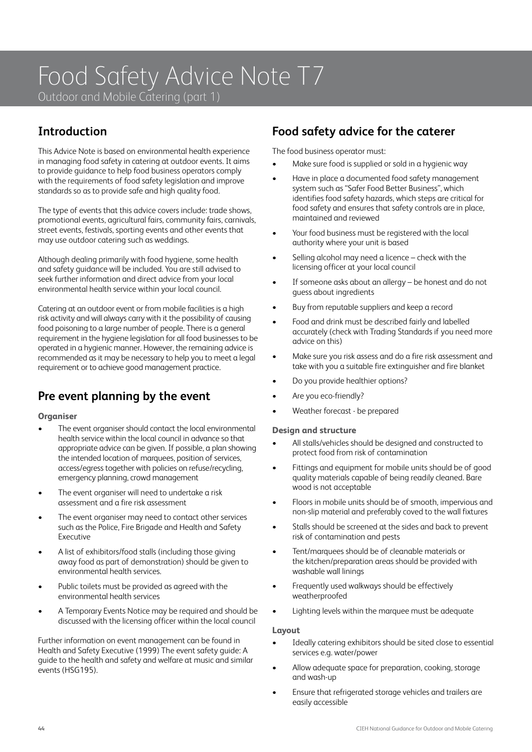# Food Safety Advice Note T7

Outdoor and Mobile Catering (part 1)

## Introduction

This Advice Note is based on environmental health experience in managing food safety in catering at outdoor events. It aims to provide guidance to help food business operators comply with the requirements of food safety legislation and improve standards so as to provide safe and high quality food.

The type of events that this advice covers include: trade shows, promotional events, agricultural fairs, community fairs, carnivals, street events, festivals, sporting events and other events that may use outdoor catering such as weddings.

Although dealing primarily with food hygiene, some health and safety guidance will be included. You are still advised to seek further information and direct advice from your local environmental health service within your local council.

Catering at an outdoor event or from mobile facilities is a high risk activity and will always carry with it the possibility of causing food poisoning to a large number of people. There is a general requirement in the hygiene legislation for all food businesses to be operated in a hygienic manner. However, the remaining advice is recommended as it may be necessary to help you to meet a legal requirement or to achieve good management practice.

## Pre event planning by the event

### Organiser

- The event organiser should contact the local environmental health service within the local council in advance so that appropriate advice can be given. If possible, a plan showing the intended location of marquees, position of services, access/egress together with policies on refuse/recycling, emergency planning, crowd management
- The event organiser will need to undertake a risk assessment and a fire risk assessment
- The event organiser may need to contact other services such as the Police, Fire Brigade and Health and Safety Executive
- A list of exhibitors/food stalls (including those giving away food as part of demonstration) should be given to environmental health services.
- Public toilets must be provided as agreed with the environmental health services
- A Temporary Events Notice may be required and should be discussed with the licensing officer within the local council

Further information on event management can be found in Health and Safety Executive (1999) The event safety guide: A guide to the health and safety and welfare at music and similar events (HSG195).

## Food safety advice for the caterer

The food business operator must:

- Make sure food is supplied or sold in a hygienic way
- Have in place a documented food safety management system such as "Safer Food Better Business", which identifies food safety hazards, which steps are critical for food safety and ensures that safety controls are in place, maintained and reviewed
- Your food business must be registered with the local authority where your unit is based
- Selling alcohol may need a licence – check with the licensing officer at your local council
- If someone asks about an allergy – be honest and do not guess about ingredients
- Buy from reputable suppliers and keep a record
- Food and drink must be described fairly and labelled accurately (check with Trading Standards if you need more advice on this)
- Make sure you risk assess and do a fire risk assessment and take with you a suitable fire extinguisher and fire blanket
- Do you provide healthier options?
- Are you eco-friendly?
- Weather forecast - be prepared

### Design and structure

- All stalls/vehicles should be designed and constructed to protect food from risk of contamination
- Fittings and equipment for mobile units should be of good quality materials capable of being readily cleaned. Bare wood is not acceptable
- Floors in mobile units should be of smooth, impervious and non-slip material and preferably coved to the wall fixtures
- Stalls should be screened at the sides and back to prevent risk of contamination and pests
- Tent/marquees should be of cleanable materials or the kitchen/preparation areas should be provided with washable wall linings
- Frequently used walkways should be effectively weatherproofed
- Lighting levels within the marquee must be adequate

### Layout

- Ideally catering exhibitors should be sited close to essential services e.g. water/power
- Allow adequate space for preparation, cooking, storage and wash-up
- Ensure that refrigerated storage vehicles and trailers are easily accessible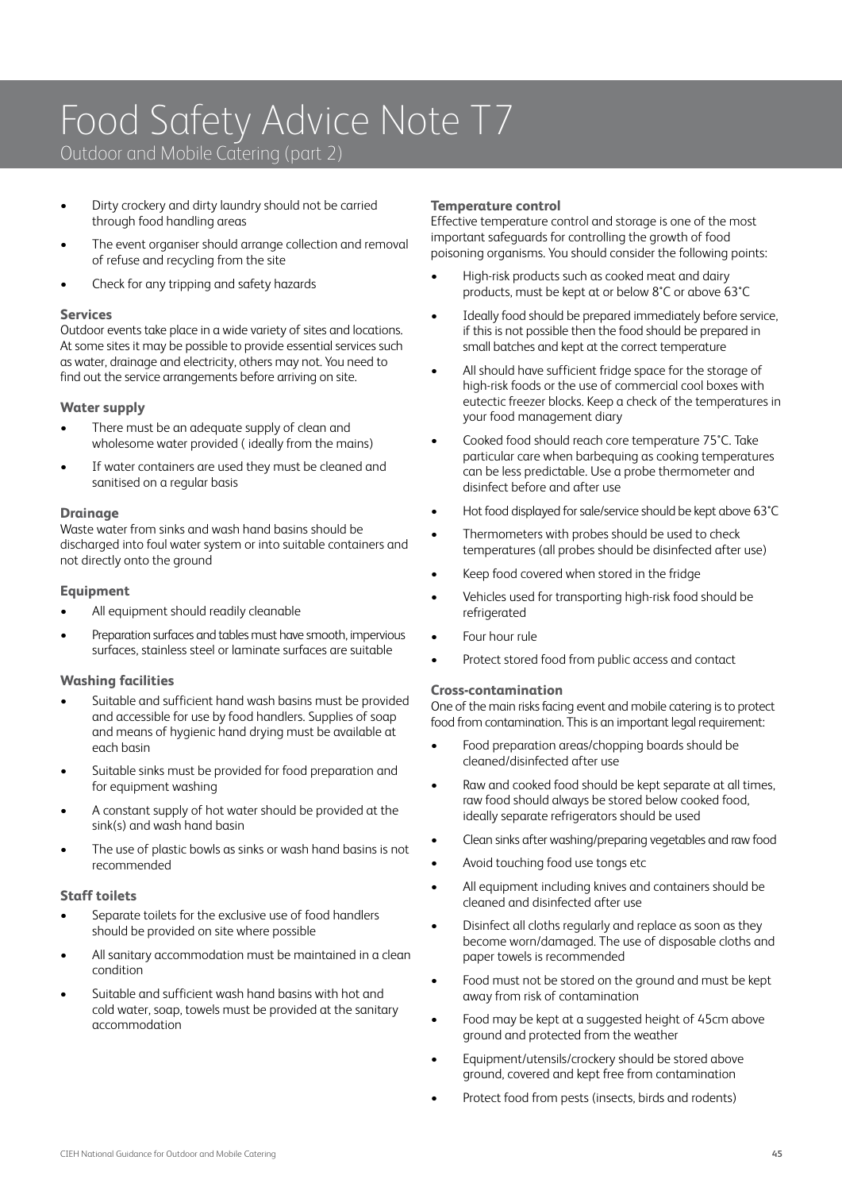# Food Safety Advice Note T7

Outdoor and Mobile Catering (part 2)

- Dirty crockery and dirty laundry should not be carried through food handling areas
- The event organiser should arrange collection and removal of refuse and recycling from the site
- Check for any tripping and safety hazards

### Services

Outdoor events take place in a wide variety of sites and locations. At some sites it may be possible to provide essential services such as water, drainage and electricity, others may not. You need to find out the service arrangements before arriving on site.

### Water supply

- There must be an adequate supply of clean and wholesome water provided ( ideally from the mains)
- If water containers are used they must be cleaned and sanitised on a regular basis

### Drainage

Waste water from sinks and wash hand basins should be discharged into foul water system or into suitable containers and not directly onto the ground

### Equipment

- All equipment should readily cleanable
- Preparation surfaces and tables must have smooth, impervious surfaces, stainless steel or laminate surfaces are suitable

### Washing facilities

- Suitable and sufficient hand wash basins must be provided and accessible for use by food handlers. Supplies of soap and means of hygienic hand drying must be available at each basin
- Suitable sinks must be provided for food preparation and for equipment washing
- A constant supply of hot water should be provided at the sink(s) and wash hand basin
- The use of plastic bowls as sinks or wash hand basins is not recommended

### Staff toilets

- Separate toilets for the exclusive use of food handlers should be provided on site where possible
- All sanitary accommodation must be maintained in a clean condition
- Suitable and sufficient wash hand basins with hot and cold water, soap, towels must be provided at the sanitary accommodation

### Temperature control

Effective temperature control and storage is one of the most important safeguards for controlling the growth of food poisoning organisms. You should consider the following points:

- High-risk products such as cooked meat and dairy products, must be kept at or below 8˚C or above 63˚C
- Ideally food should be prepared immediately before service, if this is not possible then the food should be prepared in small batches and kept at the correct temperature
- All should have sufficient fridge space for the storage of high-risk foods or the use of commercial cool boxes with eutectic freezer blocks. Keep a check of the temperatures in your food management diary
- Cooked food should reach core temperature 75˚C. Take particular care when barbequing as cooking temperatures can be less predictable. Use a probe thermometer and disinfect before and after use
- Hot food displayed for sale/service should be kept above 63˚C
- Thermometers with probes should be used to check temperatures (all probes should be disinfected after use)
- Keep food covered when stored in the fridge
- Vehicles used for transporting high-risk food should be refrigerated
- Four hour rule
- Protect stored food from public access and contact

### Cross-contamination

One of the main risks facing event and mobile catering is to protect food from contamination. This is an important legal requirement:

- Food preparation areas/chopping boards should be cleaned/disinfected after use
- Raw and cooked food should be kept separate at all times, raw food should always be stored below cooked food, ideally separate refrigerators should be used
- Clean sinks after washing/preparing vegetables and raw food
- Avoid touching food use tongs etc
- All equipment including knives and containers should be cleaned and disinfected after use
- Disinfect all cloths regularly and replace as soon as they become worn/damaged. The use of disposable cloths and paper towels is recommended
- Food must not be stored on the ground and must be kept away from risk of contamination
- Food may be kept at a suggested height of 45cm above ground and protected from the weather
- Equipment/utensils/crockery should be stored above ground, covered and kept free from contamination
- Protect food from pests (insects, birds and rodents)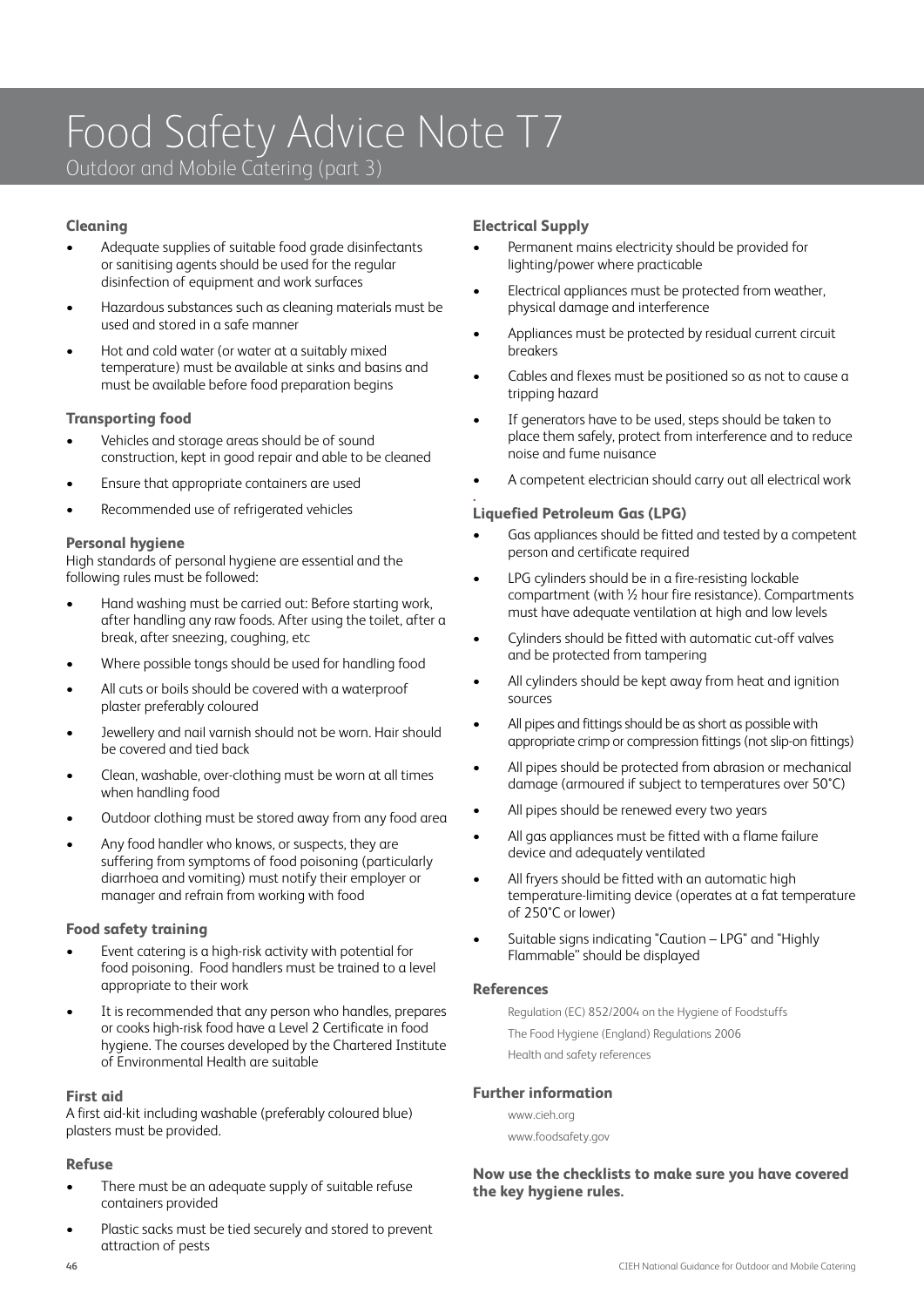# Food Safety Advice Note T7

## Outdoor and Mobile Catering (part 3)

### Cleaning

- Adequate supplies of suitable food grade disinfectants or sanitising agents should be used for the regular disinfection of equipment and work surfaces
- Hazardous substances such as cleaning materials must be used and stored in a safe manner
- Hot and cold water (or water at a suitably mixed temperature) must be available at sinks and basins and must be available before food preparation begins

### Transporting food

- Vehicles and storage areas should be of sound construction, kept in good repair and able to be cleaned
- Ensure that appropriate containers are used
- Recommended use of refrigerated vehicles

### Personal hygiene

High standards of personal hygiene are essential and the following rules must be followed:

- Hand washing must be carried out: Before starting work, after handling any raw foods. After using the toilet, after a break, after sneezing, coughing, etc
- Where possible tongs should be used for handling food
- All cuts or boils should be covered with a waterproof plaster preferably coloured
- Jewellery and nail varnish should not be worn. Hair should be covered and tied back
- Clean, washable, over-clothing must be worn at all times when handling food
- Outdoor clothing must be stored away from any food area
- Any food handler who knows, or suspects, they are suffering from symptoms of food poisoning (particularly diarrhoea and vomiting) must notify their employer or manager and refrain from working with food

### Food safety training

- Event catering is a high-risk activity with potential for food poisoning. Food handlers must be trained to a level appropriate to their work
- It is recommended that any person who handles, prepares or cooks high-risk food have a Level 2 Certificate in food hygiene. The courses developed by the Chartered Institute of Environmental Health are suitable

### First aid

A first aid-kit including washable (preferably coloured blue) plasters must be provided.

### Refuse

- There must be an adequate supply of suitable refuse containers provided
- Plastic sacks must be tied securely and stored to prevent attraction of pests

### Electrical Supply

- Permanent mains electricity should be provided for lighting/power where practicable
- Electrical appliances must be protected from weather, physical damage and interference
- Appliances must be protected by residual current circuit breakers
- Cables and flexes must be positioned so as not to cause a tripping hazard
- If generators have to be used, steps should be taken to place them safely, protect from interference and to reduce noise and fume nuisance
- A competent electrician should carry out all electrical work

### Liquefied Petroleum Gas (LPG)

- Gas appliances should be fitted and tested by a competent person and certificate required
- LPG cylinders should be in a fire-resisting lockable compartment (with ½ hour fire resistance). Compartments must have adequate ventilation at high and low levels
- Cylinders should be fitted with automatic cut-off valves and be protected from tampering
- All cylinders should be kept away from heat and ignition sources
- All pipes and fittings should be as short as possible with appropriate crimp or compression fittings (not slip-on fittings)
- All pipes should be protected from abrasion or mechanical damage (armoured if subject to temperatures over 50˚C)
- All pipes should be renewed every two years
- All gas appliances must be fitted with a flame failure device and adequately ventilated
- All fryers should be fitted with an automatic high temperature-limiting device (operates at a fat temperature of 250˚C or lower)
- Suitable signs indicating "Caution – LPG" and "Highly Flammable" should be displayed

### References

Regulation (EC) 852/2004 on the Hygiene of Foodstuffs

The Food Hygiene (England) Regulations 2006

Health and safety references

### Further information

www.cieh.org

www.foodsafety.gov

**Now use the checklists to make sure you have covered the key hygiene rules.**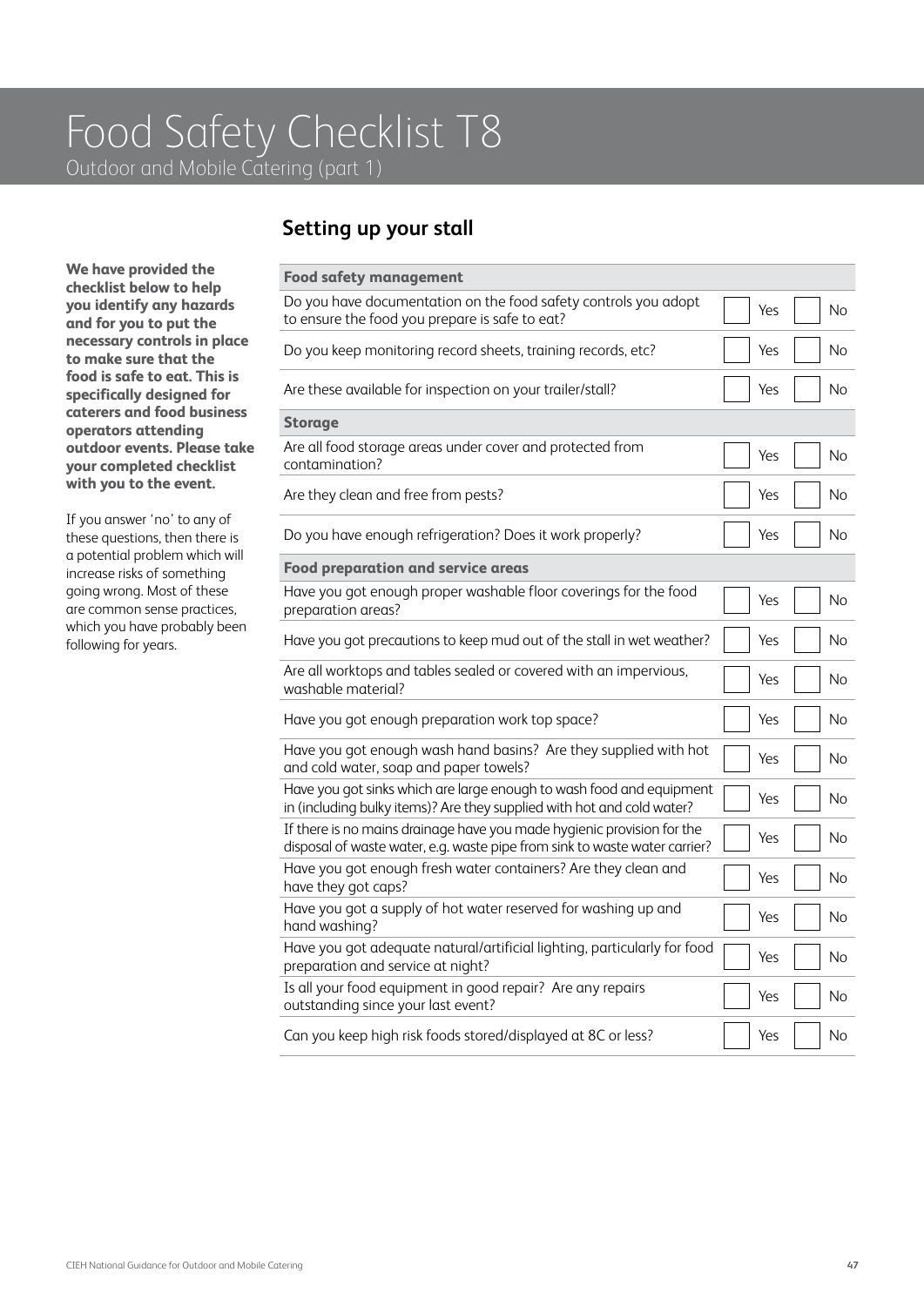# Food Safety Checklist T8

Outdoor and Mobile Catering (part 1)

## Setting up your stall

**We have provided the checklist below to help you identify any hazards and for you to put the necessary controls in place to make sure that the food is safe to eat. This is specifically designed for caterers and food business operators attending outdoor events. Please take your completed checklist with you to the event.**

If you answer 'no' to any of these questions, then there is a potential problem which will increase risks of something going wrong. Most of these are common sense practices, which you have probably been following for years.

| **Food safety management** | | |
|---|---|---|
| Do you have documentation on the food safety controls you adopt to ensure the food you prepare is safe to eat? | Yes | No |
| Do you keep monitoring record sheets, training records, etc? | Yes | No |
| Are these available for inspection on your trailer/stall? | Yes | No |
| **Storage** | | |
| Are all food storage areas under cover and protected from contamination? | Yes | No |
| Are they clean and free from pests? | Yes | No |
| Do you have enough refrigeration? Does it work properly? | Yes | No |
| **Food preparation and service areas** | | |
| Have you got enough proper washable floor coverings for the food preparation areas? | Yes | No |
| Have you got precautions to keep mud out of the stall in wet weather? | Yes | No |
| Are all worktops and tables sealed or covered with an impervious, washable material? | Yes | No |
| Have you got enough preparation work top space? | Yes | No |
| Have you got enough wash hand basins? Are they supplied with hot and cold water, soap and paper towels? | Yes | No |
| Have you got sinks which are large enough to wash food and equipment in (including bulky items)? Are they supplied with hot and cold water? | Yes | No |
| If there is no mains drainage have you made hygienic provision for the disposal of waste water, e.g. waste pipe from sink to waste water carrier? | Yes | No |
| Have you got enough fresh water containers? Are they clean and have they got caps? | Yes | No |
| Have you got a supply of hot water reserved for washing up and hand washing? | Yes | No |
| Have you got adequate natural/artificial lighting, particularly for food preparation and service at night? | Yes | No |
| Is all your food equipment in good repair? Are any repairs outstanding since your last event? | Yes | No |
| Can you keep high risk foods stored/displayed at 8C or less? | Yes | No |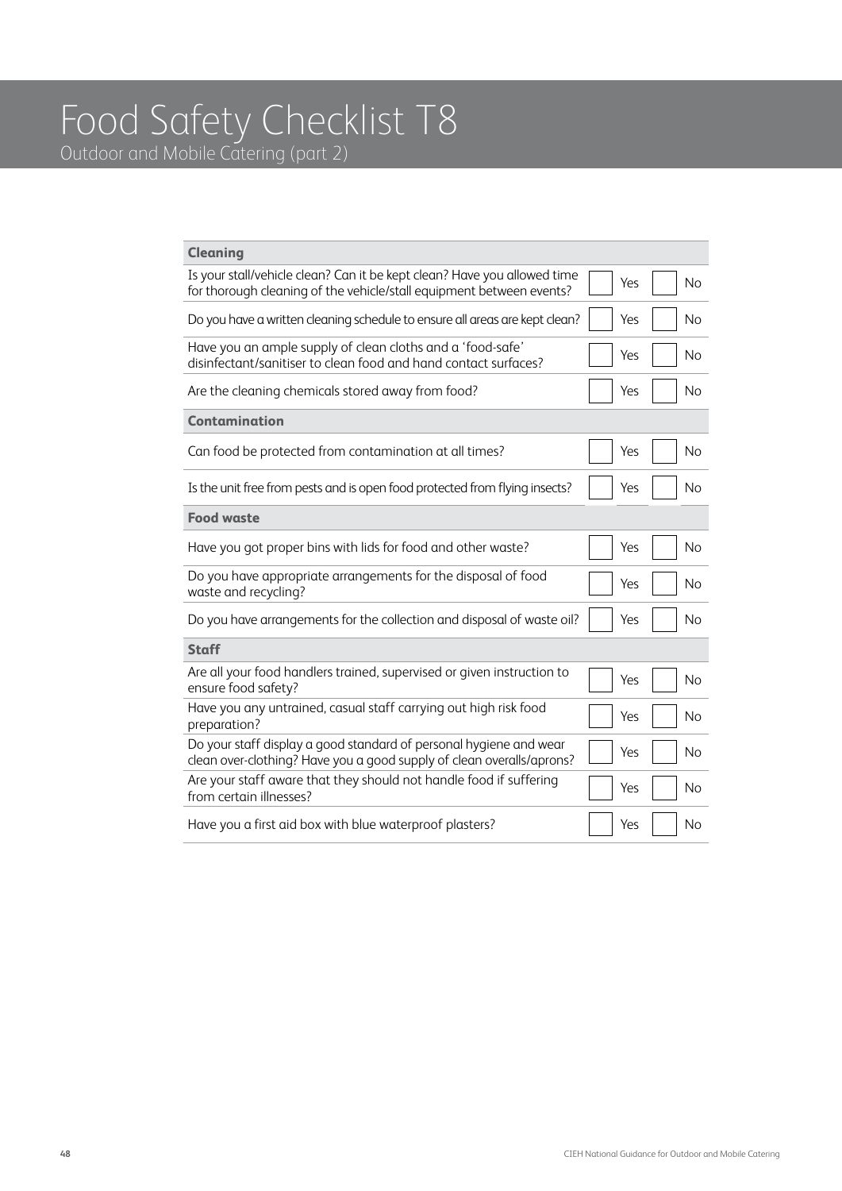# Food Safety Checklist T8

## Outdoor and Mobile Catering (part 2)

| **Cleaning** | | |
|---|---|---|
| Is your stall/vehicle clean? Can it be kept clean? Have you allowed time for thorough cleaning of the vehicle/stall equipment between events? | Yes | No |
| Do you have a written cleaning schedule to ensure all areas are kept clean? | Yes | No |
| Have you an ample supply of clean cloths and a 'food-safe' disinfectant/sanitiser to clean food and hand contact surfaces? | Yes | No |
| Are the cleaning chemicals stored away from food? | Yes | No |
| **Contamination** | | |
| Can food be protected from contamination at all times? | Yes | No |
| Is the unit free from pests and is open food protected from flying insects? | Yes | No |
| **Food waste** | | |
| Have you got proper bins with lids for food and other waste? | Yes | No |
| Do you have appropriate arrangements for the disposal of food waste and recycling? | Yes | No |
| Do you have arrangements for the collection and disposal of waste oil? | Yes | No |
| **Staff** | | |
| Are all your food handlers trained, supervised or given instruction to ensure food safety? | Yes | No |
| Have you any untrained, casual staff carrying out high risk food preparation? | Yes | No |
| Do your staff display a good standard of personal hygiene and wear clean over-clothing? Have you a good supply of clean overalls/aprons? | Yes | No |
| Are your staff aware that they should not handle food if suffering from certain illnesses? | Yes | No |
| Have you a first aid box with blue waterproof plasters? | Yes | No |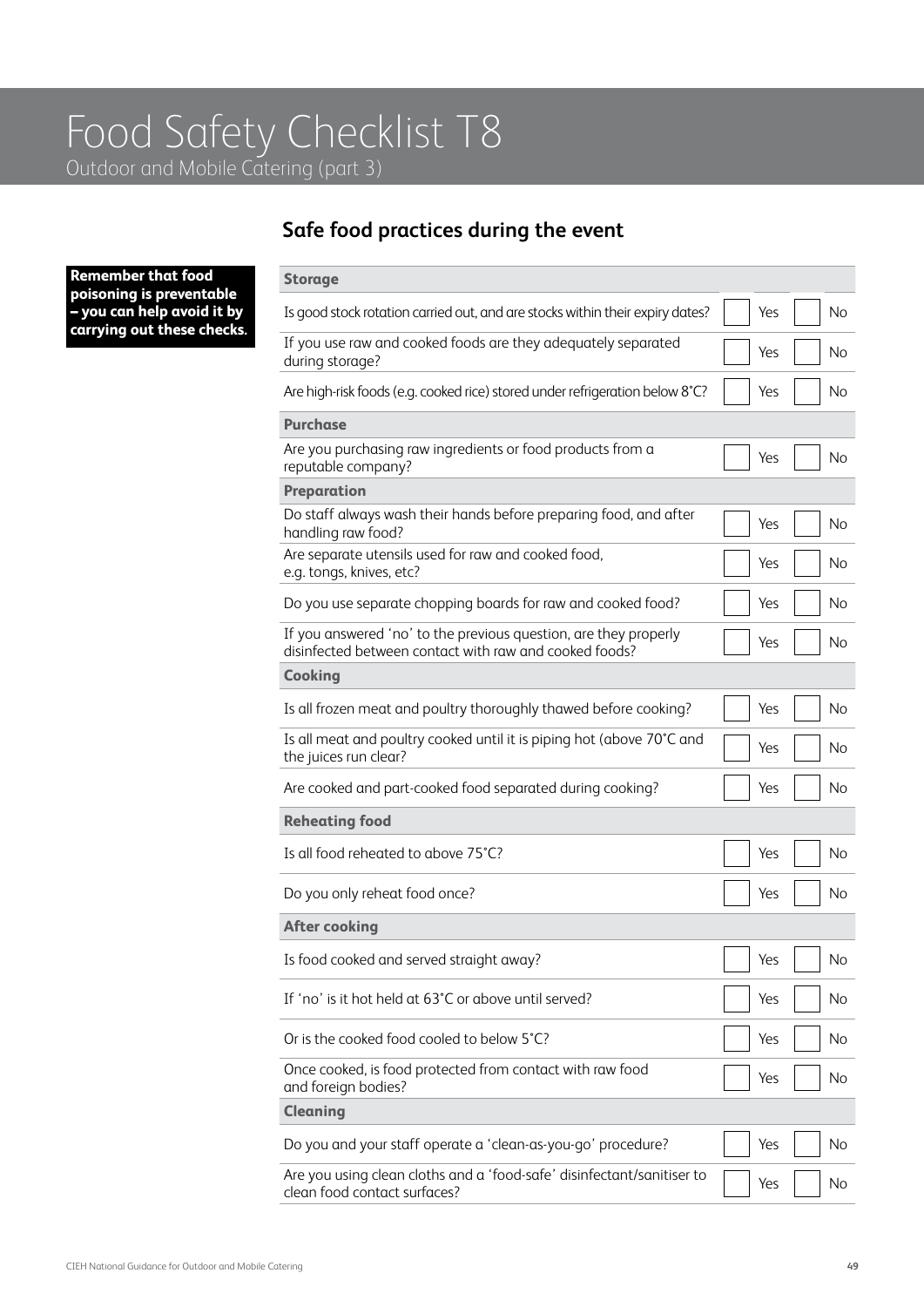# Food Safety Checklist T8

Outdoor and Mobile Catering (part 3)

## Safe food practices during the event

**Remember that food poisoning is preventable – you can help avoid it by carrying out these checks.**

| Storage | | |
|---|---|---|
| Is good stock rotation carried out, and are stocks within their expiry dates? | ☐ Yes | ☐ No |
| If you use raw and cooked foods are they adequately separated during storage? | ☐ Yes | ☐ No |
| Are high-risk foods (e.g. cooked rice) stored under refrigeration below 8°C? | ☐ Yes | ☐ No |
| **Purchase** | | |
| Are you purchasing raw ingredients or food products from a reputable company? | ☐ Yes | ☐ No |
| **Preparation** | | |
| Do staff always wash their hands before preparing food, and after handling raw food? | ☐ Yes | ☐ No |
| Are separate utensils used for raw and cooked food, e.g. tongs, knives, etc? | ☐ Yes | ☐ No |
| Do you use separate chopping boards for raw and cooked food? | ☐ Yes | ☐ No |
| If you answered 'no' to the previous question, are they properly disinfected between contact with raw and cooked foods? | ☐ Yes | ☐ No |
| **Cooking** | | |
| Is all frozen meat and poultry thoroughly thawed before cooking? | ☐ Yes | ☐ No |
| Is all meat and poultry cooked until it is piping hot (above 70°C and the juices run clear? | ☐ Yes | ☐ No |
| Are cooked and part-cooked food separated during cooking? | ☐ Yes | ☐ No |
| **Reheating food** | | |
| Is all food reheated to above 75°C? | ☐ Yes | ☐ No |
| Do you only reheat food once? | ☐ Yes | ☐ No |
| **After cooking** | | |
| Is food cooked and served straight away? | ☐ Yes | ☐ No |
| If 'no' is it hot held at 63°C or above until served? | ☐ Yes | ☐ No |
| Or is the cooked food cooled to below 5°C? | ☐ Yes | ☐ No |
| Once cooked, is food protected from contact with raw food and foreign bodies? | ☐ Yes | ☐ No |
| **Cleaning** | | |
| Do you and your staff operate a 'clean-as-you-go' procedure? | ☐ Yes | ☐ No |
| Are you using clean cloths and a 'food-safe' disinfectant/sanitiser to clean food contact surfaces? | ☐ Yes | ☐ No |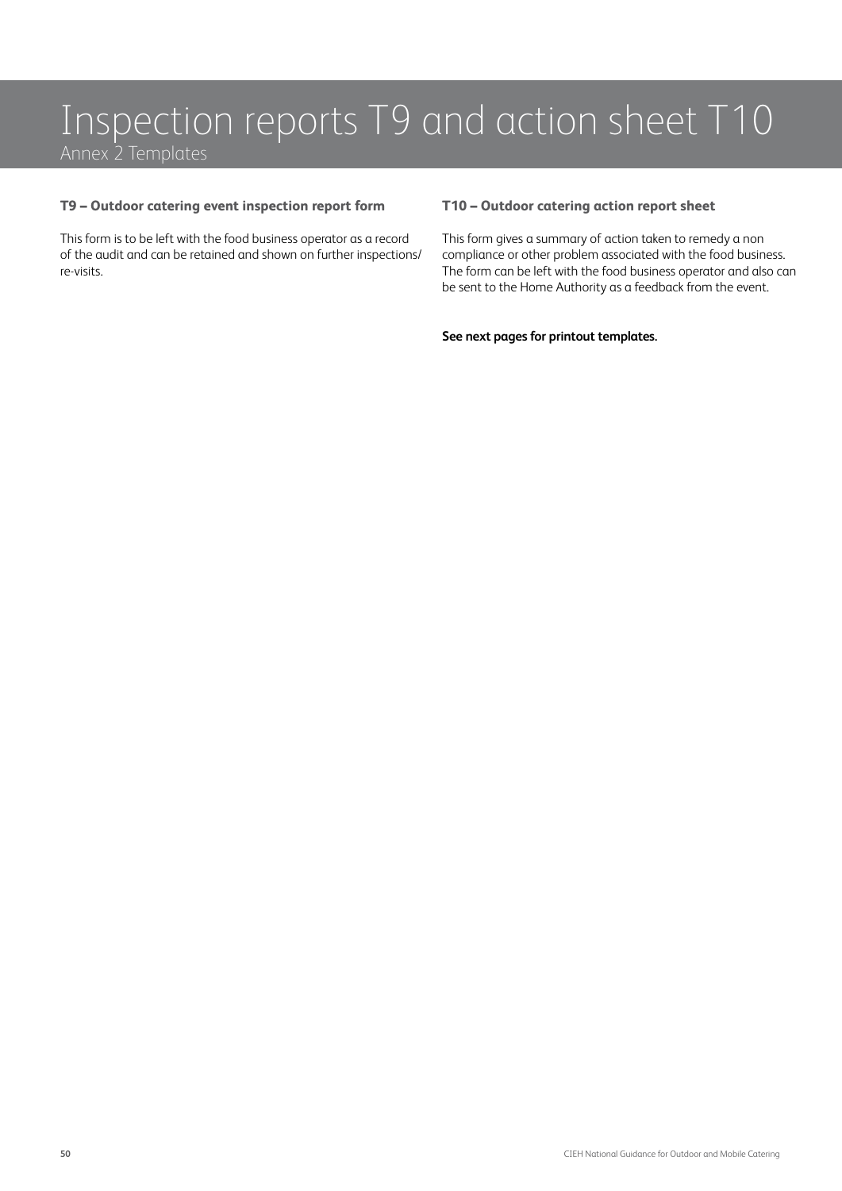# Inspection reports T9 and action sheet T10

Annex 2 Templates

### T9 – Outdoor catering event inspection report form

This form is to be left with the food business operator as a record of the audit and can be retained and shown on further inspections/ re-visits.

### T10 – Outdoor catering action report sheet

This form gives a summary of action taken to remedy a non compliance or other problem associated with the food business. The form can be left with the food business operator and also can be sent to the Home Authority as a feedback from the event.

**See next pages for printout templates.**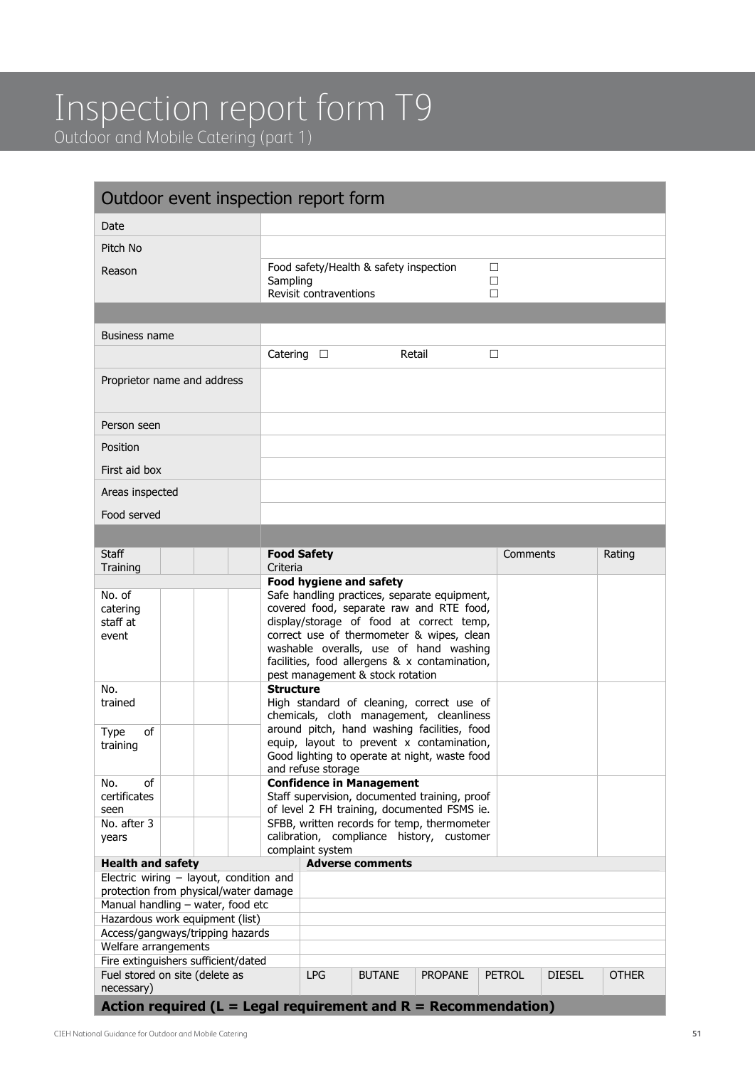# Inspection report form T9

Outdoor and Mobile Catering (part 1)

## Outdoor event inspection report form

| | |
|---|---|
| Date | |
| Pitch No | |
| Reason | Food safety/Health & safety inspection ☐<br>Sampling ☐<br>Revisit contraventions ☐ |
| | |
| Business name | |
| | Catering ☐ Retail ☐ |
| Proprietor name and address | |
| Person seen | |
| Position | |
| First aid box | |
| Areas inspected | |
| Food served | |

| Staff Training | | | | Food Safety Criteria | Comments | Rating |
|---|---|---|---|---|---|---|
| No. of catering staff at event | | | | **Food hygiene and safety**<br>Safe handling practices, separate equipment, covered food, separate raw and RTE food, display/storage of food at correct temp, correct use of thermometer & wipes, clean washable overalls, use of hand washing facilities, food allergens & x contamination, pest management & stock rotation | | |
| No. trained | | | | **Structure**<br>High standard of cleaning, correct use of chemicals, cloth management, cleanliness around pitch, hand washing facilities, food equip, layout to prevent x contamination, Good lighting to operate at night, waste food and refuse storage | | |
| Type of training | | | | | | |
| No. of certificates seen | | | | **Confidence in Management**<br>Staff supervision, documented training, proof of level 2 FH training, documented FSMS ie. SFBB, written records for temp, thermometer calibration, compliance history, customer complaint system | | |
| No. after 3 years | | | | | | |

| Health and safety | Adverse comments | | | | | |
|---|---|---|---|---|---|---|
| Electric wiring – layout, condition and protection from physical/water damage | | | | | | |
| Manual handling – water, food etc | | | | | | |
| Hazardous work equipment (list) | | | | | | |
| Access/gangways/tripping hazards | | | | | | |
| Welfare arrangements | | | | | | |
| Fire extinguishers sufficient/dated | | | | | | |
| Fuel stored on site (delete as necessary) | LPG | BUTANE | PROPANE | PETROL | DIESEL | OTHER |

**Action required (L = Legal requirement and R = Recommendation)**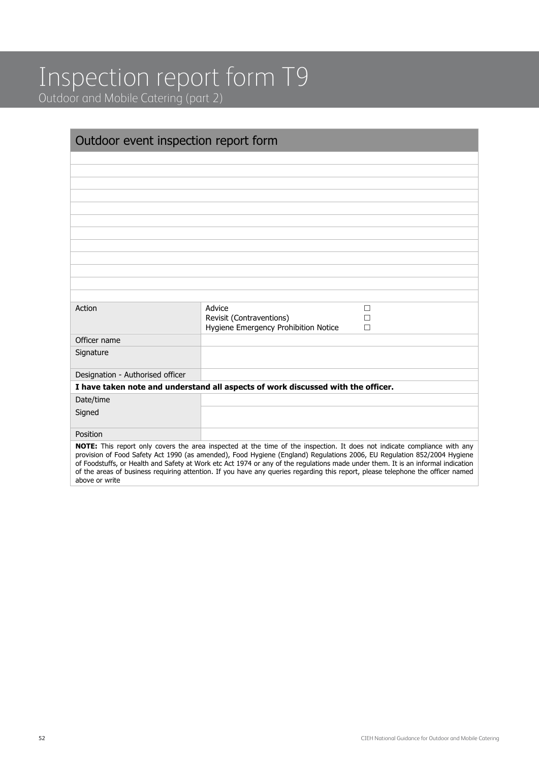# Inspection report form T9

## Outdoor and Mobile Catering (part 2)

| Outdoor event inspection report form | | |
|---|---|---|
| | | |
| | | |
| | | |
| | | |
| | | |
| | | |
| | | |
| | | |
| | | |
| | | |
| | | |
| | | |
| Action | Advice<br>Revisit (Contraventions)<br>Hygiene Emergency Prohibition Notice | ☐<br>☐<br>☐ |
| Officer name | | |
| Signature | | |
| Designation - Authorised officer | | |
| **I have taken note and understand all aspects of work discussed with the officer.** | | |
| Date/time | | |
| Signed | | |
| Position | | |

**NOTE:** This report only covers the area inspected at the time of the inspection. It does not indicate compliance with any provision of Food Safety Act 1990 (as amended), Food Hygiene (England) Regulations 2006, EU Regulation 852/2004 Hygiene of Foodstuffs, or Health and Safety at Work etc Act 1974 or any of the regulations made under them. It is an informal indication of the areas of business requiring attention. If you have any queries regarding this report, please telephone the officer named above or write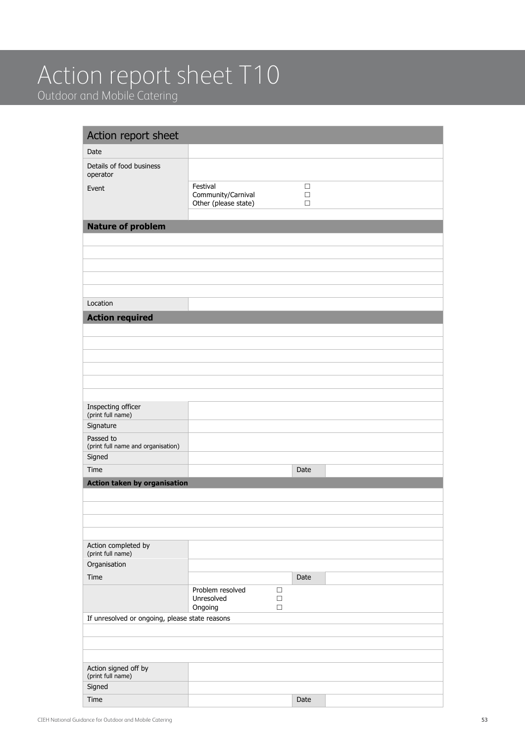# Action report sheet T10

## Outdoor and Mobile Catering

| Action report sheet | | | |
|---|---|---|---|
| Date | | | |
| Details of food business operator | | | |
| Event | Festival ☐<br>Community/Carnival ☐<br>Other (please state) ☐ | | |
| | | | |
| **Nature of problem** | | | |
| | | | |
| | | | |
| | | | |
| | | | |
| | | | |
| Location | | | |
| **Action required** | | | |
| | | | |
| | | | |
| | | | |
| | | | |
| | | | |
| | | | |
| Inspecting officer (print full name) | | | |
| Signature | | | |
| Passed to (print full name and organisation) | | | |
| Signed | | | |
| Time | | Date | |
| **Action taken by organisation** | | | |
| | | | |
| | | | |
| | | | |
| | | | |
| Action completed by (print full name) | | | |
| Organisation | | | |
| Time | | Date | |
| | Problem resolved ☐<br>Unresolved ☐<br>Ongoing ☐ | | |
| If unresolved or ongoing, please state reasons | | | |
| | | | |
| | | | |
| | | | |
| Action signed off by (print full name) | | | |
| Signed | | | |
| Time | | Date | |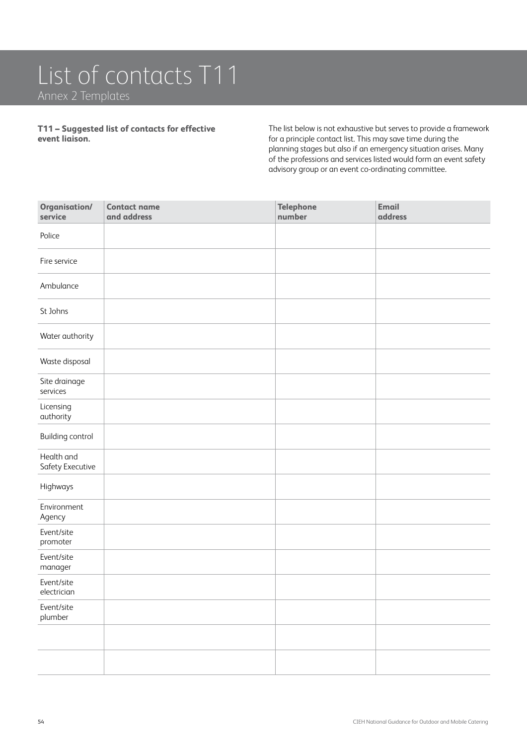# List of contacts T11

## Annex 2 Templates

**T11 – Suggested list of contacts for effective event liaison.**

The list below is not exhaustive but serves to provide a framework for a principle contact list. This may save time during the planning stages but also if an emergency situation arises. Many of the professions and services listed would form an event safety advisory group or an event co-ordinating committee.

| Organisation/ service | Contact name and address | Telephone number | Email address |
|---|---|---|---|
| Police | | | |
| Fire service | | | |
| Ambulance | | | |
| St Johns | | | |
| Water authority | | | |
| Waste disposal | | | |
| Site drainage services | | | |
| Licensing authority | | | |
| Building control | | | |
| Health and Safety Executive | | | |
| Highways | | | |
| Environment Agency | | | |
| Event/site promoter | | | |
| Event/site manager | | | |
| Event/site electrician | | | |
| Event/site plumber | | | |
| | | | |
| | | | |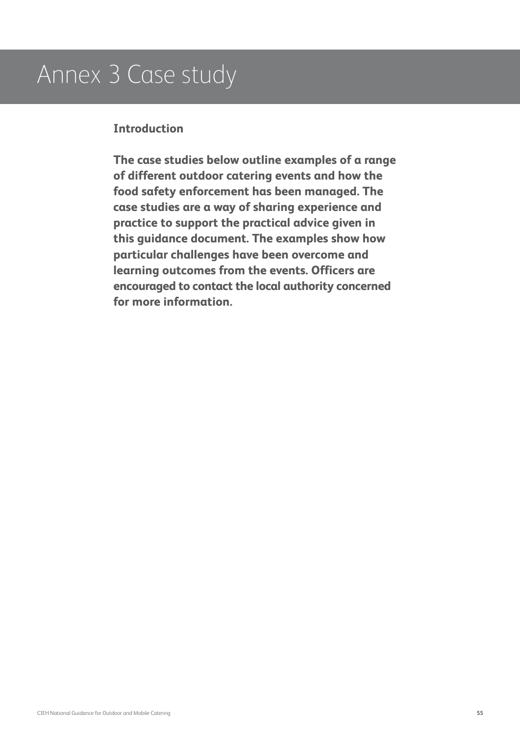# Annex 3 Case study

## Introduction

**The case studies below outline examples of a range of different outdoor catering events and how the food safety enforcement has been managed. The case studies are a way of sharing experience and practice to support the practical advice given in this guidance document. The examples show how particular challenges have been overcome and learning outcomes from the events. Officers are encouraged to contact the local authority concerned for more information.**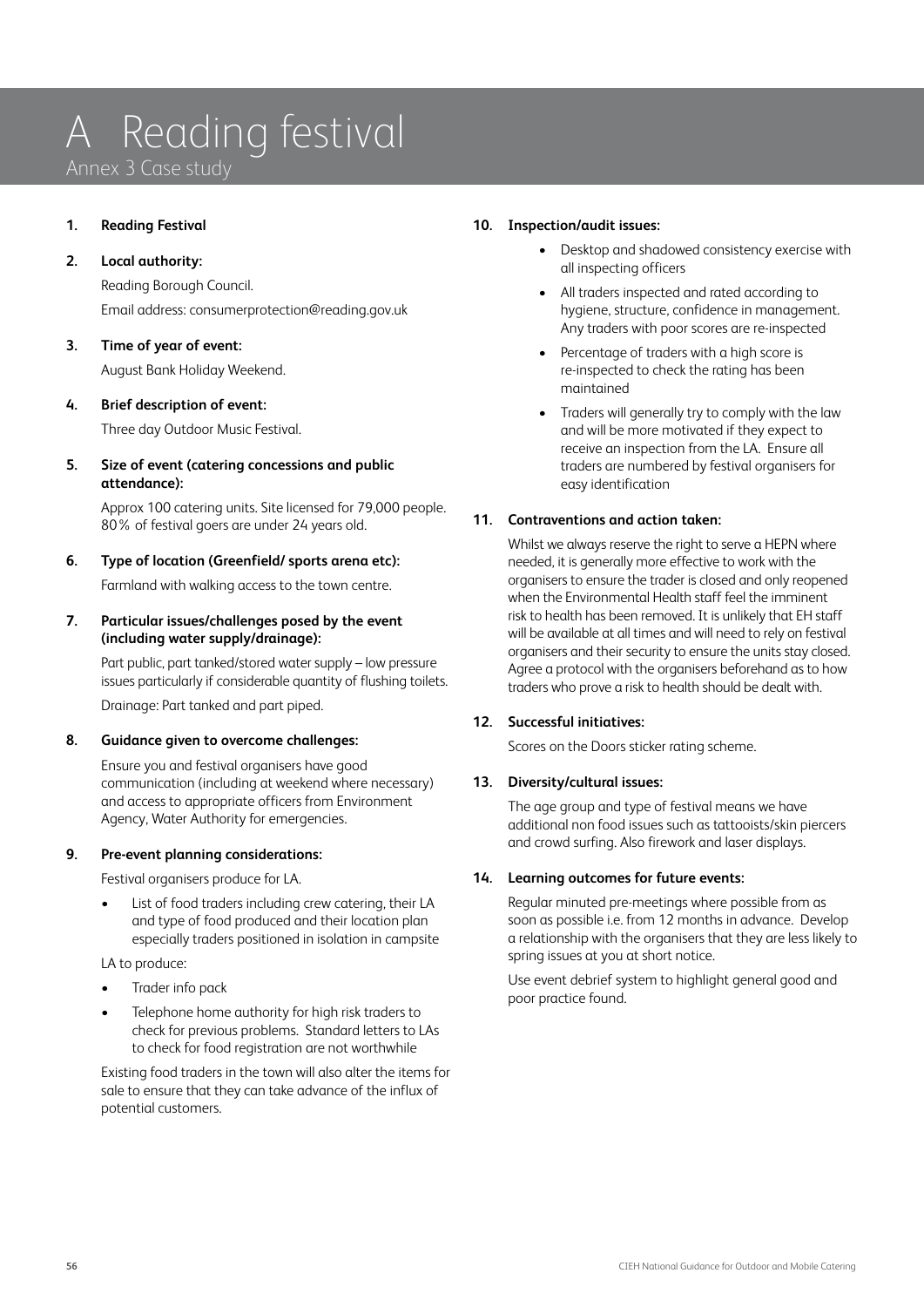# A Reading festival

Annex 3 Case study

**1. Reading Festival**

**2. Local authority:**

Reading Borough Council.

Email address: consumerprotection@reading.gov.uk

**3. Time of year of event:**

August Bank Holiday Weekend.

**4. Brief description of event:**

Three day Outdoor Music Festival.

**5. Size of event (catering concessions and public attendance):**

Approx 100 catering units. Site licensed for 79,000 people. 80% of festival goers are under 24 years old.

**6. Type of location (Greenfield/ sports arena etc):**

Farmland with walking access to the town centre.

**7. Particular issues/challenges posed by the event (including water supply/drainage):**

Part public, part tanked/stored water supply – low pressure issues particularly if considerable quantity of flushing toilets.

Drainage: Part tanked and part piped.

**8. Guidance given to overcome challenges:**

Ensure you and festival organisers have good communication (including at weekend where necessary) and access to appropriate officers from Environment Agency, Water Authority for emergencies.

**9. Pre-event planning considerations:**

Festival organisers produce for LA.

- List of food traders including crew catering, their LA and type of food produced and their location plan especially traders positioned in isolation in campsite

LA to produce:

- Trader info pack
- Telephone home authority for high risk traders to check for previous problems. Standard letters to LAs to check for food registration are not worthwhile

Existing food traders in the town will also alter the items for sale to ensure that they can take advance of the influx of potential customers.

**10. Inspection/audit issues:**

- Desktop and shadowed consistency exercise with all inspecting officers
- All traders inspected and rated according to hygiene, structure, confidence in management. Any traders with poor scores are re-inspected
- Percentage of traders with a high score is re-inspected to check the rating has been maintained
- Traders will generally try to comply with the law and will be more motivated if they expect to receive an inspection from the LA. Ensure all traders are numbered by festival organisers for easy identification

**11. Contraventions and action taken:**

Whilst we always reserve the right to serve a HEPN where needed, it is generally more effective to work with the organisers to ensure the trader is closed and only reopened when the Environmental Health staff feel the imminent risk to health has been removed. It is unlikely that EH staff will be available at all times and will need to rely on festival organisers and their security to ensure the units stay closed. Agree a protocol with the organisers beforehand as to how traders who prove a risk to health should be dealt with.

**12. Successful initiatives:**

Scores on the Doors sticker rating scheme.

**13. Diversity/cultural issues:**

The age group and type of festival means we have additional non food issues such as tattooists/skin piercers and crowd surfing. Also firework and laser displays.

**14. Learning outcomes for future events:**

Regular minuted pre-meetings where possible from as soon as possible i.e. from 12 months in advance. Develop a relationship with the organisers that they are less likely to spring issues at you at short notice.

Use event debrief system to highlight general good and poor practice found.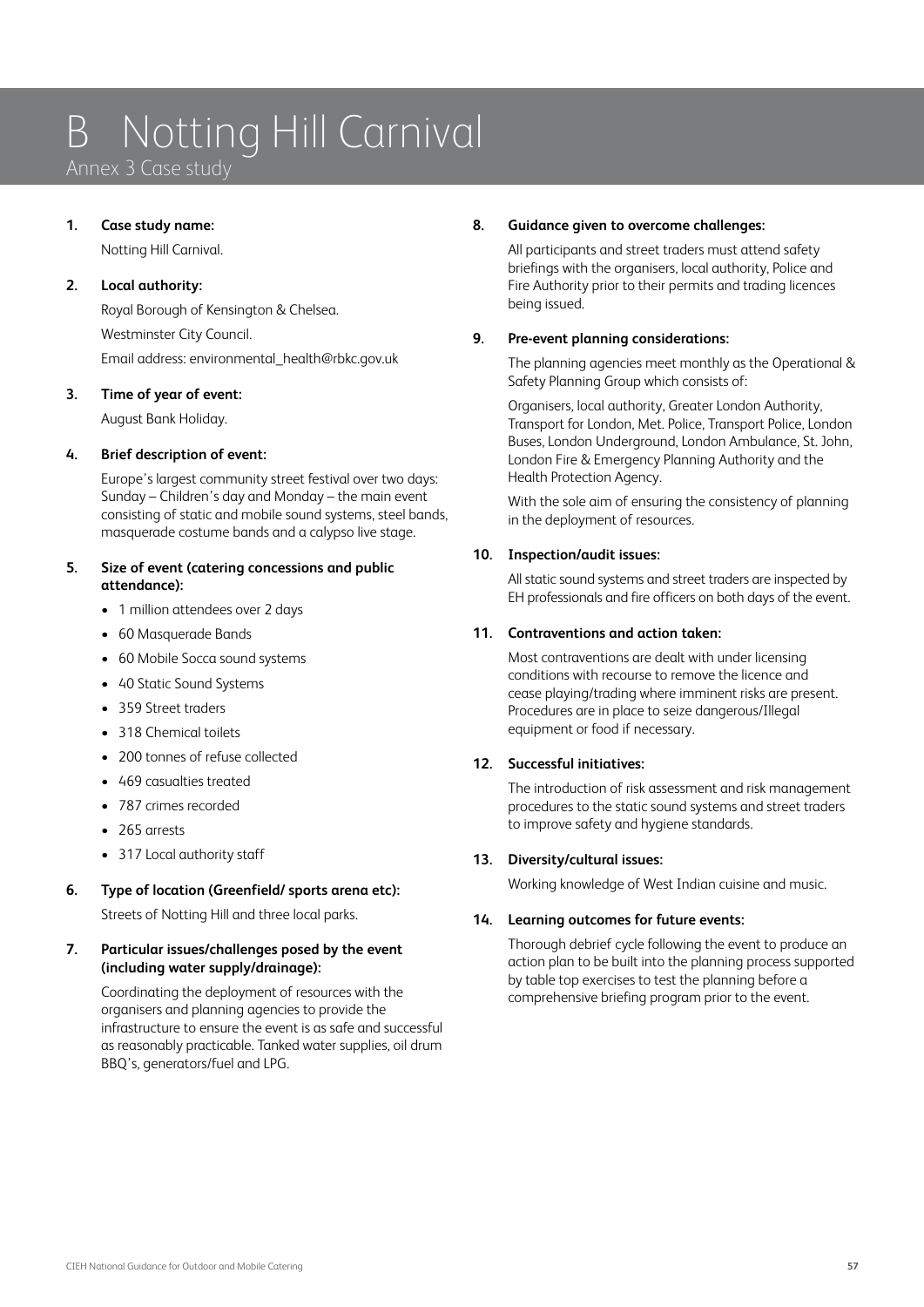# B Notting Hill Carnival

## Annex 3 Case study

**1. Case study name:**

Notting Hill Carnival.

**2. Local authority:**

Royal Borough of Kensington & Chelsea.

Westminster City Council.

Email address: environmental_health@rbkc.gov.uk

**3. Time of year of event:**

August Bank Holiday.

**4. Brief description of event:**

Europe's largest community street festival over two days: Sunday – Children's day and Monday – the main event consisting of static and mobile sound systems, steel bands, masquerade costume bands and a calypso live stage.

**5. Size of event (catering concessions and public attendance):**

- 1 million attendees over 2 days
- 60 Masquerade Bands
- 60 Mobile Socca sound systems
- 40 Static Sound Systems
- 359 Street traders
- 318 Chemical toilets
- 200 tonnes of refuse collected
- 469 casualties treated
- 787 crimes recorded
- 265 arrests
- 317 Local authority staff

**6. Type of location (Greenfield/ sports arena etc):**

Streets of Notting Hill and three local parks.

**7. Particular issues/challenges posed by the event (including water supply/drainage):**

Coordinating the deployment of resources with the organisers and planning agencies to provide the infrastructure to ensure the event is as safe and successful as reasonably practicable. Tanked water supplies, oil drum BBQ's, generators/fuel and LPG.

**8. Guidance given to overcome challenges:**

All participants and street traders must attend safety briefings with the organisers, local authority, Police and Fire Authority prior to their permits and trading licences being issued.

**9. Pre-event planning considerations:**

The planning agencies meet monthly as the Operational & Safety Planning Group which consists of:

Organisers, local authority, Greater London Authority, Transport for London, Met. Police, Transport Police, London Buses, London Underground, London Ambulance, St. John, London Fire & Emergency Planning Authority and the Health Protection Agency.

With the sole aim of ensuring the consistency of planning in the deployment of resources.

**10. Inspection/audit issues:**

All static sound systems and street traders are inspected by EH professionals and fire officers on both days of the event.

**11. Contraventions and action taken:**

Most contraventions are dealt with under licensing conditions with recourse to remove the licence and cease playing/trading where imminent risks are present. Procedures are in place to seize dangerous/Illegal equipment or food if necessary.

**12. Successful initiatives:**

The introduction of risk assessment and risk management procedures to the static sound systems and street traders to improve safety and hygiene standards.

**13. Diversity/cultural issues:**

Working knowledge of West Indian cuisine and music.

**14. Learning outcomes for future events:**

Thorough debrief cycle following the event to produce an action plan to be built into the planning process supported by table top exercises to test the planning before a comprehensive briefing program prior to the event.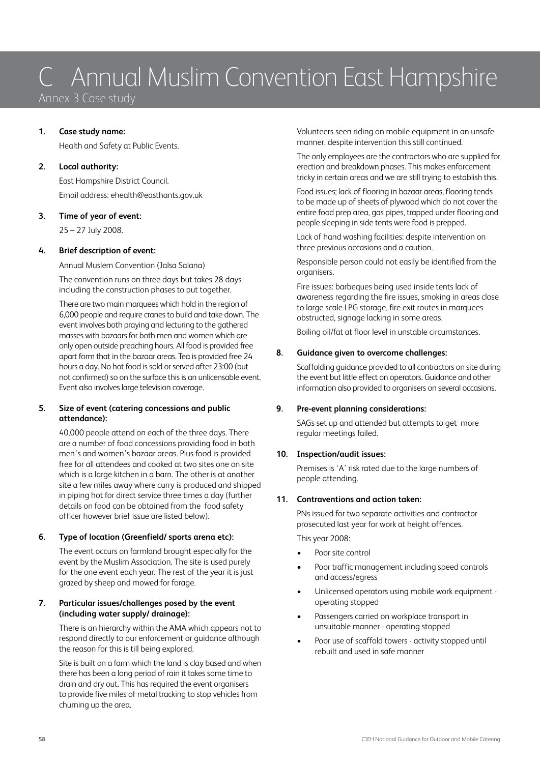# C Annual Muslim Convention East Hampshire

Annex 3 Case study

**1. Case study name:**

Health and Safety at Public Events.

**2. Local authority:**

East Hampshire District Council.

Email address: ehealth@easthants.gov.uk

**3. Time of year of event:**

25 – 27 July 2008.

**4. Brief description of event:**

Annual Muslem Convention (Jalsa Salana)

The convention runs on three days but takes 28 days including the construction phases to put together.

There are two main marquees which hold in the region of 6,000 people and require cranes to build and take down. The event involves both praying and lecturing to the gathered masses with bazaars for both men and women which are only open outside preaching hours. All food is provided free apart form that in the bazaar areas. Tea is provided free 24 hours a day. No hot food is sold or served after 23:00 (but not confirmed) so on the surface this is an unlicensable event. Event also involves large television coverage.

**5. Size of event (catering concessions and public attendance):**

40,000 people attend on each of the three days. There are a number of food concessions providing food in both men's and women's bazaar areas. Plus food is provided free for all attendees and cooked at two sites one on site which is a large kitchen in a barn. The other is at another site a few miles away where curry is produced and shipped in piping hot for direct service three times a day (further details on food can be obtained from the food safety officer however brief issue are listed below).

**6. Type of location (Greenfield/ sports arena etc):**

The event occurs on farmland brought especially for the event by the Muslim Association. The site is used purely for the one event each year. The rest of the year it is just grazed by sheep and mowed for forage.

**7. Particular issues/challenges posed by the event (including water supply/ drainage):**

There is an hierarchy within the AMA which appears not to respond directly to our enforcement or guidance although the reason for this is till being explored.

Site is built on a farm which the land is clay based and when there has been a long period of rain it takes some time to drain and dry out. This has required the event organisers to provide five miles of metal tracking to stop vehicles from churning up the area.

Volunteers seen riding on mobile equipment in an unsafe manner, despite intervention this still continued.

The only employees are the contractors who are supplied for erection and breakdown phases. This makes enforcement tricky in certain areas and we are still trying to establish this.

Food issues; lack of flooring in bazaar areas, flooring tends to be made up of sheets of plywood which do not cover the entire food prep area, gas pipes, trapped under flooring and people sleeping in side tents were food is prepped.

Lack of hand washing facilities: despite intervention on three previous occasions and a caution.

Responsible person could not easily be identified from the organisers.

Fire issues: barbeques being used inside tents lack of awareness regarding the fire issues, smoking in areas close to large scale LPG storage, fire exit routes in marquees obstructed, signage lacking in some areas.

Boiling oil/fat at floor level in unstable circumstances.

**8. Guidance given to overcome challenges:**

Scaffolding guidance provided to all contractors on site during the event but little effect on operators. Guidance and other information also provided to organisers on several occasions.

**9. Pre-event planning considerations:**

SAGs set up and attended but attempts to get more regular meetings failed.

**10. Inspection/audit issues:**

Premises is 'A' risk rated due to the large numbers of people attending.

**11. Contraventions and action taken:**

PNs issued for two separate activities and contractor prosecuted last year for work at height offences.

This year 2008:

- Poor site control
- Poor traffic management including speed controls and access/egress
- Unlicensed operators using mobile work equipment - operating stopped
- Passengers carried on workplace transport in unsuitable manner - operating stopped
- Poor use of scaffold towers - activity stopped until rebuilt and used in safe manner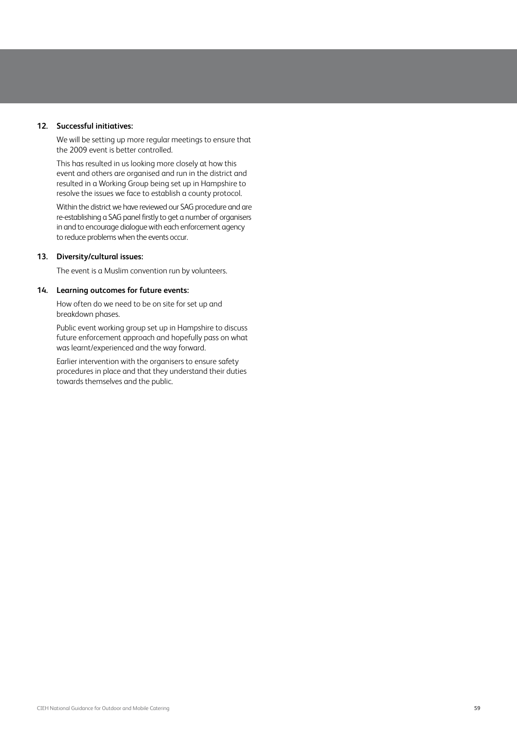**12. Successful initiatives:**

We will be setting up more regular meetings to ensure that the 2009 event is better controlled.

This has resulted in us looking more closely at how this event and others are organised and run in the district and resulted in a Working Group being set up in Hampshire to resolve the issues we face to establish a county protocol.

Within the district we have reviewed our SAG procedure and are re-establishing a SAG panel firstly to get a number of organisers in and to encourage dialogue with each enforcement agency to reduce problems when the events occur.

**13. Diversity/cultural issues:**

The event is a Muslim convention run by volunteers.

**14. Learning outcomes for future events:**

How often do we need to be on site for set up and breakdown phases.

Public event working group set up in Hampshire to discuss future enforcement approach and hopefully pass on what was learnt/experienced and the way forward.

Earlier intervention with the organisers to ensure safety procedures in place and that they understand their duties towards themselves and the public.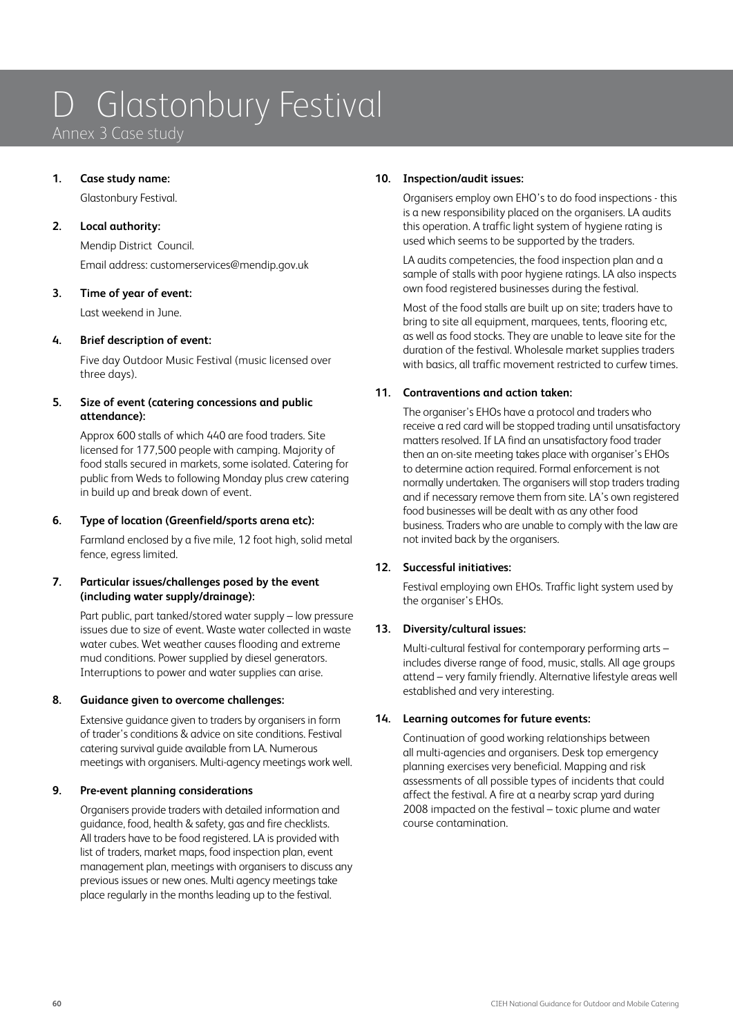# D Glastonbury Festival

Annex 3 Case study

**1. Case study name:**

Glastonbury Festival.

**2. Local authority:**

Mendip District Council.

Email address: customerservices@mendip.gov.uk

**3. Time of year of event:**

Last weekend in June.

**4. Brief description of event:**

Five day Outdoor Music Festival (music licensed over three days).

**5. Size of event (catering concessions and public attendance):**

Approx 600 stalls of which 440 are food traders. Site licensed for 177,500 people with camping. Majority of food stalls secured in markets, some isolated. Catering for public from Weds to following Monday plus crew catering in build up and break down of event.

**6. Type of location (Greenfield/sports arena etc):**

Farmland enclosed by a five mile, 12 foot high, solid metal fence, egress limited.

**7. Particular issues/challenges posed by the event (including water supply/drainage):**

Part public, part tanked/stored water supply – low pressure issues due to size of event. Waste water collected in waste water cubes. Wet weather causes flooding and extreme mud conditions. Power supplied by diesel generators. Interruptions to power and water supplies can arise.

**8. Guidance given to overcome challenges:**

Extensive guidance given to traders by organisers in form of trader's conditions & advice on site conditions. Festival catering survival guide available from LA. Numerous meetings with organisers. Multi-agency meetings work well.

**9. Pre-event planning considerations**

Organisers provide traders with detailed information and guidance, food, health & safety, gas and fire checklists. All traders have to be food registered. LA is provided with list of traders, market maps, food inspection plan, event management plan, meetings with organisers to discuss any previous issues or new ones. Multi agency meetings take place regularly in the months leading up to the festival.

**10. Inspection/audit issues:**

Organisers employ own EHO's to do food inspections - this is a new responsibility placed on the organisers. LA audits this operation. A traffic light system of hygiene rating is used which seems to be supported by the traders.

LA audits competencies, the food inspection plan and a sample of stalls with poor hygiene ratings. LA also inspects own food registered businesses during the festival.

Most of the food stalls are built up on site; traders have to bring to site all equipment, marquees, tents, flooring etc, as well as food stocks. They are unable to leave site for the duration of the festival. Wholesale market supplies traders with basics, all traffic movement restricted to curfew times.

**11. Contraventions and action taken:**

The organiser's EHOs have a protocol and traders who receive a red card will be stopped trading until unsatisfactory matters resolved. If LA find an unsatisfactory food trader then an on-site meeting takes place with organiser's EHOs to determine action required. Formal enforcement is not normally undertaken. The organisers will stop traders trading and if necessary remove them from site. LA's own registered food businesses will be dealt with as any other food business. Traders who are unable to comply with the law are not invited back by the organisers.

**12. Successful initiatives:**

Festival employing own EHOs. Traffic light system used by the organiser's EHOs.

**13. Diversity/cultural issues:**

Multi-cultural festival for contemporary performing arts – includes diverse range of food, music, stalls. All age groups attend – very family friendly. Alternative lifestyle areas well established and very interesting.

**14. Learning outcomes for future events:**

Continuation of good working relationships between all multi-agencies and organisers. Desk top emergency planning exercises very beneficial. Mapping and risk assessments of all possible types of incidents that could affect the festival. A fire at a nearby scrap yard during 2008 impacted on the festival – toxic plume and water course contamination.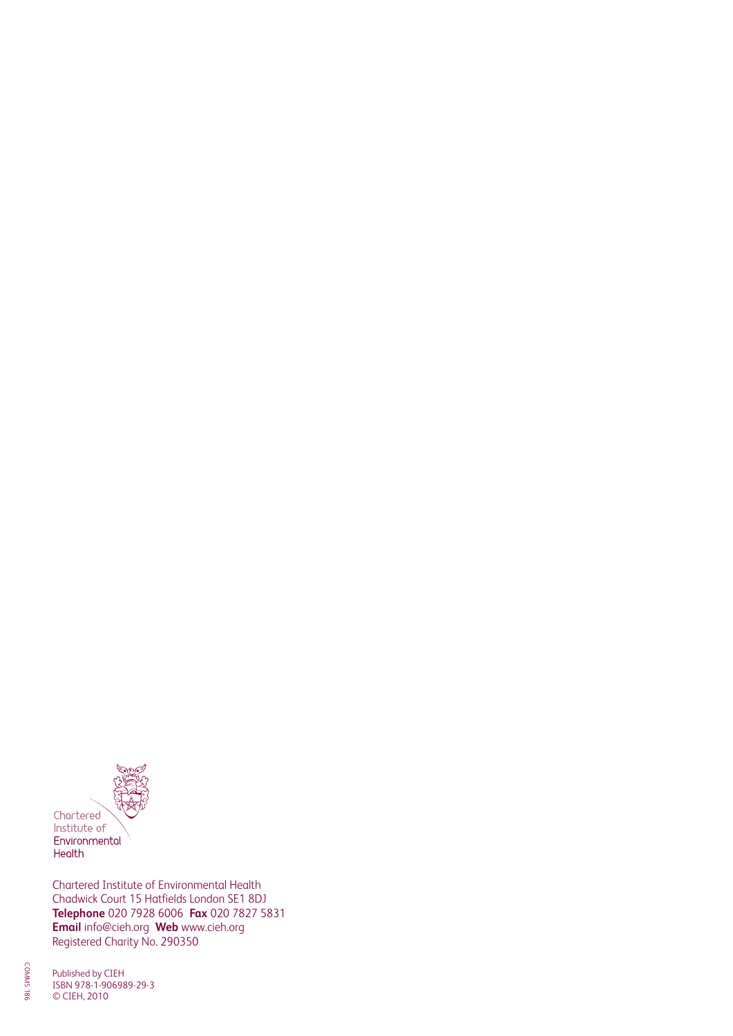Chartered Institute of Environmental Health

Chartered Institute of Environmental Health
Chadwick Court 15 Hatfields London SE1 8DJ
**Telephone** 020 7928 6006 **Fax** 020 7827 5831
**Email** info@cieh.org **Web** www.cieh.org
Registered Charity No. 290350

COMMS 186

Published by CIEH
ISBN 978-1-906989-29-3
© CIEH, 2010